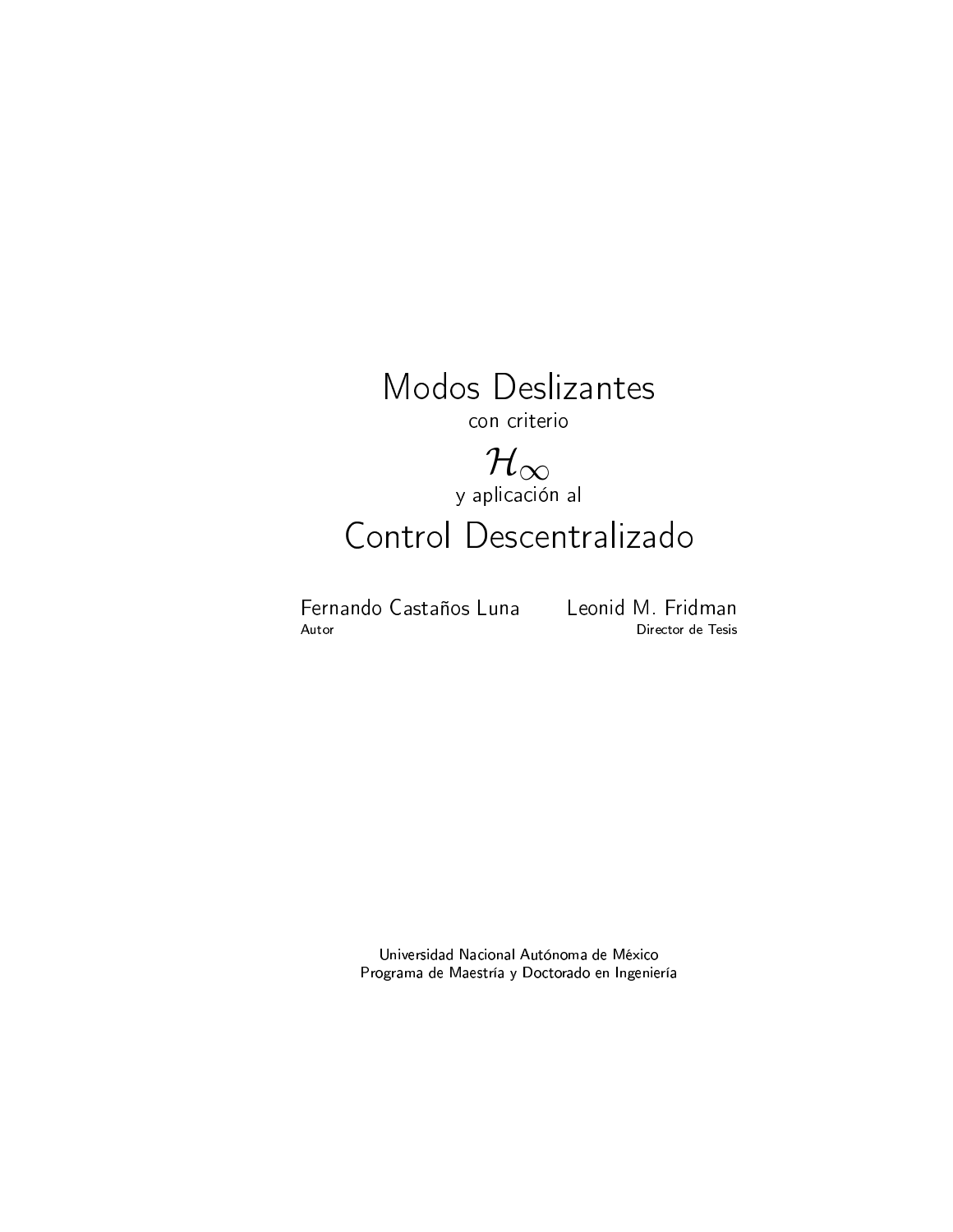# Modos Deslizantes

con criterio

$\mathcal{H}_\infty$

y aplicación al

# Control Descentralizado

Fernando Castaños Luna
Autor

Leonid M. Fridman
Director de Tesis

Universidad Nacional Autónoma de México
Programa de Maestría y Doctorado en Ingeniería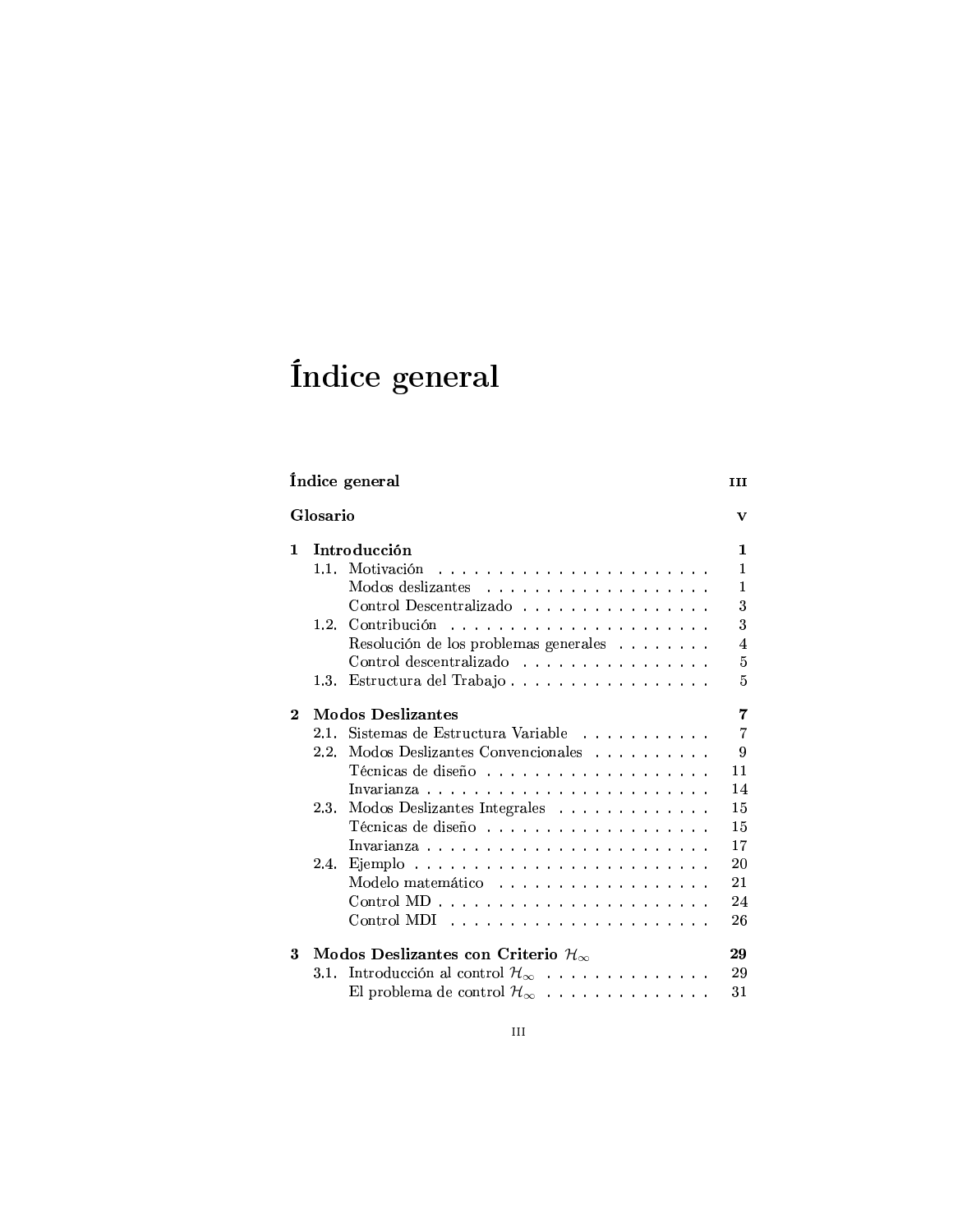# Índice general

| | | |
|---|---|---|
| **Índice general** | | **III** |
| **Glosario** | | **V** |
| **1** | **Introducción** | **1** |
| 1.1. | Motivación | 1 |
| | Modos deslizantes | 1 |
| | Control Descentralizado | 3 |
| 1.2. | Contribución | 3 |
| | Resolución de los problemas generales | 4 |
| | Control descentralizado | 5 |
| 1.3. | Estructura del Trabajo | 5 |
| **2** | **Modos Deslizantes** | **7** |
| 2.1. | Sistemas de Estructura Variable | 7 |
| 2.2. | Modos Deslizantes Convencionales | 9 |
| | Técnicas de diseño | 11 |
| | Invarianza | 14 |
| 2.3. | Modos Deslizantes Integrales | 15 |
| | Técnicas de diseño | 15 |
| | Invarianza | 17 |
| 2.4. | Ejemplo | 20 |
| | Modelo matemático | 21 |
| | Control MD | 24 |
| | Control MDI | 26 |
| **3** | **Modos Deslizantes con Criterio $\mathcal{H}_\infty$** | **29** |
| 3.1. | Introducción al control $\mathcal{H}_\infty$ | 29 |
| | El problema de control $\mathcal{H}_\infty$ | 31 |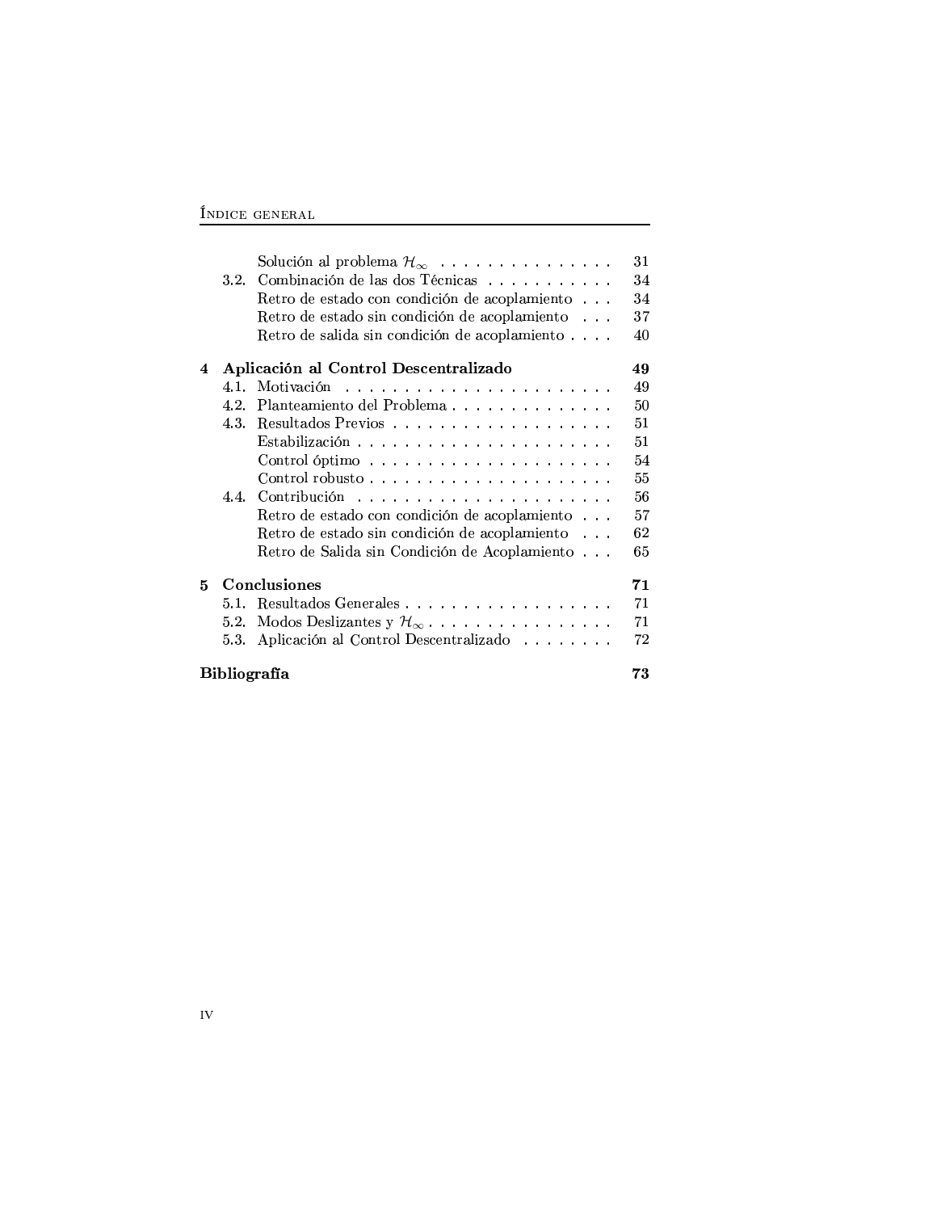| | | |
|---|---|---|
| | Solución al problema $\mathcal{H}_\infty$ | 31 |
| 3.2. | Combinación de las dos Técnicas | 34 |
| | Retro de estado con condición de acoplamiento | 34 |
| | Retro de estado sin condición de acoplamiento | 37 |
| | Retro de salida sin condición de acoplamiento | 40 |
| **4** | **Aplicación al Control Descentralizado** | **49** |
| 4.1. | Motivación | 49 |
| 4.2. | Planteamiento del Problema | 50 |
| 4.3. | Resultados Previos | 51 |
| | Estabilización | 51 |
| | Control óptimo | 54 |
| | Control robusto | 55 |
| 4.4. | Contribución | 56 |
| | Retro de estado con condición de acoplamiento | 57 |
| | Retro de estado sin condición de acoplamiento | 62 |
| | Retro de Salida sin Condición de Acoplamiento | 65 |
| **5** | **Conclusiones** | **71** |
| 5.1. | Resultados Generales | 71 |
| 5.2. | Modos Deslizantes y $\mathcal{H}_\infty$ | 71 |
| 5.3. | Aplicación al Control Descentralizado | 72 |
| **Bibliografía** | | **73** |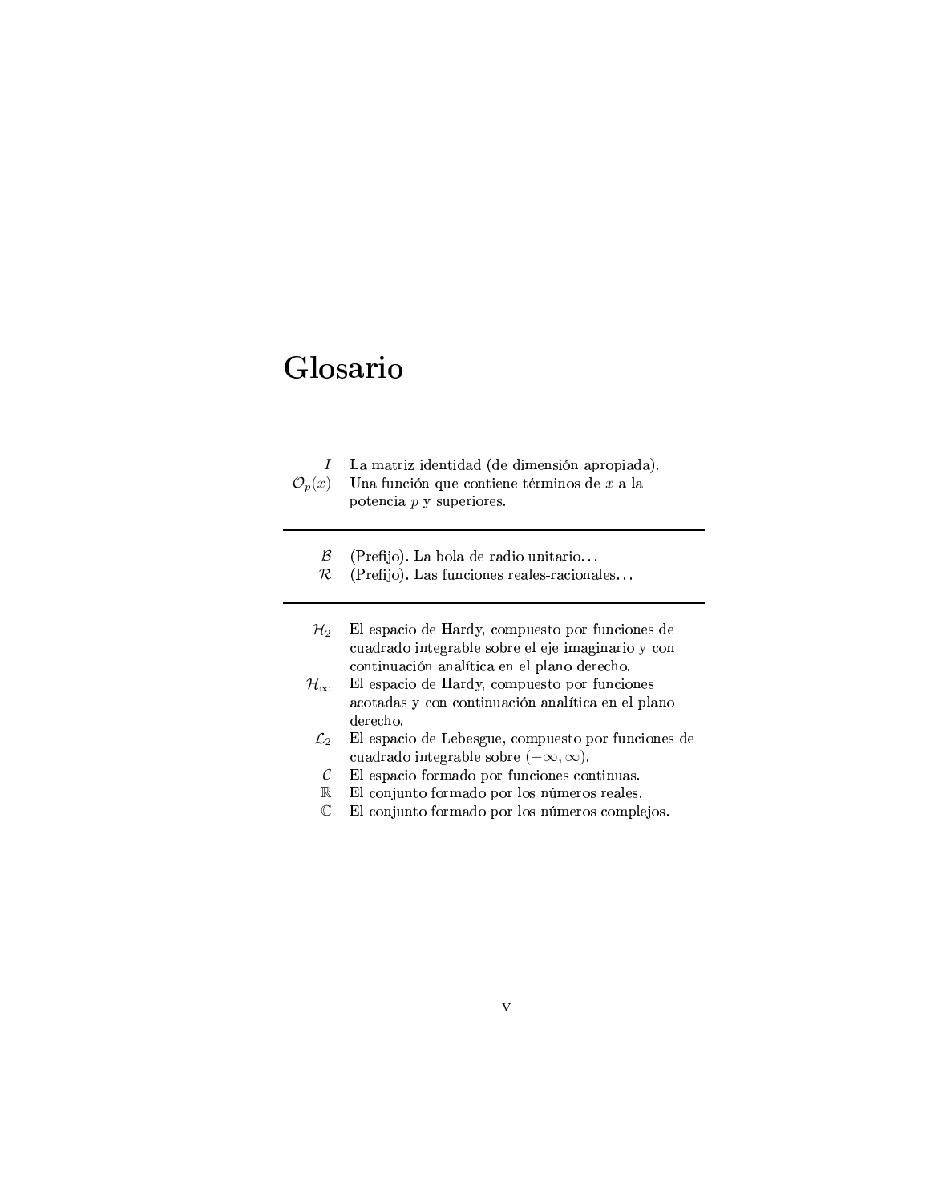# Glosario

| | |
|---|---|
| $I$ | La matriz identidad (de dimensión apropiada). |
| $\mathcal{O}_p(x)$ | Una función que contiene términos de $x$ a la potencia $p$ y superiores. |

---

| | |
|---|---|
| $\mathcal{B}$ | (Prefijo). La bola de radio unitario... |
| $\mathcal{R}$ | (Prefijo). Las funciones reales-racionales... |

---

| | |
|---|---|
| $\mathcal{H}_2$ | El espacio de Hardy, compuesto por funciones de cuadrado integrable sobre el eje imaginario y con continuación analítica en el plano derecho. |
| $\mathcal{H}_\infty$ | El espacio de Hardy, compuesto por funciones acotadas y con continuación analítica en el plano derecho. |
| $\mathcal{L}_2$ | El espacio de Lebesgue, compuesto por funciones de cuadrado integrable sobre $(-\infty, \infty)$. |
| $\mathcal{C}$ | El espacio formado por funciones continuas. |
| $\mathbb{R}$ | El conjunto formado por los números reales. |
| $\mathbb{C}$ | El conjunto formado por los números complejos. |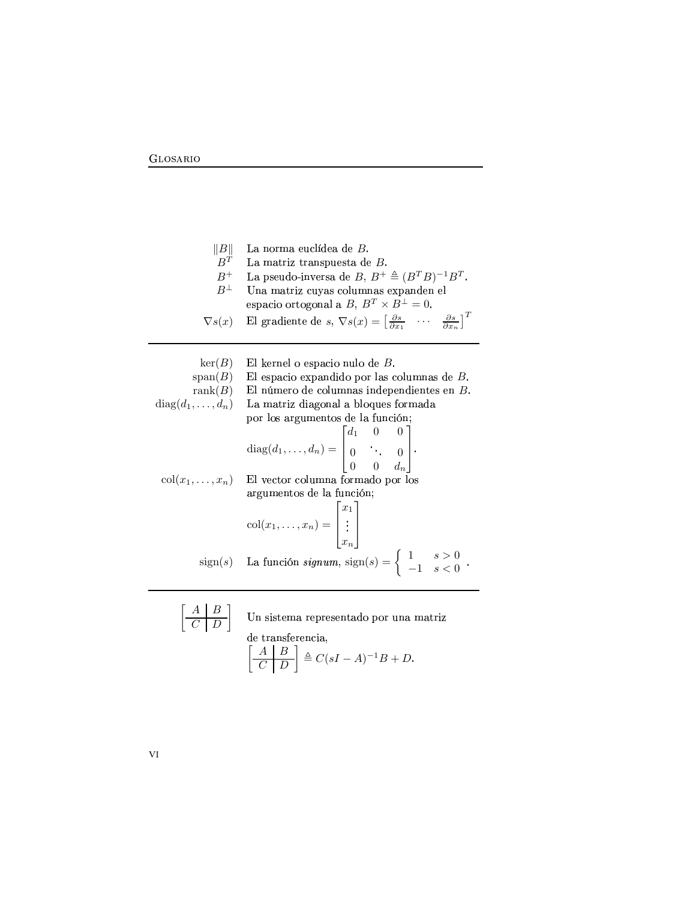| | |
|---|---|
| $\|B\|$ | La norma euclídea de $B$. |
| $B^T$ | La matriz transpuesta de $B$. |
| $B^+$ | La pseudo-inversa de $B$, $B^+ \triangleq (B^T B)^{-1} B^T$. |
| $B^\perp$ | Una matriz cuyas columnas expanden el espacio ortogonal a $B$, $B^T \times B^\perp = 0$. |
| $\nabla s(x)$ | El gradiente de $s$, $\nabla s(x) = \begin{bmatrix} \frac{\partial s}{\partial x_1} & \cdots & \frac{\partial s}{\partial x_n} \end{bmatrix}^T$ |

---

| | |
|---|---|
| $\ker(B)$ | El kernel o espacio nulo de $B$. |
| $\mathrm{span}(B)$ | El espacio expandido por las columnas de $B$. |
| $\mathrm{rank}(B)$ | El número de columnas independientes en $B$. |
| $\mathrm{diag}(d_1, \ldots, d_n)$ | La matriz diagonal a bloques formada por los argumentos de la función; $\mathrm{diag}(d_1, \ldots, d_n) = \begin{bmatrix} d_1 & 0 & 0 \\ 0 & \ddots & 0 \\ 0 & 0 & d_n \end{bmatrix}$. |
| $\mathrm{col}(x_1, \ldots, x_n)$ | El vector columna formado por los argumentos de la función; $\mathrm{col}(x_1, \ldots, x_n) = \begin{bmatrix} x_1 \\ \vdots \\ x_n \end{bmatrix}$ |
| $\mathrm{sign}(s)$ | La función ***signum***, $\mathrm{sign}(s) = \begin{cases} 1 & s > 0 \\ -1 & s < 0 \end{cases}$. |

---

| | |
|---|---|
| $\left[\begin{array}{c\|c} A & B \\ \hline C & D \end{array}\right]$ | Un sistema representado por una matriz de transferencia, $\left[\begin{array}{c\|c} A & B \\ \hline C & D \end{array}\right] \triangleq C(sI - A)^{-1}B + D$. |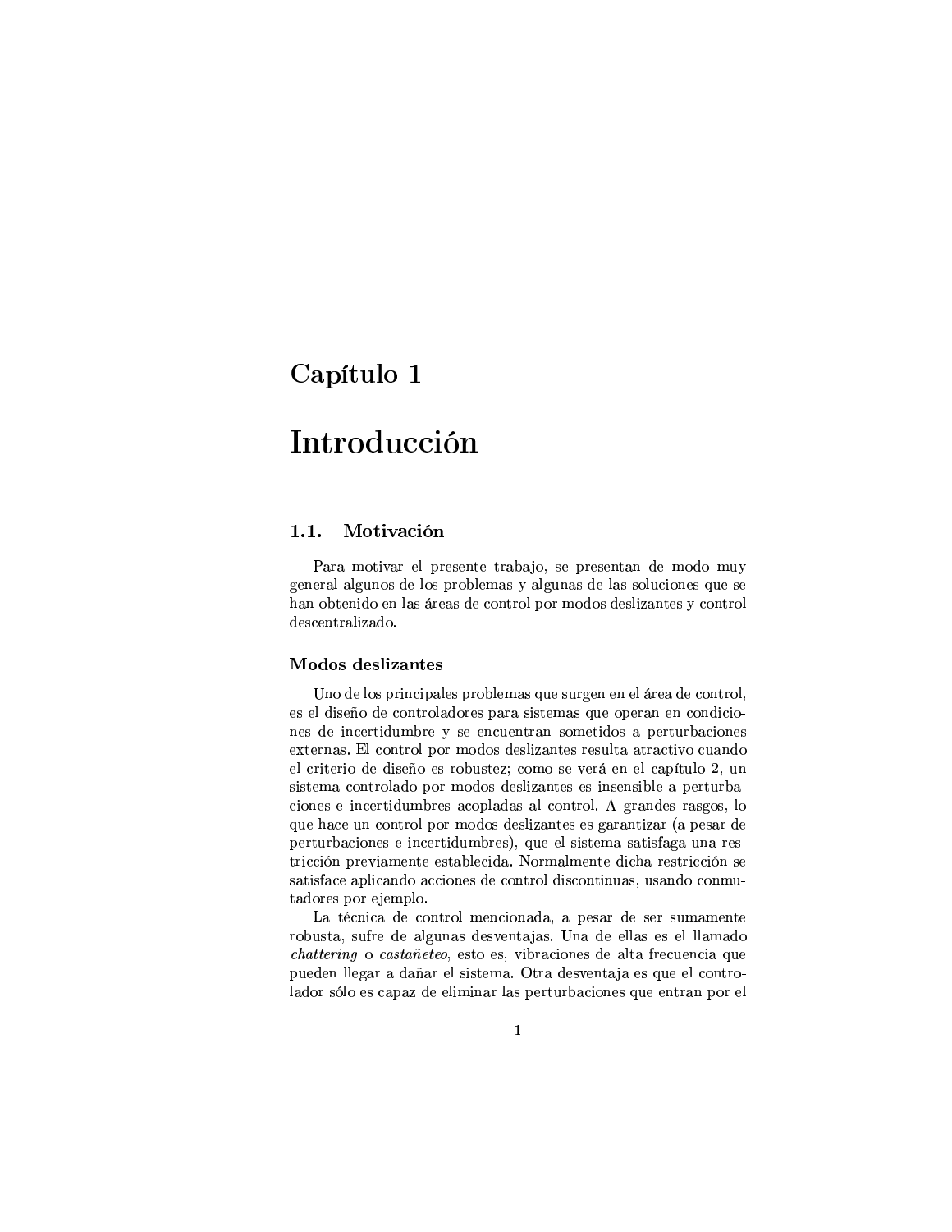# Capítulo 1

# Introducción

## 1.1. Motivación

Para motivar el presente trabajo, se presentan de modo muy general algunos de los problemas y algunas de las soluciones que se han obtenido en las áreas de control por modos deslizantes y control descentralizado.

### Modos deslizantes

Uno de los principales problemas que surgen en el área de control, es el diseño de controladores para sistemas que operan en condiciones de incertidumbre y se encuentran sometidos a perturbaciones externas. El control por modos deslizantes resulta atractivo cuando el criterio de diseño es robustez; como se verá en el capítulo 2, un sistema controlado por modos deslizantes es insensible a perturbaciones e incertidumbres acopladas al control. A grandes rasgos, lo que hace un control por modos deslizantes es garantizar (a pesar de perturbaciones e incertidumbres), que el sistema satisfaga una restricción previamente establecida. Normalmente dicha restricción se satisface aplicando acciones de control discontinuas, usando conmutadores por ejemplo.

La técnica de control mencionada, a pesar de ser sumamente robusta, sufre de algunas desventajas. Una de ellas es el llamado *chattering* o *castañeteo*, esto es, vibraciones de alta frecuencia que pueden llegar a dañar el sistema. Otra desventaja es que el controlador sólo es capaz de eliminar las perturbaciones que entran por el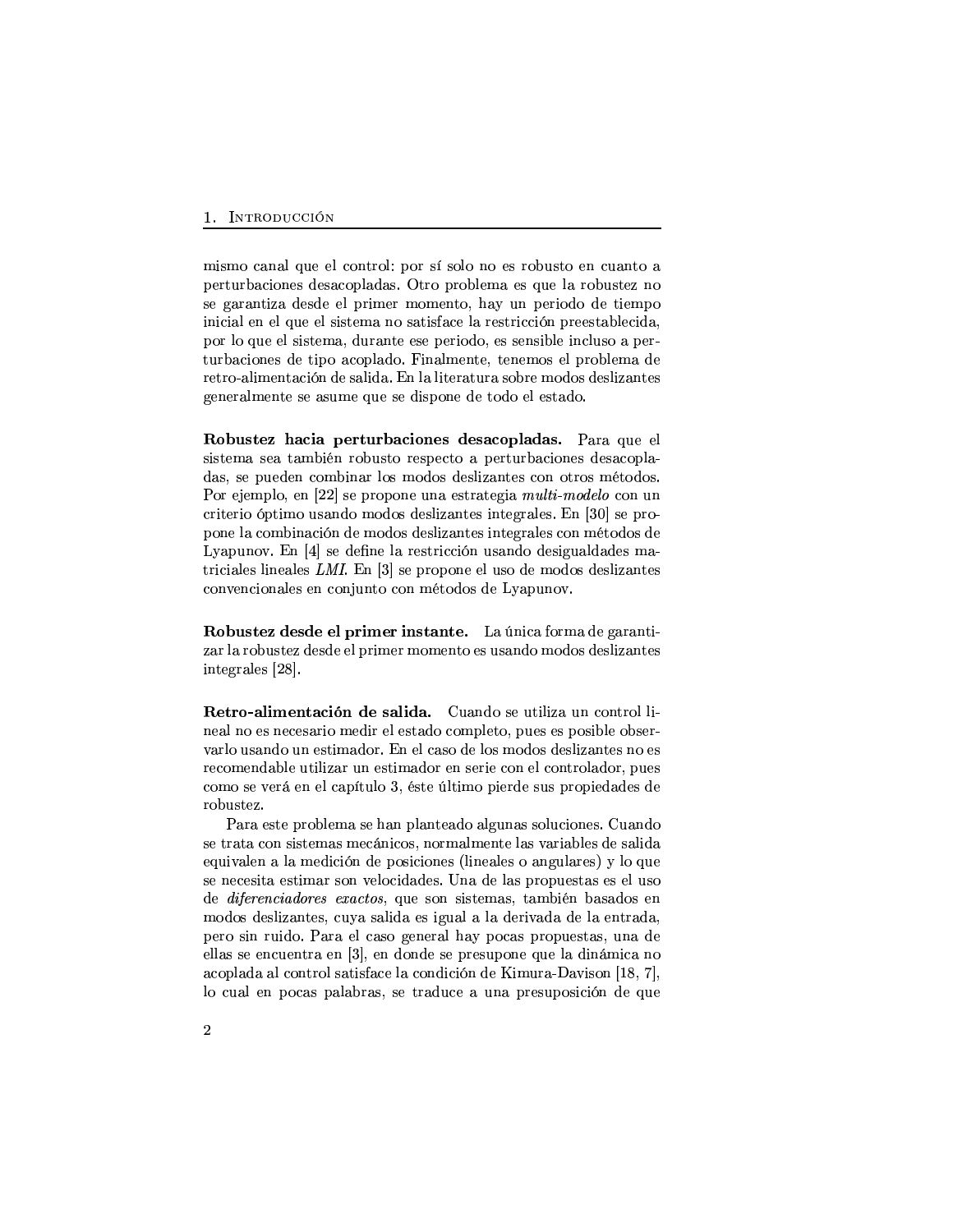mismo canal que el control: por sí solo no es robusto en cuanto a perturbaciones desacopladas. Otro problema es que la robustez no se garantiza desde el primer momento, hay un periodo de tiempo inicial en el que el sistema no satisface la restricción preestablecida, por lo que el sistema, durante ese periodo, es sensible incluso a perturbaciones de tipo acoplado. Finalmente, tenemos el problema de retro-alimentación de salida. En la literatura sobre modos deslizantes generalmente se asume que se dispone de todo el estado.

**Robustez hacia perturbaciones desacopladas.** Para que el sistema sea también robusto respecto a perturbaciones desacopladas, se pueden combinar los modos deslizantes con otros métodos. Por ejemplo, en [22] se propone una estrategia *multi-modelo* con un criterio óptimo usando modos deslizantes integrales. En [30] se propone la combinación de modos deslizantes integrales con métodos de Lyapunov. En [4] se define la restricción usando desigualdades matriciales lineales *LMI*. En [3] se propone el uso de modos deslizantes convencionales en conjunto con métodos de Lyapunov.

**Robustez desde el primer instante.** La única forma de garantizar la robustez desde el primer momento es usando modos deslizantes integrales [28].

**Retro-alimentación de salida.** Cuando se utiliza un control lineal no es necesario medir el estado completo, pues es posible observarlo usando un estimador. En el caso de los modos deslizantes no es recomendable utilizar un estimador en serie con el controlador, pues como se verá en el capítulo 3, éste último pierde sus propiedades de robustez.

Para este problema se han planteado algunas soluciones. Cuando se trata con sistemas mecánicos, normalmente las variables de salida equivalen a la medición de posiciones (lineales o angulares) y lo que se necesita estimar son velocidades. Una de las propuestas es el uso de *diferenciadores exactos*, que son sistemas, también basados en modos deslizantes, cuya salida es igual a la derivada de la entrada, pero sin ruido. Para el caso general hay pocas propuestas, una de ellas se encuentra en [3], en donde se presupone que la dinámica no acoplada al control satisface la condición de Kimura-Davison [18, 7], lo cual en pocas palabras, se traduce a una presuposición de que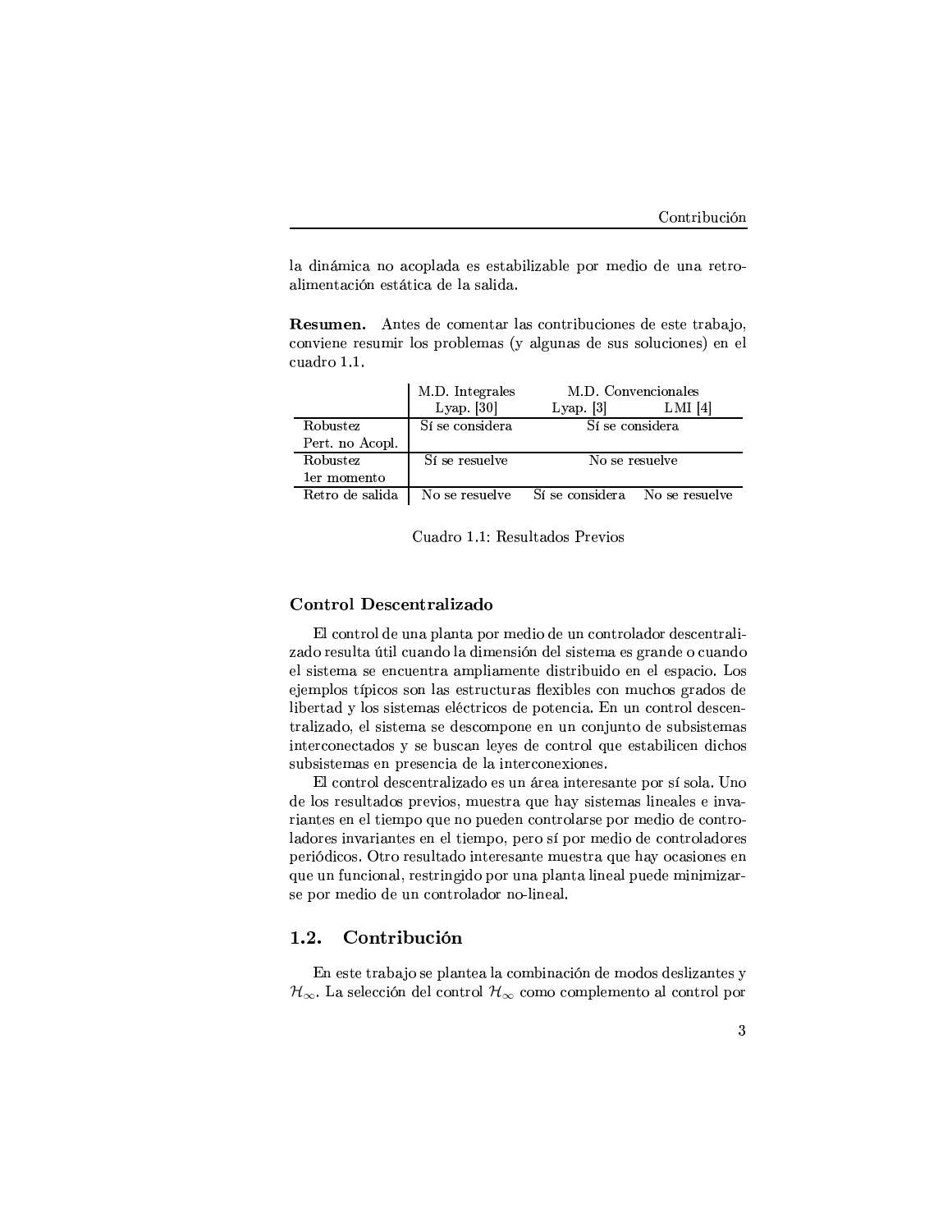la dinámica no acoplada es estabilizable por medio de una retroalimentación estática de la salida.

**Resumen.** Antes de comentar las contribuciones de este trabajo, conviene resumir los problemas (y algunas de sus soluciones) en el cuadro 1.1.

| | M.D. Integrales | M.D. Convencionales | |
|---|---|---|---|
| | Lyap. [30] | Lyap. [3] | LMI [4] |
| Robustez Pert. no Acopl. | Sí se considera | Sí se considera | |
| Robustez 1er momento | Sí se resuelve | No se resuelve | |
| Retro de salida | No se resuelve | Sí se considera | No se resuelve |

Cuadro 1.1: Resultados Previos

### Control Descentralizado

El control de una planta por medio de un controlador descentralizado resulta útil cuando la dimensión del sistema es grande o cuando el sistema se encuentra ampliamente distribuido en el espacio. Los ejemplos típicos son las estructuras flexibles con muchos grados de libertad y los sistemas eléctricos de potencia. En un control descentralizado, el sistema se descompone en un conjunto de subsistemas interconectados y se buscan leyes de control que estabilicen dichos subsistemas en presencia de la interconexiones.

El control descentralizado es un área interesante por sí sola. Uno de los resultados previos, muestra que hay sistemas lineales e invariantes en el tiempo que no pueden controlarse por medio de controladores invariantes en el tiempo, pero sí por medio de controladores periódicos. Otro resultado interesante muestra que hay ocasiones en que un funcional, restringido por una planta lineal puede minimizarse por medio de un controlador no-lineal.

## 1.2. Contribución

En este trabajo se plantea la combinación de modos deslizantes y $\mathcal{H}_\infty$. La selección del control $\mathcal{H}_\infty$ como complemento al control por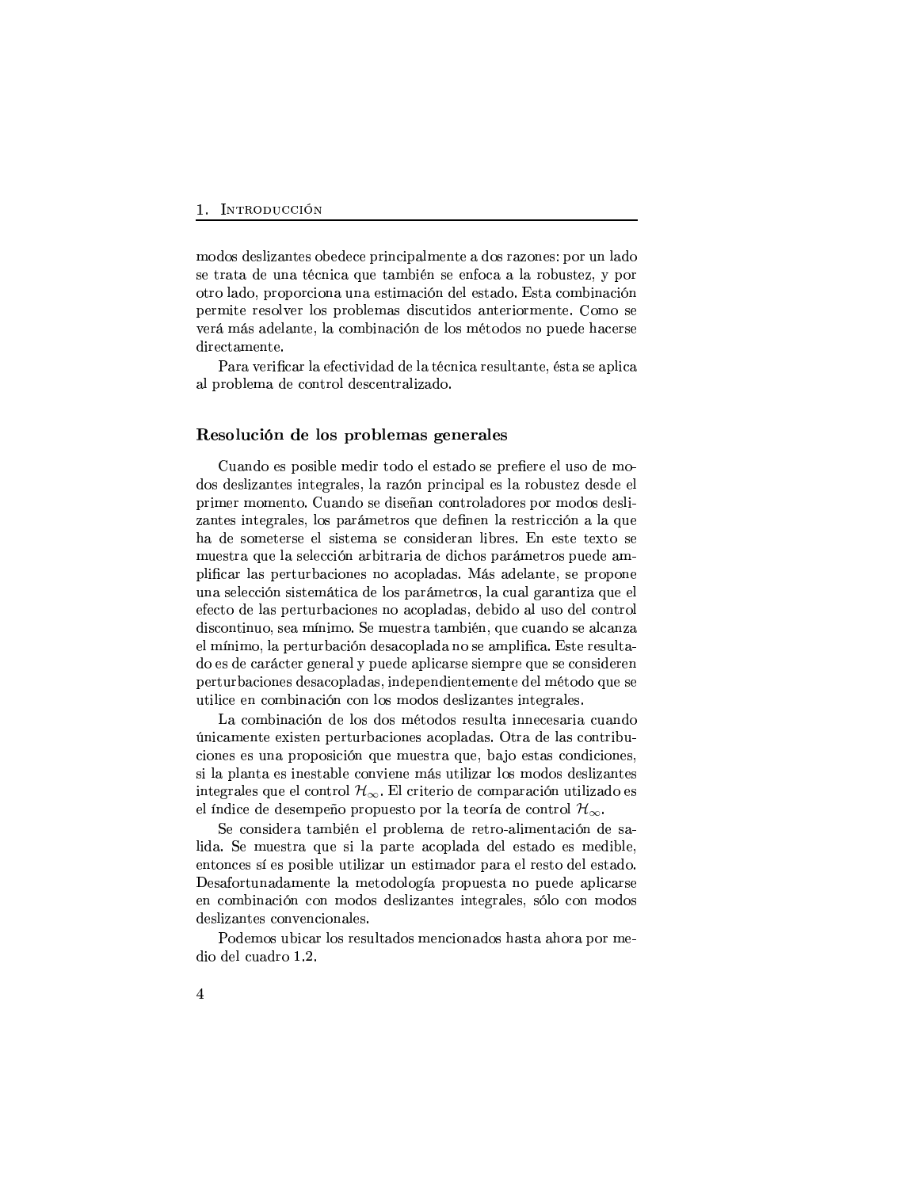modos deslizantes obedece principalmente a dos razones: por un lado se trata de una técnica que también se enfoca a la robustez, y por otro lado, proporciona una estimación del estado. Esta combinación permite resolver los problemas discutidos anteriormente. Como se verá más adelante, la combinación de los métodos no puede hacerse directamente.

Para verificar la efectividad de la técnica resultante, ésta se aplica al problema de control descentralizado.

### Resolución de los problemas generales

Cuando es posible medir todo el estado se prefiere el uso de modos deslizantes integrales, la razón principal es la robustez desde el primer momento. Cuando se diseñan controladores por modos deslizantes integrales, los parámetros que definen la restricción a la que ha de someterse el sistema se consideran libres. En este texto se muestra que la selección arbitraria de dichos parámetros puede amplificar las perturbaciones no acopladas. Más adelante, se propone una selección sistemática de los parámetros, la cual garantiza que el efecto de las perturbaciones no acopladas, debido al uso del control discontinuo, sea mínimo. Se muestra también, que cuando se alcanza el mínimo, la perturbación desacoplada no se amplifica. Este resultado es de carácter general y puede aplicarse siempre que se consideren perturbaciones desacopladas, independientemente del método que se utilice en combinación con los modos deslizantes integrales.

La combinación de los dos métodos resulta innecesaria cuando únicamente existen perturbaciones acopladas. Otra de las contribuciones es una proposición que muestra que, bajo estas condiciones, si la planta es inestable conviene más utilizar los modos deslizantes integrales que el control $\mathcal{H}_\infty$. El criterio de comparación utilizado es el índice de desempeño propuesto por la teoría de control $\mathcal{H}_\infty$.

Se considera también el problema de retro-alimentación de salida. Se muestra que si la parte acoplada del estado es medible, entonces sí es posible utilizar un estimador para el resto del estado. Desafortunadamente la metodología propuesta no puede aplicarse en combinación con modos deslizantes integrales, sólo con modos deslizantes convencionales.

Podemos ubicar los resultados mencionados hasta ahora por medio del cuadro 1.2.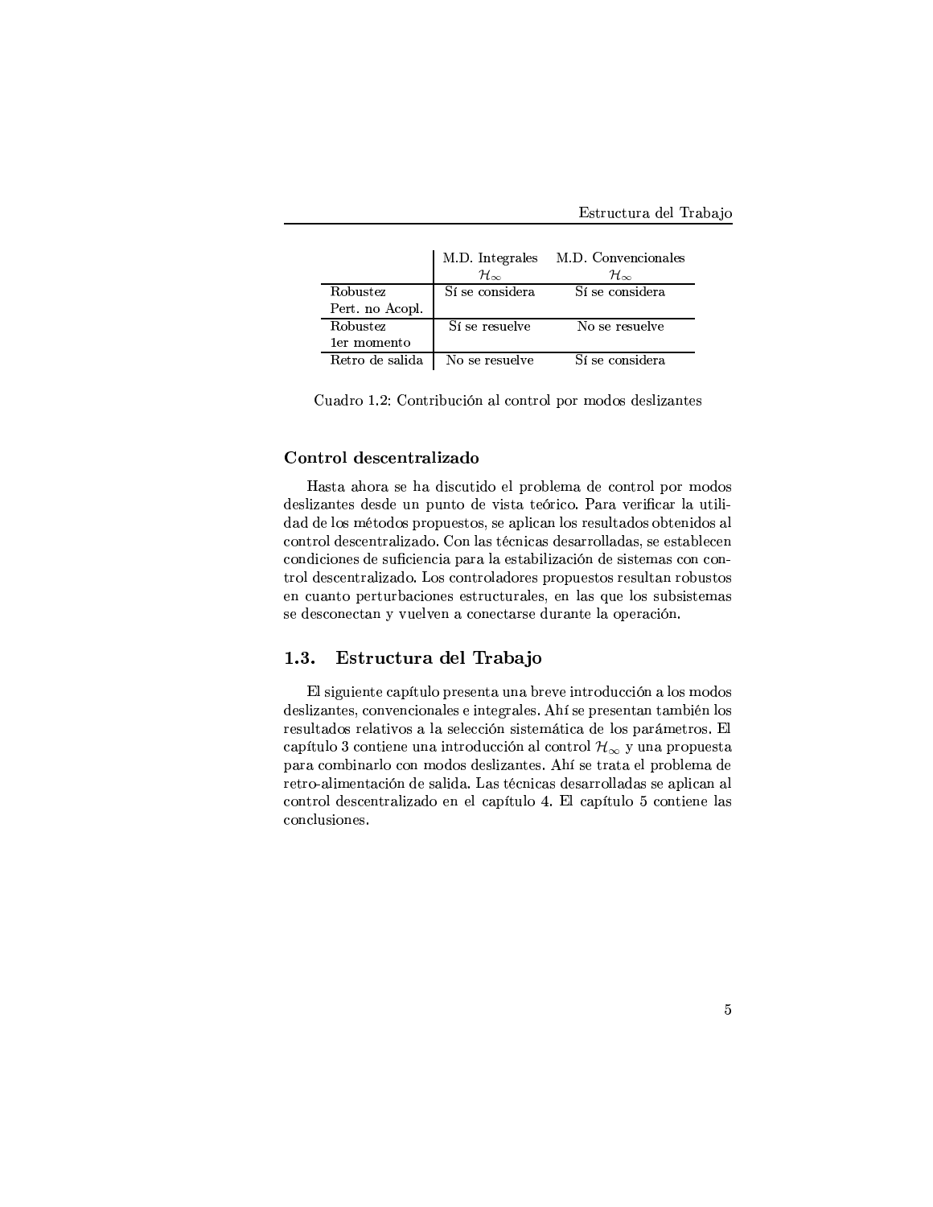| | M.D. Integrales $\mathcal{H}_\infty$ | M.D. Convencionales $\mathcal{H}_\infty$ |
|---|---|---|
| Robustez Pert. no Acopl. | Sí se considera | Sí se considera |
| Robustez 1er momento | Sí se resuelve | No se resuelve |
| Retro de salida | No se resuelve | Sí se considera |

Cuadro 1.2: Contribución al control por modos deslizantes

### Control descentralizado

Hasta ahora se ha discutido el problema de control por modos deslizantes desde un punto de vista teórico. Para verificar la utilidad de los métodos propuestos, se aplican los resultados obtenidos al control descentralizado. Con las técnicas desarrolladas, se establecen condiciones de suficiencia para la estabilización de sistemas con control descentralizado. Los controladores propuestos resultan robustos en cuanto perturbaciones estructurales, en las que los subsistemas se desconectan y vuelven a conectarse durante la operación.

## 1.3. Estructura del Trabajo

El siguiente capítulo presenta una breve introducción a los modos deslizantes, convencionales e integrales. Ahí se presentan también los resultados relativos a la selección sistemática de los parámetros. El capítulo 3 contiene una introducción al control $\mathcal{H}_\infty$ y una propuesta para combinarlo con modos deslizantes. Ahí se trata el problema de retro-alimentación de salida. Las técnicas desarrolladas se aplican al control descentralizado en el capítulo 4. El capítulo 5 contiene las conclusiones.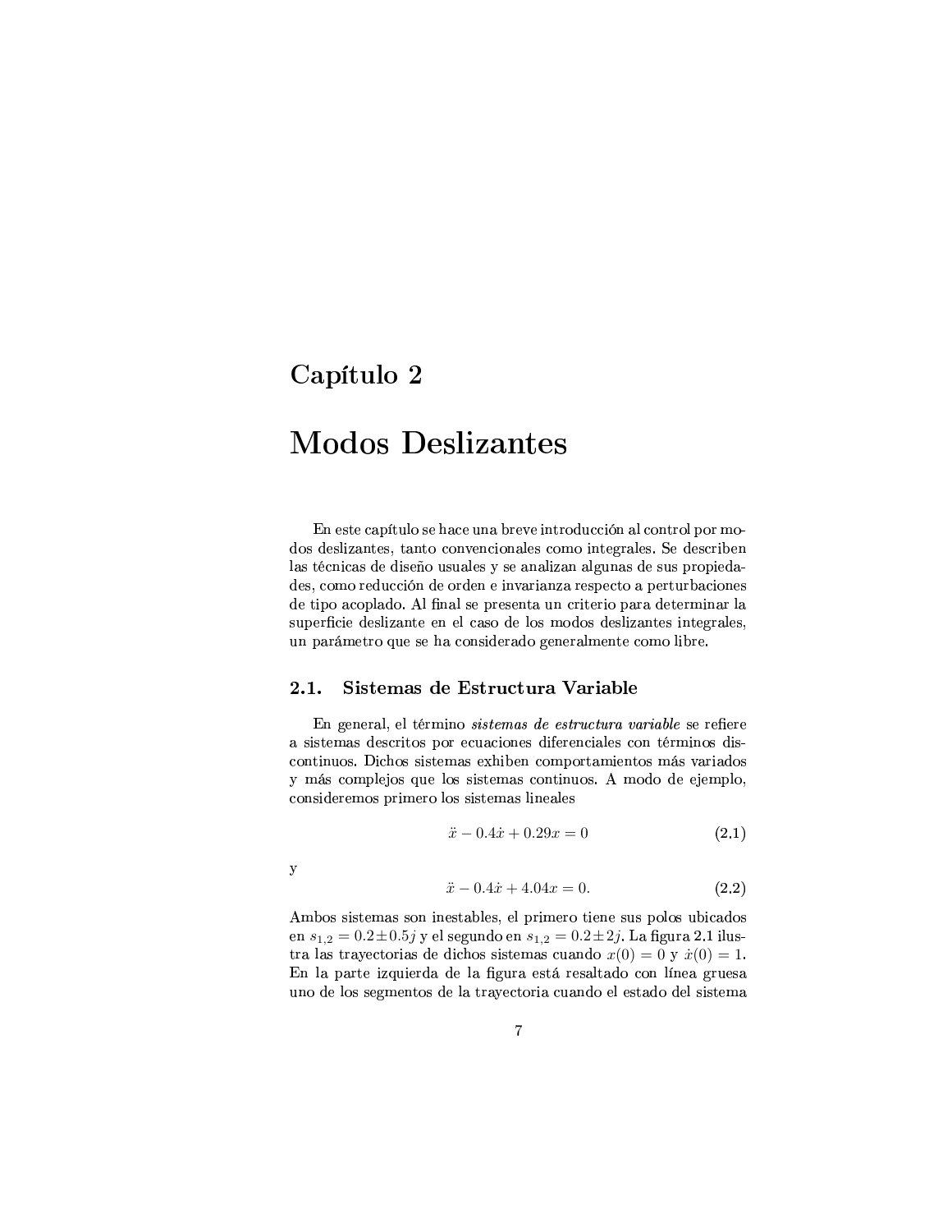# Capítulo 2

# Modos Deslizantes

En este capítulo se hace una breve introducción al control por modos deslizantes, tanto convencionales como integrales. Se describen las técnicas de diseño usuales y se analizan algunas de sus propiedades, como reducción de orden e invarianza respecto a perturbaciones de tipo acoplado. Al final se presenta un criterio para determinar la superficie deslizante en el caso de los modos deslizantes integrales, un parámetro que se ha considerado generalmente como libre.

## 2.1. Sistemas de Estructura Variable

En general, el término *sistemas de estructura variable* se refiere a sistemas descritos por ecuaciones diferenciales con términos discontinuos. Dichos sistemas exhiben comportamientos más variados y más complejos que los sistemas continuos. A modo de ejemplo, consideremos primero los sistemas lineales

$$\ddot{x} - 0.4\dot{x} + 0.29x = 0 \tag{2.1}$$

y

$$\ddot{x} - 0.4\dot{x} + 4.04x = 0. \tag{2.2}$$

Ambos sistemas son inestables, el primero tiene sus polos ubicados en $s_{1,2} = 0.2 \pm 0.5j$ y el segundo en $s_{1,2} = 0.2 \pm 2j$. La figura 2.1 ilustra las trayectorias de dichos sistemas cuando $x(0) = 0$ y $\dot{x}(0) = 1$. En la parte izquierda de la figura está resaltado con línea gruesa uno de los segmentos de la trayectoria cuando el estado del sistema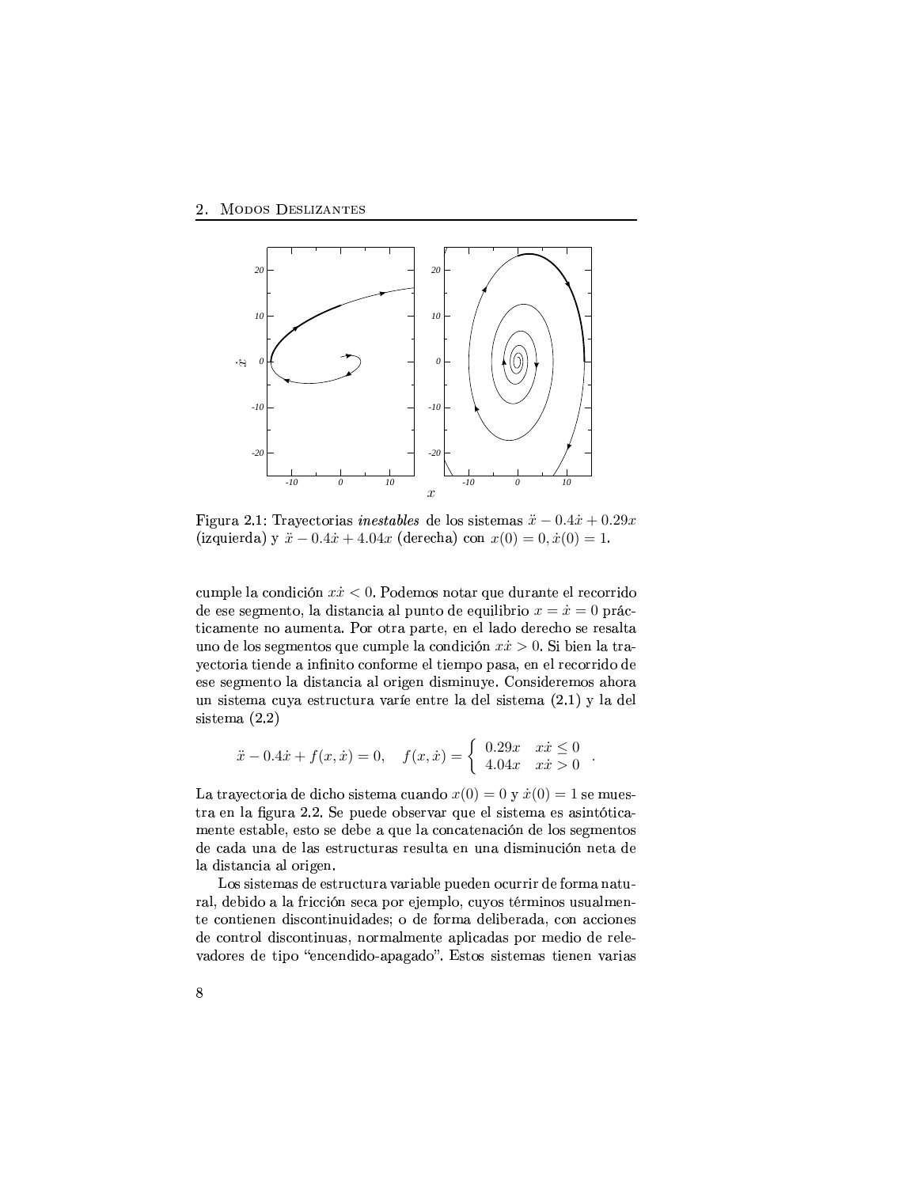Figura 2.1: Trayectorias *inestables* de los sistemas $\ddot{x} - 0.4\dot{x} + 0.29x$ (izquierda) y $\ddot{x} - 0.4\dot{x} + 4.04x$ (derecha) con $x(0) = 0, \dot{x}(0) = 1$.

cumple la condición $x\dot{x} < 0$. Podemos notar que durante el recorrido de ese segmento, la distancia al punto de equilibrio $x = \dot{x} = 0$ prácticamente no aumenta. Por otra parte, en el lado derecho se resalta uno de los segmentos que cumple la condición $x\dot{x} > 0$. Si bien la trayectoria tiende a infinito conforme el tiempo pasa, en el recorrido de ese segmento la distancia al origen disminuye. Consideremos ahora un sistema cuya estructura varíe entre la del sistema (2.1) y la del sistema (2.2)

$$\ddot{x} - 0.4\dot{x} + f(x, \dot{x}) = 0, \quad f(x, \dot{x}) = \begin{cases} 0.29x & x\dot{x} \leq 0 \\ 4.04x & x\dot{x} > 0 \end{cases}.$$

La trayectoria de dicho sistema cuando $x(0) = 0$ y $\dot{x}(0) = 1$ se muestra en la figura 2.2. Se puede observar que el sistema es asintóticamente estable, esto se debe a que la concatenación de los segmentos de cada una de las estructuras resulta en una disminución neta de la distancia al origen.

Los sistemas de estructura variable pueden ocurrir de forma natural, debido a la fricción seca por ejemplo, cuyos términos usualmente contienen discontinuidades; o de forma deliberada, con acciones de control discontinuas, normalmente aplicadas por medio de relevadores de tipo "encendido-apagado". Estos sistemas tienen varias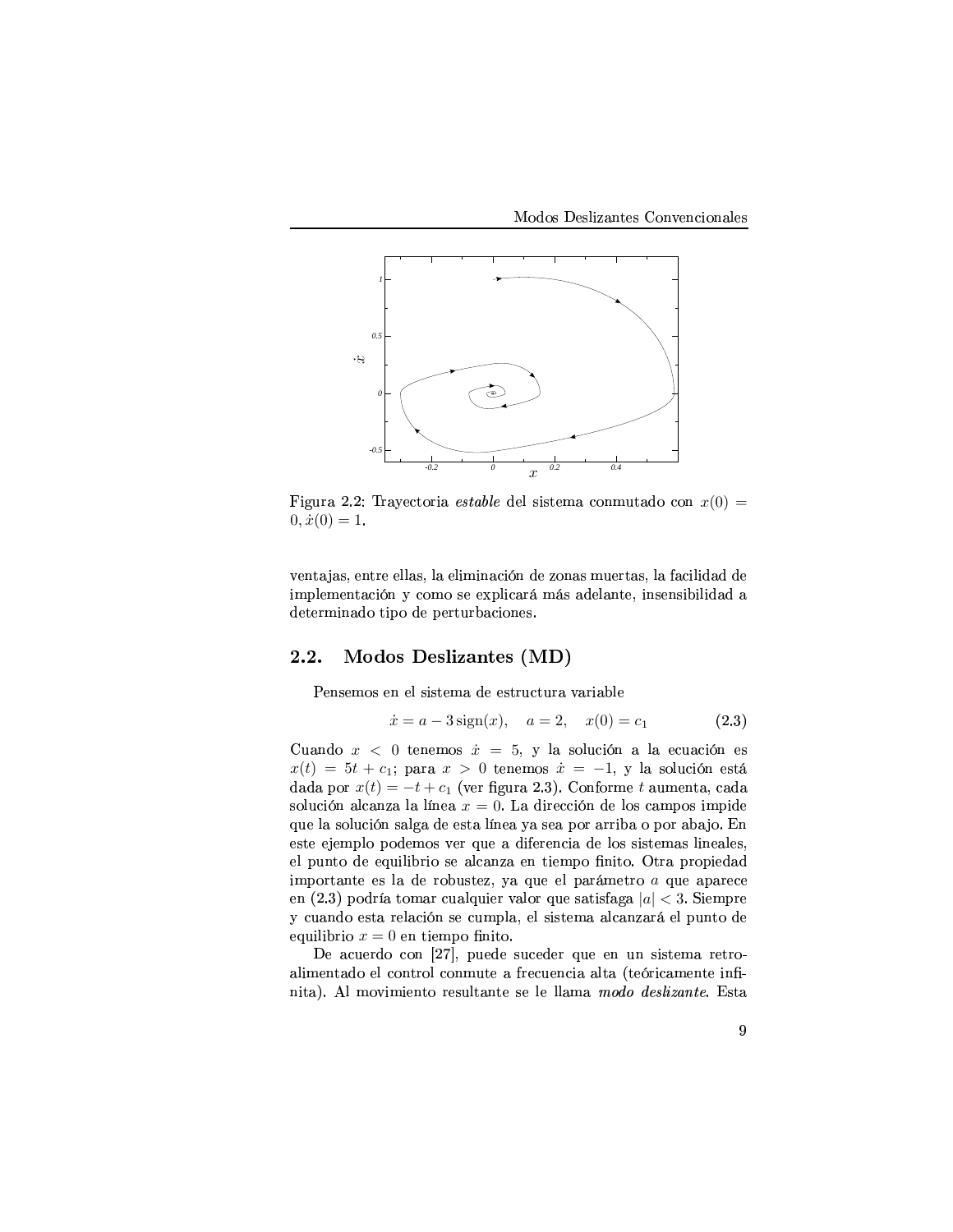Figura 2.2: Trayectoria *estable* del sistema conmutado con $x(0) = 0, \dot{x}(0) = 1$.

ventajas, entre ellas, la eliminación de zonas muertas, la facilidad de implementación y como se explicará más adelante, insensibilidad a determinado tipo de perturbaciones.

## 2.2. Modos Deslizantes (MD)

Pensemos en el sistema de estructura variable

$$\dot{x} = a - 3\,\mathrm{sign}(x), \quad a = 2, \quad x(0) = c_1 \tag{2.3}$$

Cuando $x < 0$ tenemos $\dot{x} = 5$, y la solución a la ecuación es $x(t) = 5t + c_1$; para $x > 0$ tenemos $\dot{x} = -1$, y la solución está dada por $x(t) = -t + c_1$ (ver figura 2.3). Conforme $t$ aumenta, cada solución alcanza la línea $x = 0$. La dirección de los campos impide que la solución salga de esta línea ya sea por arriba o por abajo. En este ejemplo podemos ver que a diferencia de los sistemas lineales, el punto de equilibrio se alcanza en tiempo finito. Otra propiedad importante es la de robustez, ya que el parámetro $a$ que aparece en (2.3) podría tomar cualquier valor que satisfaga $|a| < 3$. Siempre y cuando esta relación se cumpla, el sistema alcanzará el punto de equilibrio $x = 0$ en tiempo finito.

De acuerdo con [27], puede suceder que en un sistema retroalimentado el control conmute a frecuencia alta (teóricamente infinita). Al movimiento resultante se le llama *modo deslizante*. Esta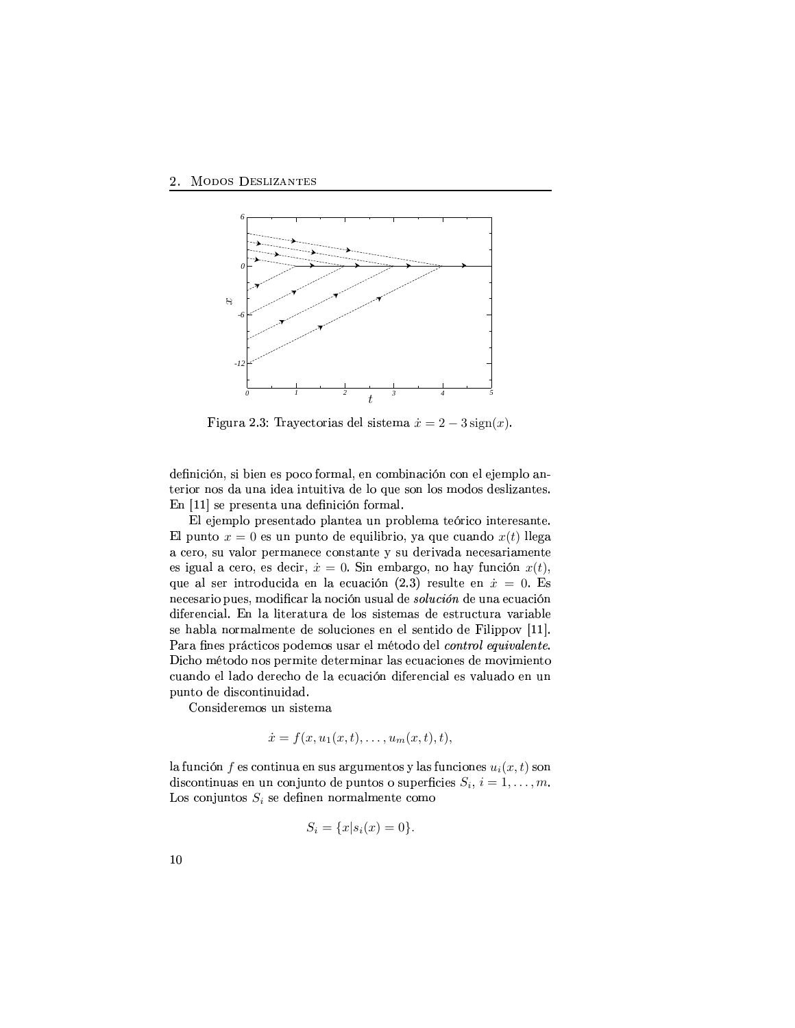Figura 2.3: Trayectorias del sistema $\dot{x} = 2 - 3\,\mathrm{sign}(x)$.

definición, si bien es poco formal, en combinación con el ejemplo anterior nos da una idea intuitiva de lo que son los modos deslizantes. En [11] se presenta una definición formal.

El ejemplo presentado plantea un problema teórico interesante. El punto $x = 0$ es un punto de equilibrio, ya que cuando $x(t)$ llega a cero, su valor permanece constante y su derivada necesariamente es igual a cero, es decir, $\dot{x} = 0$. Sin embargo, no hay función $x(t)$, que al ser introducida en la ecuación (2.3) resulte en $\dot{x} = 0$. Es necesario pues, modificar la noción usual de ***solución*** de una ecuación diferencial. En la literatura de los sistemas de estructura variable se habla normalmente de soluciones en el sentido de Filippov [11]. Para fines prácticos podemos usar el método del ***control equivalente***. Dicho método nos permite determinar las ecuaciones de movimiento cuando el lado derecho de la ecuación diferencial es valuado en un punto de discontinuidad.

Consideremos un sistema

$$\dot{x} = f(x, u_1(x,t), \ldots, u_m(x,t), t),$$

la función $f$ es continua en sus argumentos y las funciones $u_i(x,t)$ son discontinuas en un conjunto de puntos o superficies $S_i$, $i = 1, \ldots, m$. Los conjuntos $S_i$ se definen normalmente como

$$S_i = \{x | s_i(x) = 0\}.$$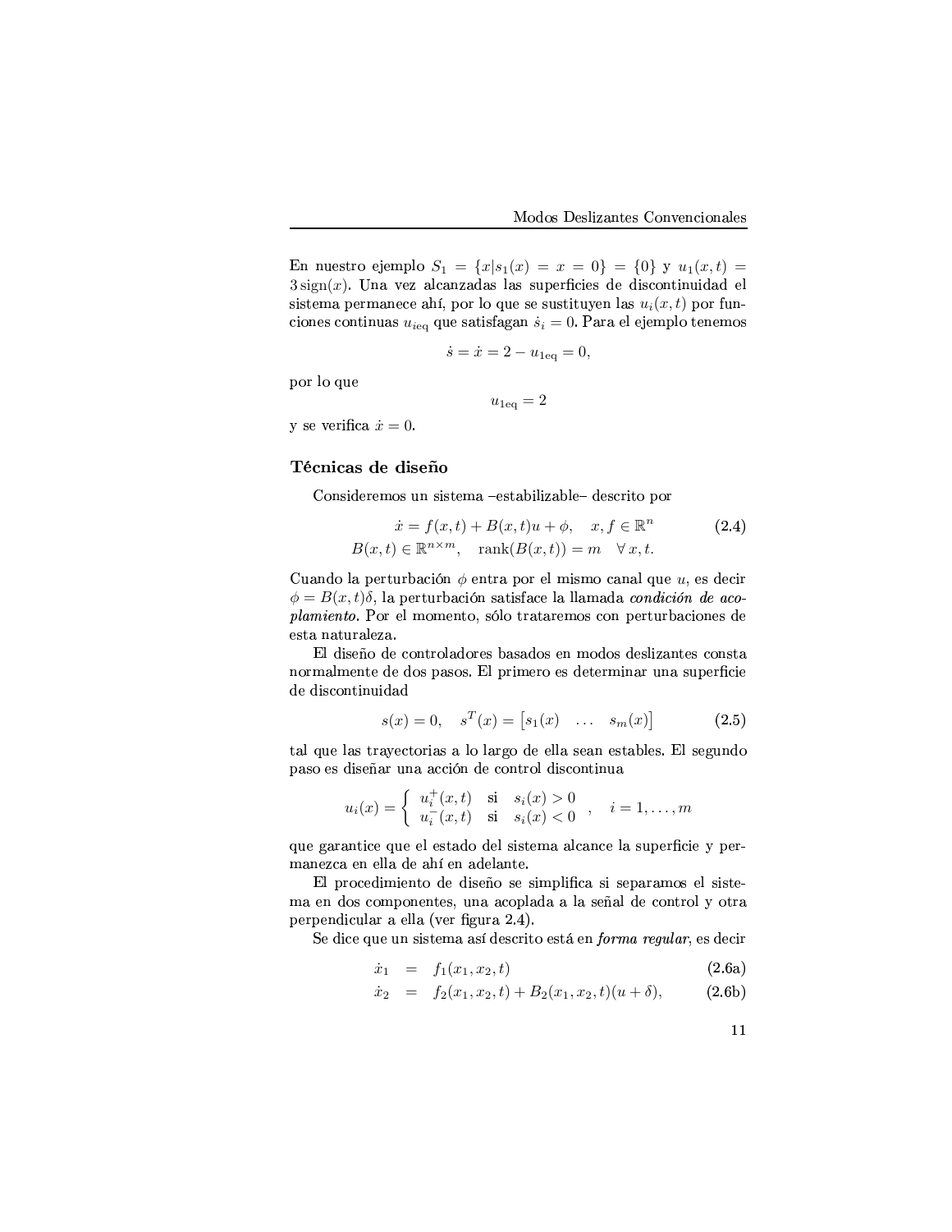En nuestro ejemplo $S_1 = \{x | s_1(x) = x = 0\} = \{0\}$ y $u_1(x,t) = 3\,\text{sign}(x)$. Una vez alcanzadas las superficies de discontinuidad el sistema permanece ahí, por lo que se sustituyen las $u_i(x,t)$ por funciones continuas $u_{i\text{eq}}$ que satisfagan $\dot{s}_i = 0$. Para el ejemplo tenemos

$$\dot{s} = \dot{x} = 2 - u_{1\text{eq}} = 0,$$

por lo que

$$u_{1\text{eq}} = 2$$

y se verifica $\dot{x} = 0$.

### Técnicas de diseño

Consideremos un sistema –estabilizable– descrito por

$$\begin{aligned} \dot{x} &= f(x,t) + B(x,t)u + \phi, \quad x, f \in \mathbb{R}^n \\ B(x,t) &\in \mathbb{R}^{n\times m}, \quad \text{rank}(B(x,t)) = m \quad \forall\, x, t. \end{aligned} \tag{2.4}$$

Cuando la perturbación $\phi$ entra por el mismo canal que $u$, es decir $\phi = B(x,t)\delta$, la perturbación satisface la llamada *condición de acoplamiento*. Por el momento, sólo trataremos con perturbaciones de esta naturaleza.

El diseño de controladores basados en modos deslizantes consta normalmente de dos pasos. El primero es determinar una superficie de discontinuidad

$$s(x) = 0, \quad s^T(x) = \begin{bmatrix} s_1(x) & \ldots & s_m(x) \end{bmatrix} \tag{2.5}$$

tal que las trayectorias a lo largo de ella sean estables. El segundo paso es diseñar una acción de control discontinua

$$u_i(x) = \left\{ \begin{array}{lll} u_i^+(x,t) & \text{si} & s_i(x) > 0 \\ u_i^-(x,t) & \text{si} & s_i(x) < 0 \end{array} \right. , \quad i = 1, \ldots, m$$

que garantice que el estado del sistema alcance la superficie y permanezca en ella de ahí en adelante.

El procedimiento de diseño se simplifica si separamos el sistema en dos componentes, una acoplada a la señal de control y otra perpendicular a ella (ver figura 2.4).

Se dice que un sistema así descrito está en *forma regular*, es decir

$$\dot{x}_1 = f_1(x_1, x_2, t) \tag{2.6a}$$

$$\dot{x}_2 = f_2(x_1, x_2, t) + B_2(x_1, x_2, t)(u + \delta), \tag{2.6b}$$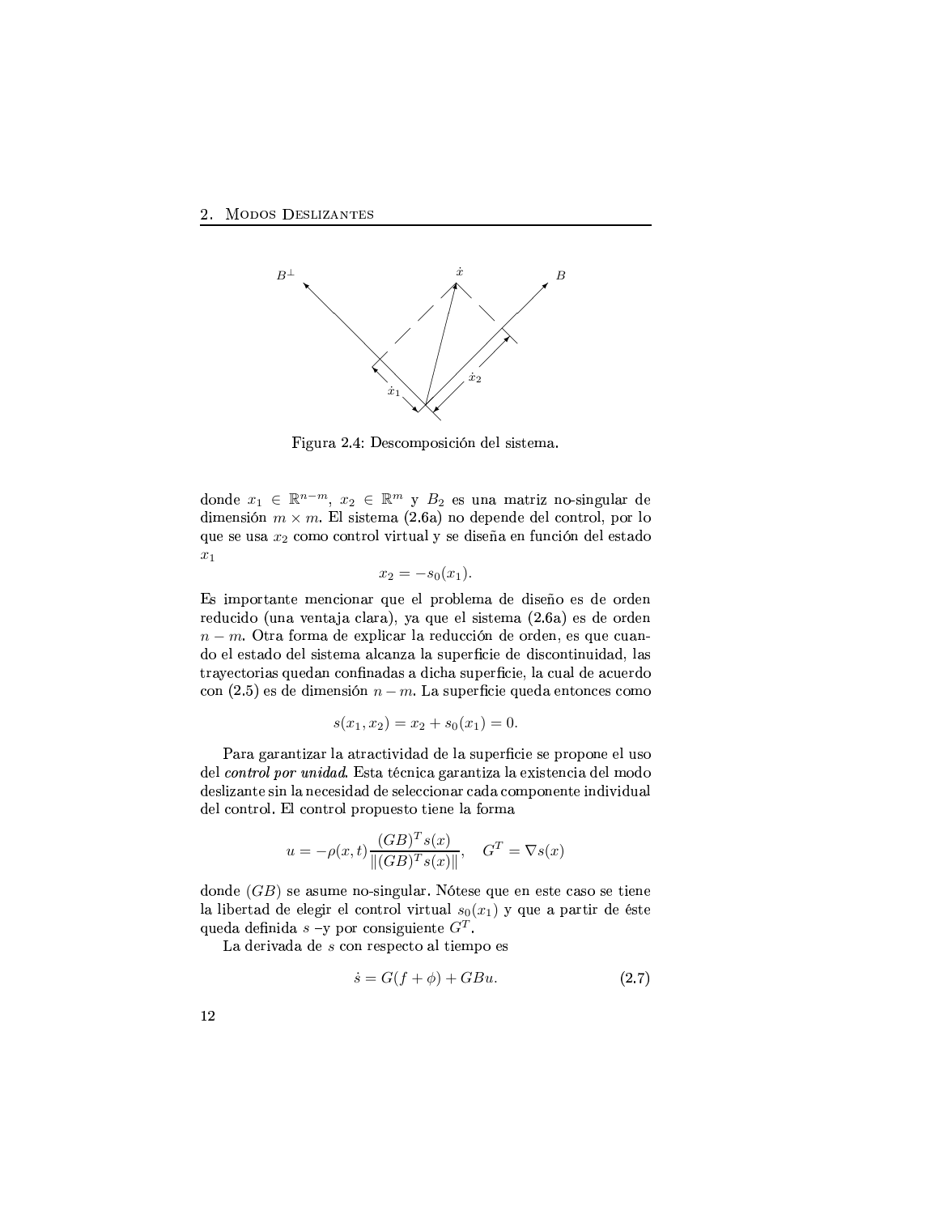Figura 2.4: Descomposición del sistema.

donde $x_1 \in \mathbb{R}^{n-m}$, $x_2 \in \mathbb{R}^m$ y $B_2$ es una matriz no-singular de dimensión $m \times m$. El sistema (2.6a) no depende del control, por lo que se usa $x_2$ como control virtual y se diseña en función del estado $x_1$

$$x_2 = -s_0(x_1).$$

Es importante mencionar que el problema de diseño es de orden reducido (una ventaja clara), ya que el sistema (2.6a) es de orden $n-m$. Otra forma de explicar la reducción de orden, es que cuando el estado del sistema alcanza la superficie de discontinuidad, las trayectorias quedan confinadas a dicha superficie, la cual de acuerdo con (2.5) es de dimensión $n-m$. La superficie queda entonces como

$$s(x_1, x_2) = x_2 + s_0(x_1) = 0.$$

Para garantizar la atractividad de la superficie se propone el uso del *control por unidad*. Esta técnica garantiza la existencia del modo deslizante sin la necesidad de seleccionar cada componente individual del control. El control propuesto tiene la forma

$$u = -\rho(x,t)\frac{(GB)^T s(x)}{\|(GB)^T s(x)\|}, \quad G^T = \nabla s(x)$$

donde $(GB)$ se asume no-singular. Nótese que en este caso se tiene la libertad de elegir el control virtual $s_0(x_1)$ y que a partir de éste queda definida $s$ –y por consiguiente $G^T$.

La derivada de $s$ con respecto al tiempo es

$$\dot{s} = G(f + \phi) + GBu. \tag{2.7}$$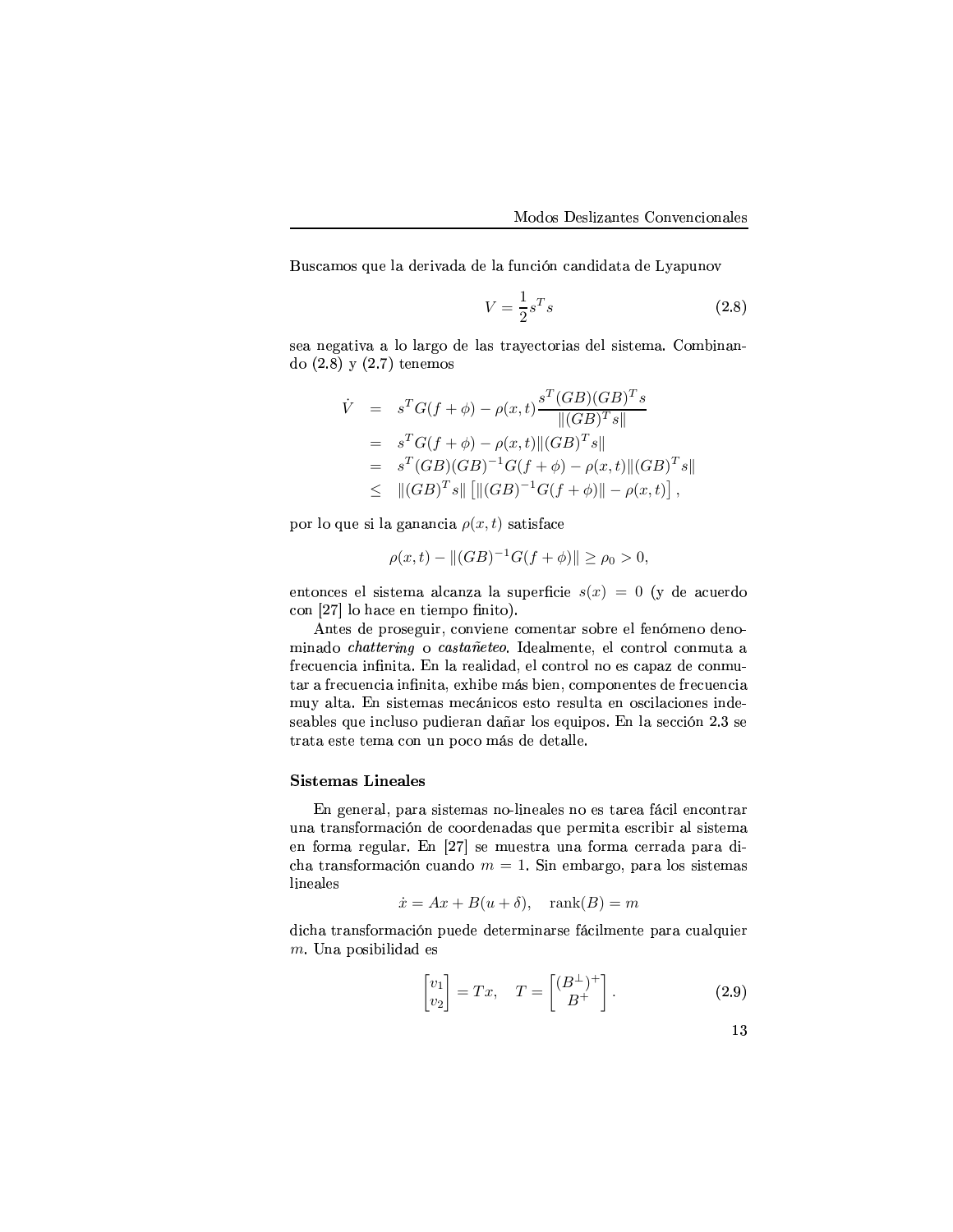Buscamos que la derivada de la función candidata de Lyapunov

$$V = \frac{1}{2} s^T s \tag{2.8}$$

sea negativa a lo largo de las trayectorias del sistema. Combinando (2.8) y (2.7) tenemos

$$\begin{aligned}
\dot{V} &= s^T G(f + \phi) - \rho(x,t) \frac{s^T (GB)(GB)^T s}{\|(GB)^T s\|} \\
&= s^T G(f + \phi) - \rho(x,t) \|(GB)^T s\| \\
&= s^T (GB)(GB)^{-1} G(f + \phi) - \rho(x,t) \|(GB)^T s\| \\
&\leq \|(GB)^T s\| \left[ \|(GB)^{-1} G(f + \phi)\| - \rho(x,t) \right],
\end{aligned}$$

por lo que si la ganancia $\rho(x,t)$ satisface

$$\rho(x,t) - \|(GB)^{-1} G(f + \phi)\| \geq \rho_0 > 0,$$

entonces el sistema alcanza la superficie $s(x) = 0$ (y de acuerdo con [27] lo hace en tiempo finito).

Antes de proseguir, conviene comentar sobre el fenómeno denominado *chattering* o *castañeteo*. Idealmente, el control conmuta a frecuencia infinita. En la realidad, el control no es capaz de conmutar a frecuencia infinita, exhibe más bien, componentes de frecuencia muy alta. En sistemas mecánicos esto resulta en oscilaciones indeseables que incluso pudieran dañar los equipos. En la sección **2.3** se trata este tema con un poco más de detalle.

### Sistemas Lineales

En general, para sistemas no-lineales no es tarea fácil encontrar una transformación de coordenadas que permita escribir al sistema en forma regular. En [27] se muestra una forma cerrada para dicha transformación cuando $m = 1$. Sin embargo, para los sistemas lineales

$$\dot{x} = Ax + B(u + \delta), \quad \text{rank}(B) = m$$

dicha transformación puede determinarse fácilmente para cualquier $m$. Una posibilidad es

$$\begin{bmatrix} v_1 \\ v_2 \end{bmatrix} = Tx, \quad T = \begin{bmatrix} (B^{\perp})^{+} \\ B^{+} \end{bmatrix}. \tag{2.9}$$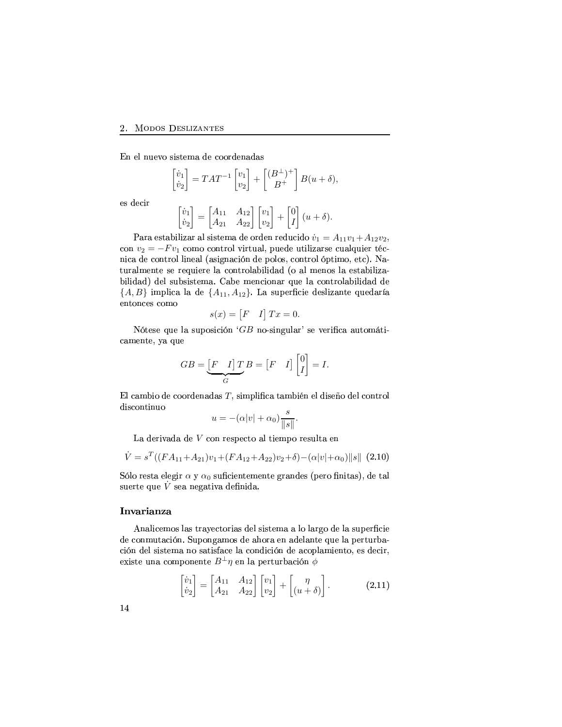En el nuevo sistema de coordenadas

$$\begin{bmatrix} \dot{v}_1 \\ \dot{v}_2 \end{bmatrix} = TAT^{-1} \begin{bmatrix} v_1 \\ v_2 \end{bmatrix} + \begin{bmatrix} (B^{\perp})^{+} \\ B^{+} \end{bmatrix} B(u + \delta),$$

es decir

$$\begin{bmatrix} \dot{v}_1 \\ \dot{v}_2 \end{bmatrix} = \begin{bmatrix} A_{11} & A_{12} \\ A_{21} & A_{22} \end{bmatrix} \begin{bmatrix} v_1 \\ v_2 \end{bmatrix} + \begin{bmatrix} 0 \\ I \end{bmatrix} (u + \delta).$$

Para estabilizar al sistema de orden reducido $\dot{v}_1 = A_{11}v_1 + A_{12}v_2$, con $v_2 = -Fv_1$ como control virtual, puede utilizarse cualquier técnica de control lineal (asignación de polos, control óptimo, etc). Naturalmente se requiere la controlabilidad (o al menos la estabilizabilidad) del subsistema. Cabe mencionar que la controlabilidad de $\{A, B\}$ implica la de $\{A_{11}, A_{12}\}$. La superficie deslizante quedaría entonces como

$$s(x) = \begin{bmatrix} F & I \end{bmatrix} Tx = 0.$$

Nótese que la suposición '$GB$ no-singular' se verifica automáticamente, ya que

$$GB = \underbrace{\begin{bmatrix} F & I \end{bmatrix} T}_{G} B = \begin{bmatrix} F & I \end{bmatrix} \begin{bmatrix} 0 \\ I \end{bmatrix} = I.$$

El cambio de coordenadas $T$, simplifica también el diseño del control discontinuo

$$u = -(\alpha|v| + \alpha_0)\frac{s}{\|s\|}.$$

La derivada de $V$ con respecto al tiempo resulta en

$$\dot{V} = s^T((FA_{11}+A_{21})v_1+(FA_{12}+A_{22})v_2+\delta)-(\alpha|v|+\alpha_0)\|s\| \quad (2.10)$$

Sólo resta elegir $\alpha$ y $\alpha_0$ suficientemente grandes (pero finitas), de tal suerte que $\dot{V}$ sea negativa definida.

### Invarianza

Analicemos las trayectorias del sistema a lo largo de la superficie de conmutación. Supongamos de ahora en adelante que la perturbación del sistema no satisface la condición de acoplamiento, es decir, existe una componente $B^{\perp}\eta$ en la perturbación $\phi$

$$\begin{bmatrix} \dot{v}_1 \\ \dot{v}_2 \end{bmatrix} = \begin{bmatrix} A_{11} & A_{12} \\ A_{21} & A_{22} \end{bmatrix} \begin{bmatrix} v_1 \\ v_2 \end{bmatrix} + \begin{bmatrix} \eta \\ (u + \delta) \end{bmatrix}. \quad (2.11)$$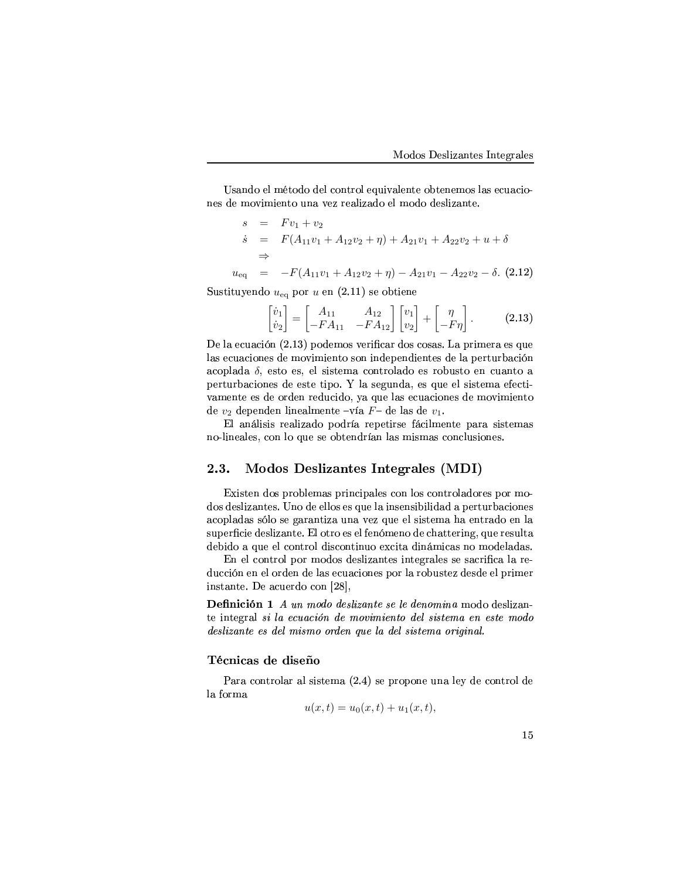Usando el método del control equivalente obtenemos las ecuaciones de movimiento una vez realizado el modo deslizante.

$$
\begin{aligned}
s &= Fv_1 + v_2 \\
\dot{s} &= F(A_{11}v_1 + A_{12}v_2 + \eta) + A_{21}v_1 + A_{22}v_2 + u + \delta \\
&\Rightarrow \\
u_{\text{eq}} &= -F(A_{11}v_1 + A_{12}v_2 + \eta) - A_{21}v_1 - A_{22}v_2 - \delta. \quad (2.12)
\end{aligned}
$$

Sustituyendo $u_{\text{eq}}$ por $u$ en (2.11) se obtiene

$$
\begin{bmatrix} \dot{v}_1 \\ \dot{v}_2 \end{bmatrix} = \begin{bmatrix} A_{11} & A_{12} \\ -FA_{11} & -FA_{12} \end{bmatrix} \begin{bmatrix} v_1 \\ v_2 \end{bmatrix} + \begin{bmatrix} \eta \\ -F\eta \end{bmatrix}. \quad (2.13)
$$

De la ecuación (2.13) podemos verificar dos cosas. La primera es que las ecuaciones de movimiento son independientes de la perturbación acoplada $\delta$, esto es, el sistema controlado es robusto en cuanto a perturbaciones de este tipo. Y la segunda, es que el sistema efectivamente es de orden reducido, ya que las ecuaciones de movimiento de $v_2$ dependen linealmente –vía $F$– de las de $v_1$.

El análisis realizado podría repetirse fácilmente para sistemas no-lineales, con lo que se obtendrían las mismas conclusiones.

## 2.3. Modos Deslizantes Integrales (MDI)

Existen dos problemas principales con los controladores por modos deslizantes. Uno de ellos es que la insensibilidad a perturbaciones acopladas sólo se garantiza una vez que el sistema ha entrado en la superficie deslizante. El otro es el fenómeno de chattering, que resulta debido a que el control discontinuo excita dinámicas no modeladas.

En el control por modos deslizantes integrales se sacrifica la reducción en el orden de las ecuaciones por la robustez desde el primer instante. De acuerdo con [28],

**Definición 1** *A un modo deslizante se le denomina* modo deslizante integral *si la ecuación de movimiento del sistema en este modo deslizante es del mismo orden que la del sistema original.*

### Técnicas de diseño

Para controlar al sistema (2.4) se propone una ley de control de la forma

$$
u(x,t) = u_0(x,t) + u_1(x,t),
$$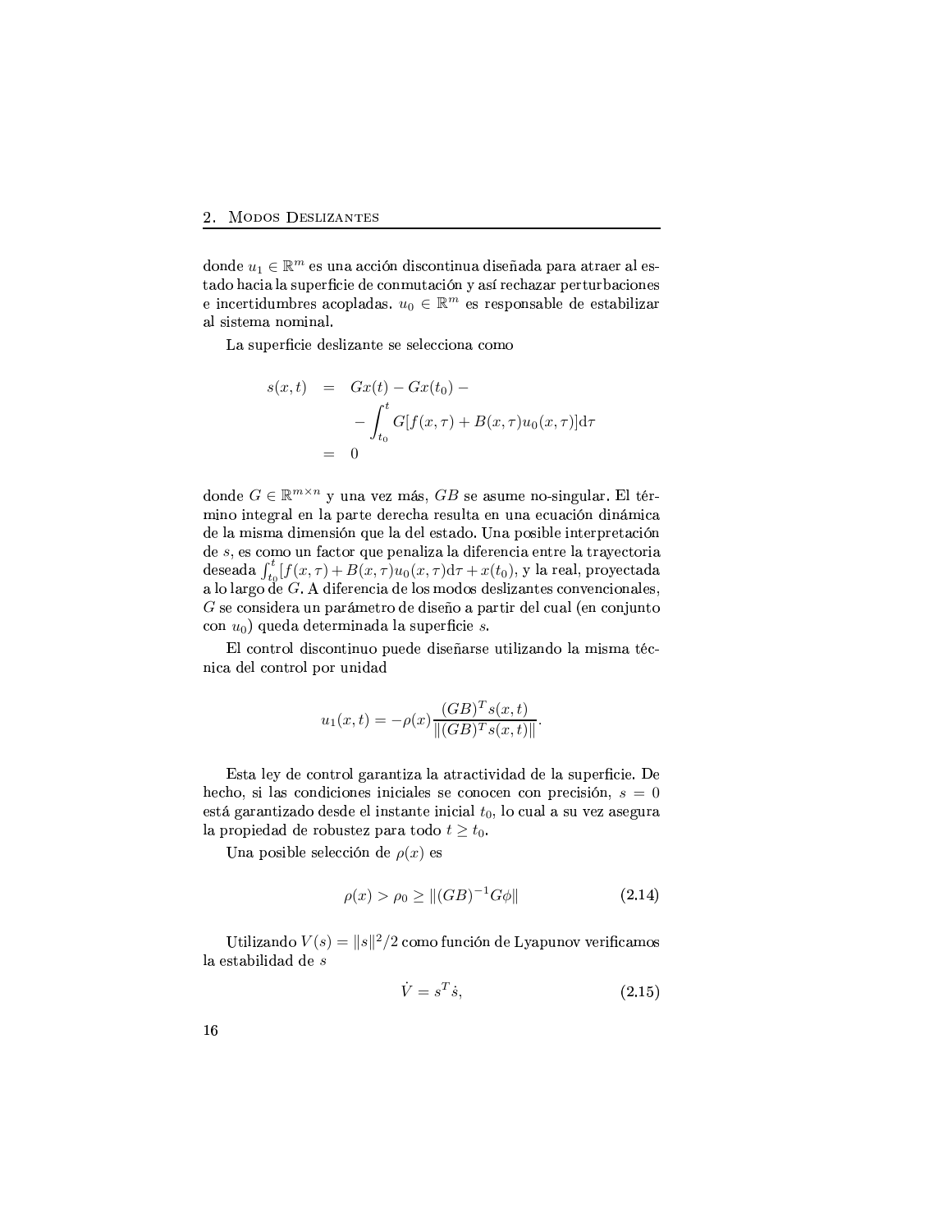donde $u_1 \in \mathbb{R}^m$ es una acción discontinua diseñada para atraer al estado hacia la superficie de conmutación y así rechazar perturbaciones e incertidumbres acopladas. $u_0 \in \mathbb{R}^m$ es responsable de estabilizar al sistema nominal.

La superficie deslizante se selecciona como

$$
\begin{aligned}
s(x,t) &= Gx(t) - Gx(t_0) - \\
&\quad - \int_{t_0}^{t} G[f(x,\tau) + B(x,\tau)u_0(x,\tau)]\mathrm{d}\tau \\
&= 0
\end{aligned}
$$

donde $G \in \mathbb{R}^{m \times n}$ y una vez más, $GB$ se asume no-singular. El término integral en la parte derecha resulta en una ecuación dinámica de la misma dimensión que la del estado. Una posible interpretación de $s$, es como un factor que penaliza la diferencia entre la trayectoria deseada $\int_{t_0}^{t}[f(x,\tau) + B(x,\tau)u_0(x,\tau)\mathrm{d}\tau + x(t_0)$, y la real, proyectada a lo largo de $G$. A diferencia de los modos deslizantes convencionales, $G$ se considera un parámetro de diseño a partir del cual (en conjunto con $u_0$) queda determinada la superficie $s$.

El control discontinuo puede diseñarse utilizando la misma técnica del control por unidad

$$
u_1(x,t) = -\rho(x)\frac{(GB)^T s(x,t)}{\|(GB)^T s(x,t)\|}.
$$

Esta ley de control garantiza la atractividad de la superficie. De hecho, si las condiciones iniciales se conocen con precisión, $s = 0$ está garantizado desde el instante inicial $t_0$, lo cual a su vez asegura la propiedad de robustez para todo $t \geq t_0$.

Una posible selección de $\rho(x)$ es

$$
\rho(x) > \rho_0 \geq \|(GB)^{-1}G\phi\| \tag{2.14}
$$

Utilizando $V(s) = \|s\|^2/2$ como función de Lyapunov verificamos la estabilidad de $s$

$$
\dot{V} = s^T \dot{s}, \tag{2.15}
$$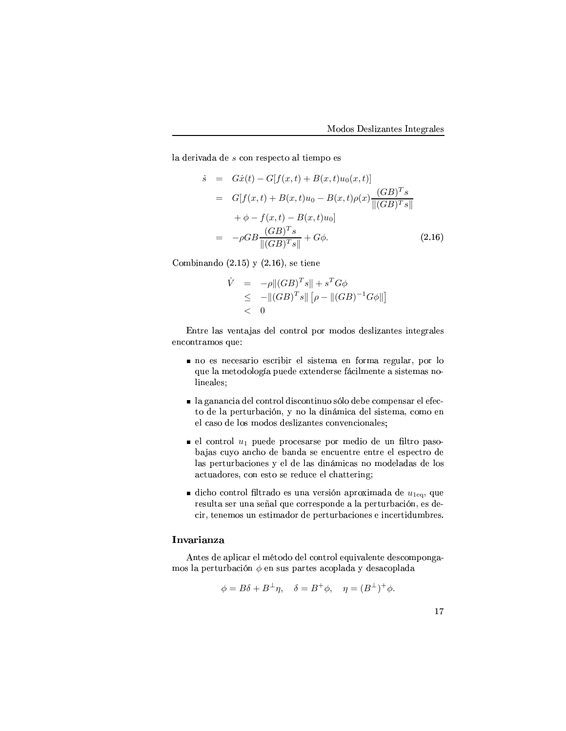la derivada de $s$ con respecto al tiempo es

$$
\begin{aligned}
\dot{s} &= G\dot{x}(t) - G[f(x,t) + B(x,t)u_0(x,t)] \\
&= G[f(x,t) + B(x,t)u_0 - B(x,t)\rho(x)\frac{(GB)^T s}{\|(GB)^T s\|} \\
&\quad + \phi - f(x,t) - B(x,t)u_0] \\
&= -\rho GB\frac{(GB)^T s}{\|(GB)^T s\|} + G\phi. \qquad (2.16)
\end{aligned}
$$

Combinando (2.15) y (2.16), se tiene

$$
\begin{aligned}
\dot{V} &= -\rho\|(GB)^T s\| + s^T G\phi \\
&\leq -\|(GB)^T s\|\left[\rho - \|(GB)^{-1}G\phi\|\right] \\
&< 0
\end{aligned}
$$

Entre las ventajas del control por modos deslizantes integrales encontramos que:

- no es necesario escribir el sistema en forma regular, por lo que la metodología puede extenderse fácilmente a sistemas no-lineales;
- la ganancia del control discontinuo sólo debe compensar el efecto de la perturbación, y no la dinámica del sistema, como en el caso de los modos deslizantes convencionales;
- el control $u_1$ puede procesarse por medio de un filtro paso-bajas cuyo ancho de banda se encuentre entre el espectro de las perturbaciones y el de las dinámicas no modeladas de los actuadores, con esto se reduce el chattering;
- dicho control filtrado es una versión aproximada de $u_{1\text{eq}}$, que resulta ser una señal que corresponde a la perturbación, es decir, tenemos un estimador de perturbaciones e incertidumbres.

## Invarianza

Antes de aplicar el método del control equivalente descompongamos la perturbación $\phi$ en sus partes acoplada y desacoplada

$$
\phi = B\delta + B^{\perp}\eta, \quad \delta = B^{+}\phi, \quad \eta = (B^{\perp})^{+}\phi.
$$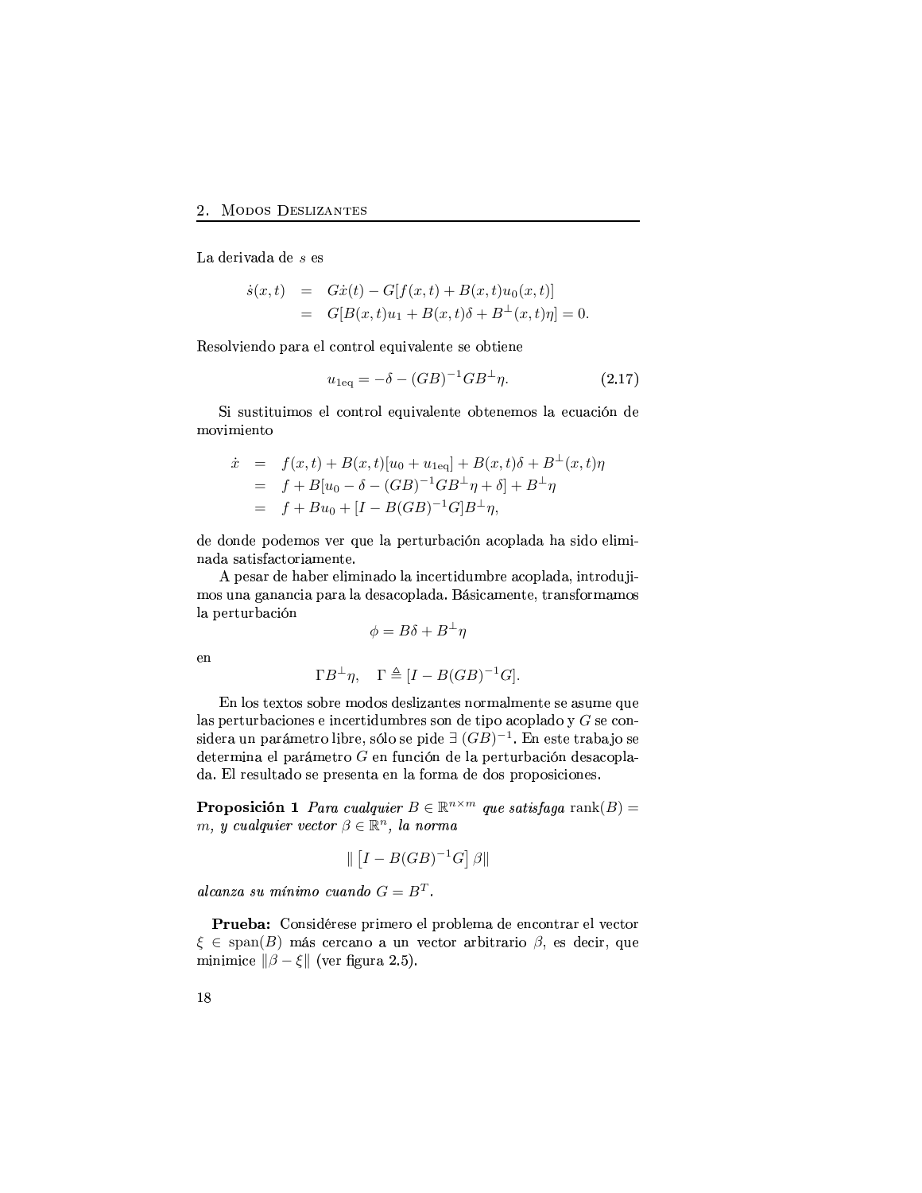La derivada de $s$ es

$$
\begin{aligned}
\dot{s}(x,t) &= G\dot{x}(t) - G[f(x,t) + B(x,t)u_0(x,t)] \\
&= G[B(x,t)u_1 + B(x,t)\delta + B^{\perp}(x,t)\eta] = 0.
\end{aligned}
$$

Resolviendo para el control equivalente se obtiene

$$
u_{1\mathrm{eq}} = -\delta - (GB)^{-1}GB^{\perp}\eta. \tag{2.17}
$$

Si sustituimos el control equivalente obtenemos la ecuación de movimiento

$$
\begin{aligned}
\dot{x} &= f(x,t) + B(x,t)[u_0 + u_{1\mathrm{eq}}] + B(x,t)\delta + B^{\perp}(x,t)\eta \\
&= f + B[u_0 - \delta - (GB)^{-1}GB^{\perp}\eta + \delta] + B^{\perp}\eta \\
&= f + Bu_0 + [I - B(GB)^{-1}G]B^{\perp}\eta,
\end{aligned}
$$

de donde podemos ver que la perturbación acoplada ha sido eliminada satisfactoriamente.

A pesar de haber eliminado la incertidumbre acoplada, introdujimos una ganancia para la desacoplada. Básicamente, transformamos la perturbación

$$
\phi = B\delta + B^{\perp}\eta
$$

en

$$
\Gamma B^{\perp}\eta, \quad \Gamma \triangleq [I - B(GB)^{-1}G].
$$

En los textos sobre modos deslizantes normalmente se asume que las perturbaciones e incertidumbres son de tipo acoplado y $G$ se considera un parámetro libre, sólo se pide $\exists\ (GB)^{-1}$. En este trabajo se determina el parámetro $G$ en función de la perturbación desacoplada. El resultado se presenta en la forma de dos proposiciones.

**Proposición 1** *Para cualquier $B \in \mathbb{R}^{n\times m}$ que satisfaga $\mathrm{rank}(B) = m$, y cualquier vector $\beta \in \mathbb{R}^n$, la norma*

$$
\left\| \left[I - B(GB)^{-1}G\right]\beta \right\|
$$

*alcanza su mínimo cuando $G = B^T$.*

**Prueba:** Considérese primero el problema de encontrar el vector $\xi \in \mathrm{span}(B)$ más cercano a un vector arbitrario $\beta$, es decir, que minimice $\|\beta - \xi\|$ (ver figura 2.5).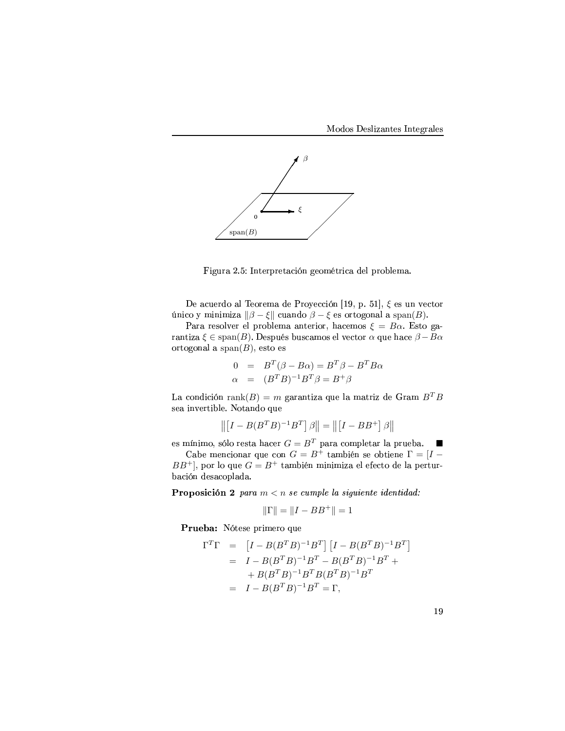Figura 2.5: Interpretación geométrica del problema.

De acuerdo al Teorema de Proyección [19, p. 51], $\xi$ es un vector único y minimiza $\|\beta - \xi\|$ cuando $\beta - \xi$ es ortogonal a $\text{span}(B)$.

Para resolver el problema anterior, hacemos $\xi = B\alpha$. Esto garantiza $\xi \in \text{span}(B)$. Después buscamos el vector $\alpha$ que hace $\beta - B\alpha$ ortogonal a $\text{span}(B)$, esto es

$$\begin{aligned} 0 &= B^T(\beta - B\alpha) = B^T\beta - B^T B\alpha \\ \alpha &= (B^T B)^{-1} B^T \beta = B^+ \beta \end{aligned}$$

La condición $\text{rank}(B) = m$ garantiza que la matriz de Gram $B^T B$ sea invertible. Notando que

$$\left\| \left[ I - B(B^T B)^{-1} B^T \right] \beta \right\| = \left\| \left[ I - BB^+ \right] \beta \right\|$$

es mínimo, sólo resta hacer $G = B^T$ para completar la prueba. ■

Cabe mencionar que con $G = B^+$ también se obtiene $\Gamma = [I - BB^+]$, por lo que $G = B^+$ también minimiza el efecto de la perturbación desacoplada.

**Proposición 2** *para $m < n$ se cumple la siguiente identidad:*

$$\|\Gamma\| = \|I - BB^+\| = 1$$

**Prueba:** Nótese primero que

$$\begin{aligned} \Gamma^T \Gamma &= \left[ I - B(B^T B)^{-1} B^T \right] \left[ I - B(B^T B)^{-1} B^T \right] \\ &= I - B(B^T B)^{-1} B^T - B(B^T B)^{-1} B^T + \\ &\quad + B(B^T B)^{-1} B^T B (B^T B)^{-1} B^T \\ &= I - B(B^T B)^{-1} B^T = \Gamma, \end{aligned}$$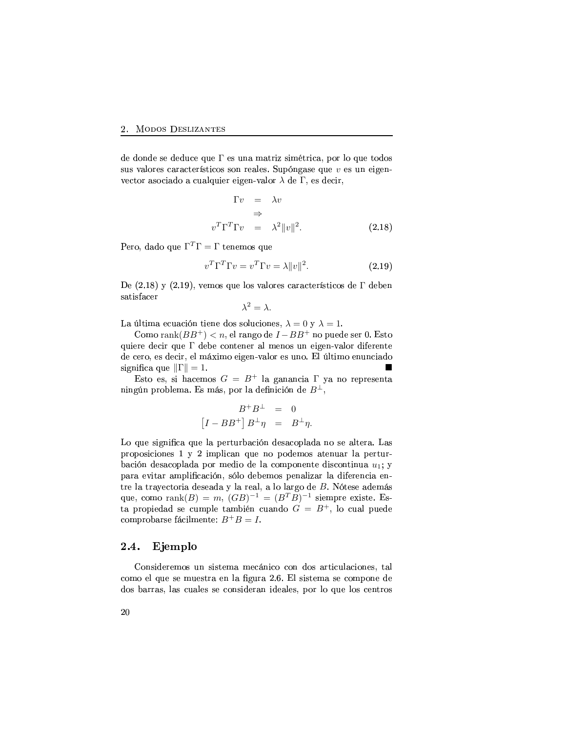de donde se deduce que $\Gamma$ es una matriz simétrica, por lo que todos sus valores característicos son reales. Supóngase que $v$ es un eigen-vector asociado a cualquier eigen-valor $\lambda$ de $\Gamma$, es decir,

$$
\begin{aligned}
\Gamma v &= \lambda v \\
&\Rightarrow \\
v^T \Gamma^T \Gamma v &= \lambda^2 \|v\|^2. 
\end{aligned} \tag{2.18}
$$

Pero, dado que $\Gamma^T \Gamma = \Gamma$ tenemos que

$$
v^T \Gamma^T \Gamma v = v^T \Gamma v = \lambda \|v\|^2. \tag{2.19}
$$

De (2.18) y (2.19), vemos que los valores característicos de $\Gamma$ deben satisfacer

$$
\lambda^2 = \lambda.
$$

La última ecuación tiene dos soluciones, $\lambda = 0$ y $\lambda = 1$.

Como $\mathrm{rank}(BB^+) < n$, el rango de $I - BB^+$ no puede ser 0. Esto quiere decir que $\Gamma$ debe contener al menos un eigen-valor diferente de cero, es decir, el máximo eigen-valor es uno. El último enunciado significa que $\|\Gamma\| = 1$. ■

Esto es, si hacemos $G = B^+$ la ganancia $\Gamma$ ya no representa ningún problema. Es más, por la definición de $B^\perp$,

$$
\begin{aligned}
B^+ B^\perp &= 0 \\
\left[I - BB^+\right] B^\perp \eta &= B^\perp \eta.
\end{aligned}
$$

Lo que significa que la perturbación desacoplada no se altera. Las proposiciones 1 y 2 implican que no podemos atenuar la perturbación desacoplada por medio de la componente discontinua $u_1$; y para evitar amplificación, sólo debemos penalizar la diferencia entre la trayectoria deseada y la real, a lo largo de $B$. Nótese además que, como $\mathrm{rank}(B) = m$, $(GB)^{-1} = (B^T B)^{-1}$ siempre existe. Esta propiedad se cumple también cuando $G = B^+$, lo cual puede comprobarse fácilmente: $B^+ B = I$.

## 2.4. Ejemplo

Consideremos un sistema mecánico con dos articulaciones, tal como el que se muestra en la figura 2.6. El sistema se compone de dos barras, las cuales se consideran ideales, por lo que los centros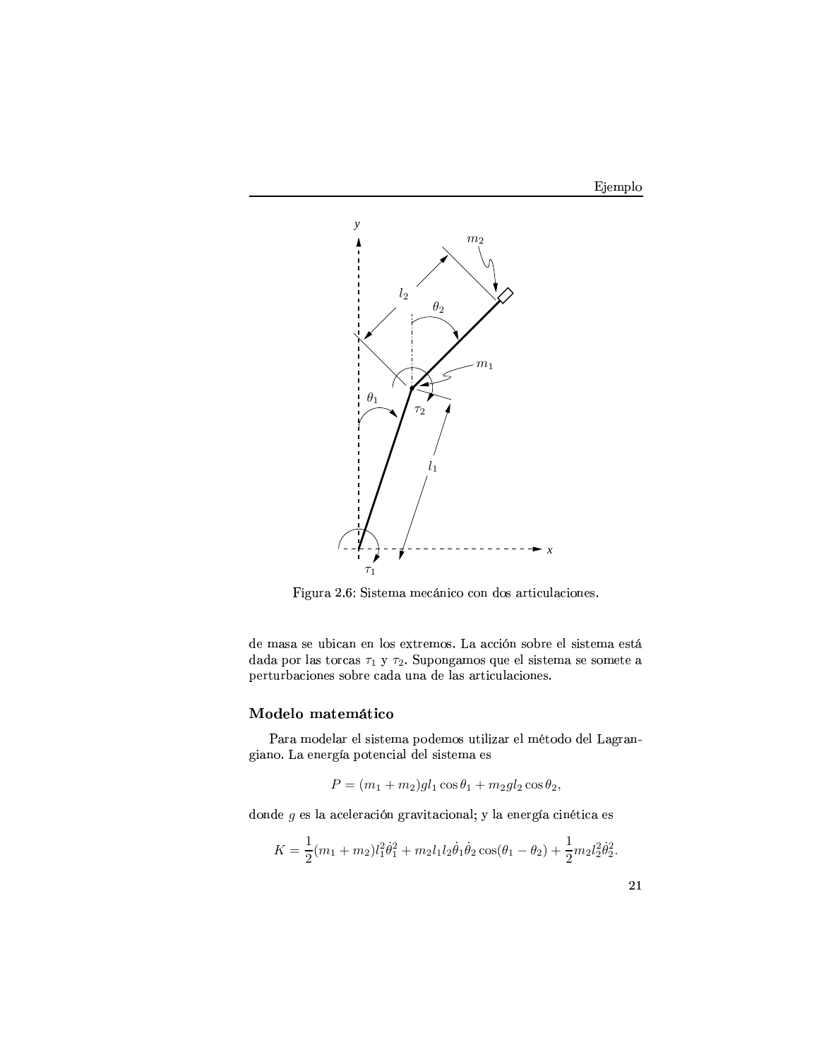Figura 2.6: Sistema mecánico con dos articulaciones.

de masa se ubican en los extremos. La acción sobre el sistema está dada por las torcas $\tau_1$ y $\tau_2$. Supongamos que el sistema se somete a perturbaciones sobre cada una de las articulaciones.

### Modelo matemático

Para modelar el sistema podemos utilizar el método del Lagrangiano. La energía potencial del sistema es

$$P = (m_1 + m_2)gl_1 \cos\theta_1 + m_2 g l_2 \cos\theta_2,$$

donde $g$ es la aceleración gravitacional; y la energía cinética es

$$K = \frac{1}{2}(m_1 + m_2)l_1^2\dot{\theta}_1^2 + m_2 l_1 l_2 \dot{\theta}_1 \dot{\theta}_2 \cos(\theta_1 - \theta_2) + \frac{1}{2}m_2 l_2^2 \dot{\theta}_2^2.$$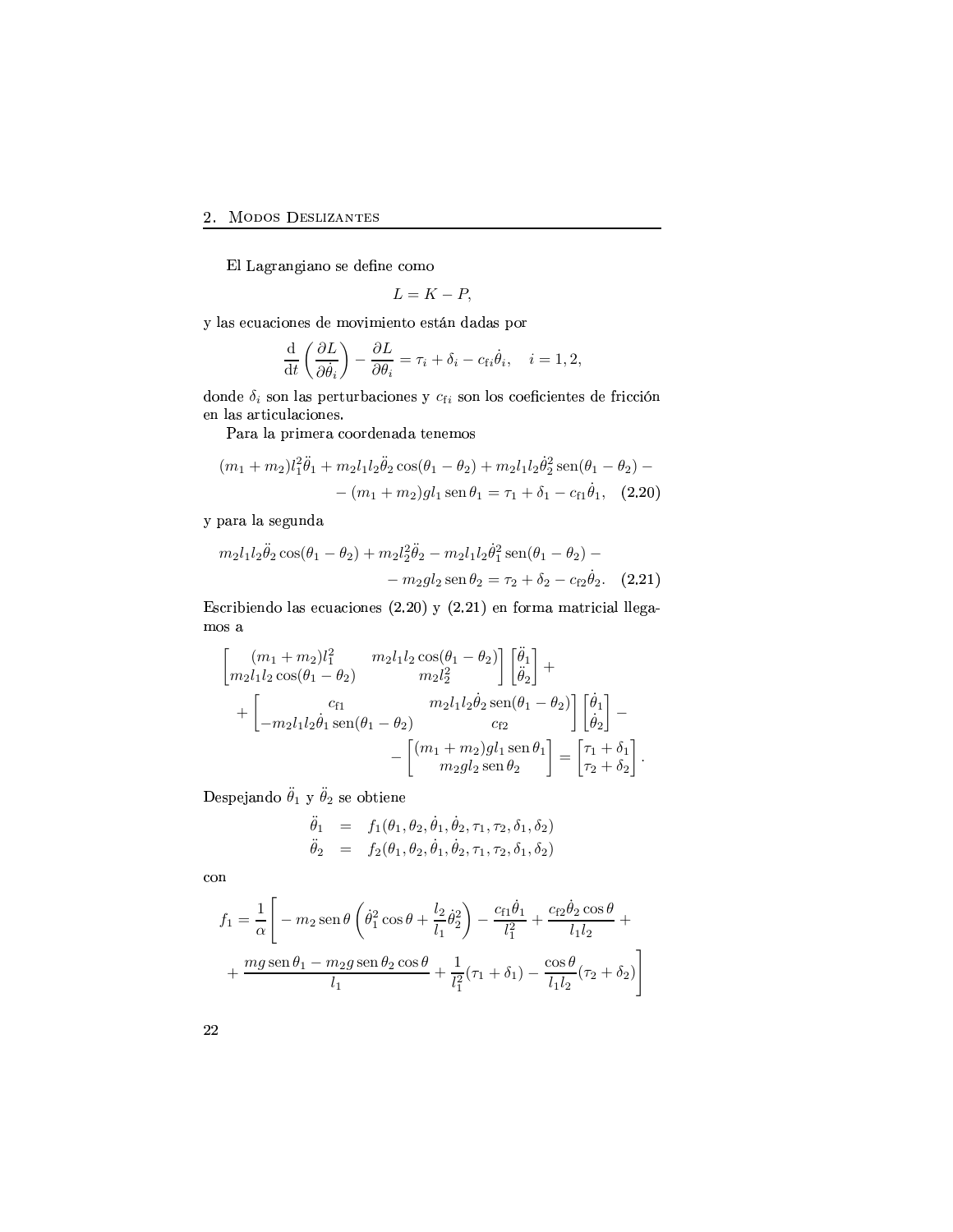El Lagrangiano se define como

$$L = K - P,$$

y las ecuaciones de movimiento están dadas por

$$\frac{\mathrm{d}}{\mathrm{d}t}\left(\frac{\partial L}{\partial \dot{\theta}_i}\right) - \frac{\partial L}{\partial \theta_i} = \tau_i + \delta_i - c_{\mathrm{f}i}\dot{\theta}_i, \quad i = 1, 2,$$

donde $\delta_i$ son las perturbaciones y $c_{\mathrm{f}i}$ son los coeficientes de fricción en las articulaciones.

Para la primera coordenada tenemos

$$\begin{aligned}(m_1+m_2)l_1^2\ddot{\theta}_1 + m_2 l_1 l_2 \ddot{\theta}_2 \cos(\theta_1 - \theta_2) + m_2 l_1 l_2 \dot{\theta}_2^2 \operatorname{sen}(\theta_1-\theta_2) - \\ -(m_1+m_2) g l_1 \operatorname{sen}\theta_1 = \tau_1 + \delta_1 - c_{\mathrm{f}1}\dot{\theta}_1, \quad (2.20)\end{aligned}$$

y para la segunda

$$\begin{aligned}m_2 l_1 l_2 \ddot{\theta}_2 \cos(\theta_1-\theta_2) + m_2 l_2^2 \ddot{\theta}_2 - m_2 l_1 l_2 \dot{\theta}_1^2 \operatorname{sen}(\theta_1-\theta_2) - \\ - m_2 g l_2 \operatorname{sen}\theta_2 = \tau_2 + \delta_2 - c_{\mathrm{f}2}\dot{\theta}_2. \quad (2.21)\end{aligned}$$

Escribiendo las ecuaciones (2.20) y (2.21) en forma matricial llegamos a

$$\begin{aligned}&\begin{bmatrix}(m_1+m_2)l_1^2 & m_2 l_1 l_2\cos(\theta_1-\theta_2)\\ m_2 l_1 l_2 \cos(\theta_1-\theta_2) & m_2 l_2^2\end{bmatrix}\begin{bmatrix}\ddot{\theta}_1\\ \ddot{\theta}_2\end{bmatrix} + \\ &+\begin{bmatrix}c_{\mathrm{f}1} & m_2 l_1 l_2 \dot{\theta}_2 \operatorname{sen}(\theta_1-\theta_2)\\ -m_2 l_1 l_2 \dot{\theta}_1 \operatorname{sen}(\theta_1-\theta_2) & c_{\mathrm{f}2}\end{bmatrix}\begin{bmatrix}\dot{\theta}_1\\ \dot{\theta}_2\end{bmatrix} - \\ &- \begin{bmatrix}(m_1+m_2) g l_1 \operatorname{sen}\theta_1\\ m_2 g l_2 \operatorname{sen}\theta_2\end{bmatrix} = \begin{bmatrix}\tau_1+\delta_1\\ \tau_2+\delta_2\end{bmatrix}.\end{aligned}$$

Despejando $\ddot{\theta}_1$ y $\ddot{\theta}_2$ se obtiene

$$\begin{aligned}\ddot{\theta}_1 &= f_1(\theta_1, \theta_2, \dot{\theta}_1, \dot{\theta}_2, \tau_1, \tau_2, \delta_1, \delta_2)\\ \ddot{\theta}_2 &= f_2(\theta_1, \theta_2, \dot{\theta}_1, \dot{\theta}_2, \tau_1, \tau_2, \delta_1, \delta_2)\end{aligned}$$

con

$$\begin{aligned}f_1 = \frac{1}{\alpha}\Bigg[ &- m_2 \operatorname{sen}\theta \left(\dot{\theta}_1^2 \cos\theta + \frac{l_2}{l_1}\dot{\theta}_2^2\right) - \frac{c_{\mathrm{f}1}\dot{\theta}_1}{l_1^2} + \frac{c_{\mathrm{f}2}\dot{\theta}_2\cos\theta}{l_1 l_2} + \\ &+ \frac{mg\operatorname{sen}\theta_1 - m_2 g \operatorname{sen}\theta_2 \cos\theta}{l_1} + \frac{1}{l_1^2}(\tau_1+\delta_1) - \frac{\cos\theta}{l_1 l_2}(\tau_2+\delta_2)\Bigg]\end{aligned}$$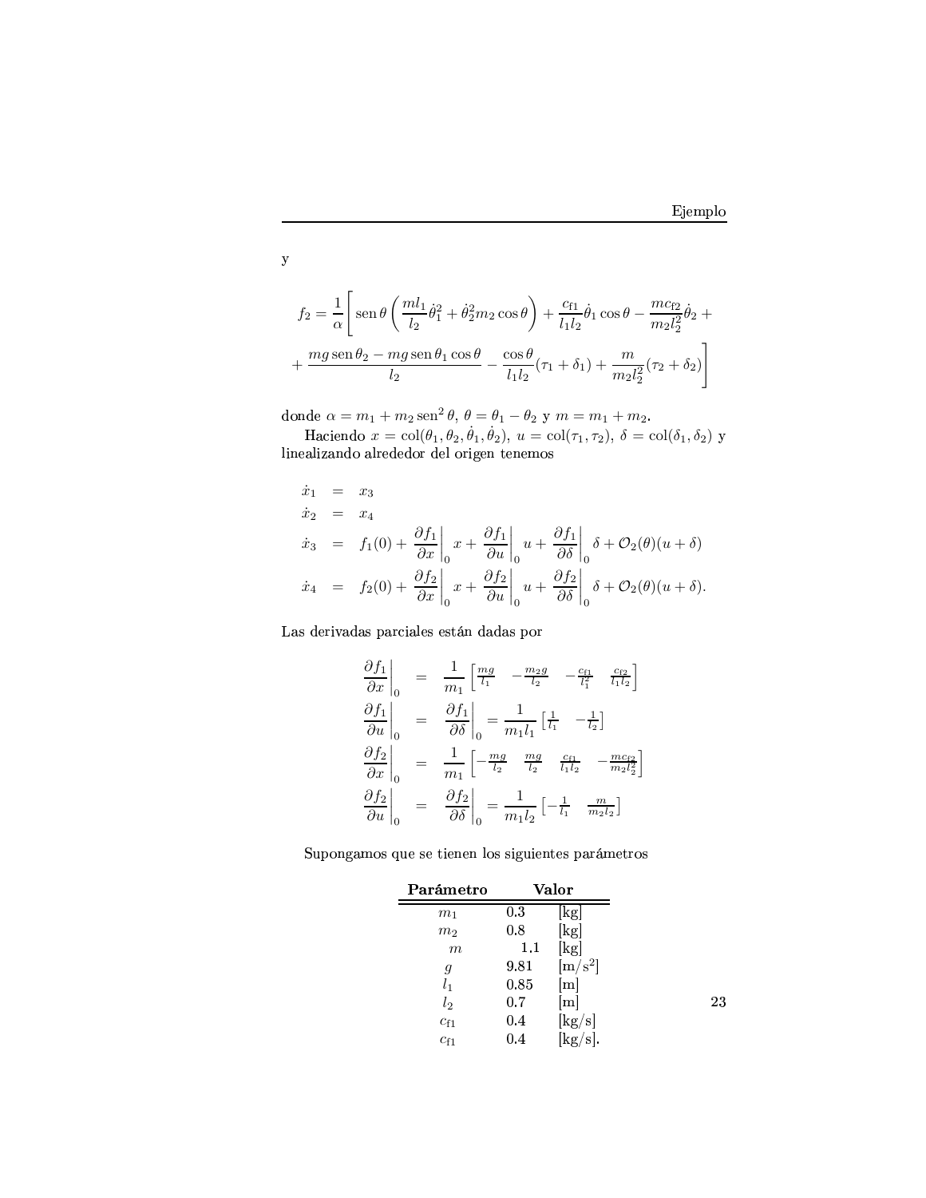y

$$f_2 = \frac{1}{\alpha}\left[ \operatorname{sen}\theta \left( \frac{ml_1}{l_2}\dot{\theta}_1^2 + \dot{\theta}_2^2 m_2 \cos\theta \right) + \frac{c_{f1}}{l_1 l_2}\dot{\theta}_1 \cos\theta - \frac{mc_{f2}}{m_2 l_2^2}\dot{\theta}_2 + \right.$$

$$\left. + \frac{mg \operatorname{sen}\theta_2 - mg \operatorname{sen}\theta_1 \cos\theta}{l_2} - \frac{\cos\theta}{l_1 l_2}(\tau_1 + \delta_1) + \frac{m}{m_2 l_2^2}(\tau_2 + \delta_2) \right]$$

donde $\alpha = m_1 + m_2 \operatorname{sen}^2\theta$, $\theta = \theta_1 - \theta_2$ y $m = m_1 + m_2$.

Haciendo $x = \operatorname{col}(\theta_1, \theta_2, \dot{\theta}_1, \dot{\theta}_2)$, $u = \operatorname{col}(\tau_1, \tau_2)$, $\delta = \operatorname{col}(\delta_1, \delta_2)$ y linealizando alrededor del origen tenemos

$$\begin{aligned}
\dot{x}_1 &= x_3 \\
\dot{x}_2 &= x_4 \\
\dot{x}_3 &= f_1(0) + \left.\frac{\partial f_1}{\partial x}\right|_0 x + \left.\frac{\partial f_1}{\partial u}\right|_0 u + \left.\frac{\partial f_1}{\partial \delta}\right|_0 \delta + \mathcal{O}_2(\theta)(u + \delta) \\
\dot{x}_4 &= f_2(0) + \left.\frac{\partial f_2}{\partial x}\right|_0 x + \left.\frac{\partial f_2}{\partial u}\right|_0 u + \left.\frac{\partial f_2}{\partial \delta}\right|_0 \delta + \mathcal{O}_2(\theta)(u + \delta).
\end{aligned}$$

Las derivadas parciales están dadas por

$$\begin{aligned}
\left.\frac{\partial f_1}{\partial x}\right|_0 &= \frac{1}{m_1}\begin{bmatrix} \frac{mg}{l_1} & -\frac{m_2 g}{l_2} & -\frac{c_{f1}}{l_1^2} & \frac{c_{f2}}{l_1 l_2} \end{bmatrix} \\
\left.\frac{\partial f_1}{\partial u}\right|_0 &= \left.\frac{\partial f_1}{\partial \delta}\right|_0 = \frac{1}{m_1 l_1}\begin{bmatrix} \frac{1}{l_1} & -\frac{1}{l_2} \end{bmatrix} \\
\left.\frac{\partial f_2}{\partial x}\right|_0 &= \frac{1}{m_1}\begin{bmatrix} -\frac{mg}{l_2} & \frac{mg}{l_2} & \frac{c_{f1}}{l_1 l_2} & -\frac{mc_{f2}}{m_2 l_2^2} \end{bmatrix} \\
\left.\frac{\partial f_2}{\partial u}\right|_0 &= \left.\frac{\partial f_2}{\partial \delta}\right|_0 = \frac{1}{m_1 l_2}\begin{bmatrix} -\frac{1}{l_1} & \frac{m}{m_2 l_2} \end{bmatrix}
\end{aligned}$$

Supongamos que se tienen los siguientes parámetros

| **Parámetro** | **Valor** | |
|---|---|---|
| $m_1$ | 0.3 | [kg] |
| $m_2$ | 0.8 | [kg] |
| $m$ | 1.1 | [kg] |
| $g$ | 9.81 | [m/s$^2$] |
| $l_1$ | 0.85 | [m] |
| $l_2$ | 0.7 | [m] |
| $c_{f1}$ | 0.4 | [kg/s] |
| $c_{f1}$ | 0.4 | [kg/s]. |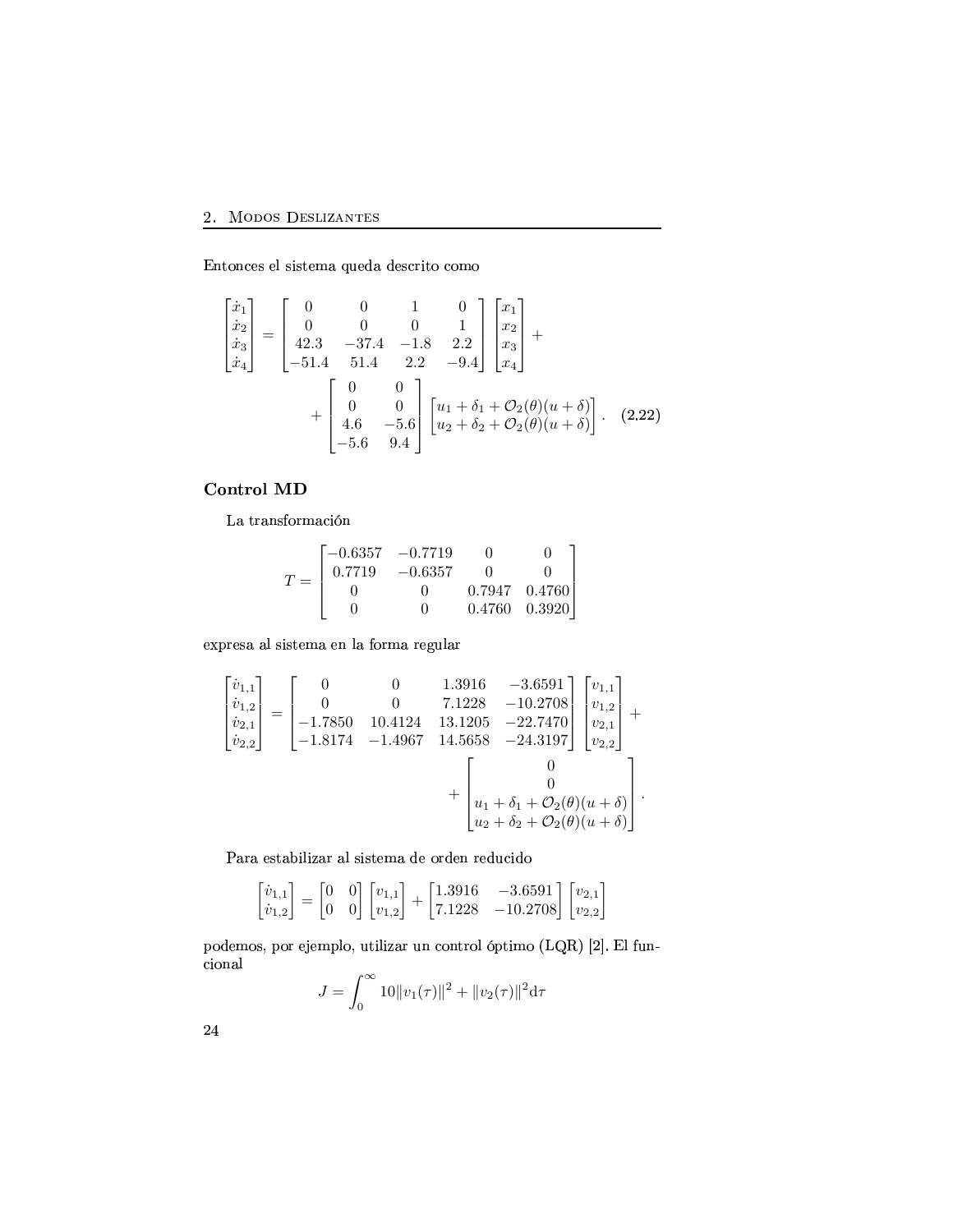Entonces el sistema queda descrito como

$$
\begin{bmatrix} \dot{x}_1 \\ \dot{x}_2 \\ \dot{x}_3 \\ \dot{x}_4 \end{bmatrix} = \begin{bmatrix} 0 & 0 & 1 & 0 \\ 0 & 0 & 0 & 1 \\ 42.3 & -37.4 & -1.8 & 2.2 \\ -51.4 & 51.4 & 2.2 & -9.4 \end{bmatrix} \begin{bmatrix} x_1 \\ x_2 \\ x_3 \\ x_4 \end{bmatrix} + \\
+ \begin{bmatrix} 0 & 0 \\ 0 & 0 \\ 4.6 & -5.6 \\ -5.6 & 9.4 \end{bmatrix} \begin{bmatrix} u_1 + \delta_1 + \mathcal{O}_2(\theta)(u+\delta) \\ u_2 + \delta_2 + \mathcal{O}_2(\theta)(u+\delta) \end{bmatrix}. \quad (2.22)
$$

### Control MD

La transformación

$$
T = \begin{bmatrix} -0.6357 & -0.7719 & 0 & 0 \\ 0.7719 & -0.6357 & 0 & 0 \\ 0 & 0 & 0.7947 & 0.4760 \\ 0 & 0 & 0.4760 & 0.3920 \end{bmatrix}
$$

expresa al sistema en la forma regular

$$
\begin{bmatrix} \dot{v}_{1,1} \\ \dot{v}_{1,2} \\ \dot{v}_{2,1} \\ \dot{v}_{2,2} \end{bmatrix} = \begin{bmatrix} 0 & 0 & 1.3916 & -3.6591 \\ 0 & 0 & 7.1228 & -10.2708 \\ -1.7850 & 10.4124 & 13.1205 & -22.7470 \\ -1.8174 & -1.4967 & 14.5658 & -24.3197 \end{bmatrix} \begin{bmatrix} v_{1,1} \\ v_{1,2} \\ v_{2,1} \\ v_{2,2} \end{bmatrix} + \\
+ \begin{bmatrix} 0 \\ 0 \\ u_1 + \delta_1 + \mathcal{O}_2(\theta)(u+\delta) \\ u_2 + \delta_2 + \mathcal{O}_2(\theta)(u+\delta) \end{bmatrix}.
$$

Para estabilizar al sistema de orden reducido

$$
\begin{bmatrix} \dot{v}_{1,1} \\ \dot{v}_{1,2} \end{bmatrix} = \begin{bmatrix} 0 & 0 \\ 0 & 0 \end{bmatrix} \begin{bmatrix} v_{1,1} \\ v_{1,2} \end{bmatrix} + \begin{bmatrix} 1.3916 & -3.6591 \\ 7.1228 & -10.2708 \end{bmatrix} \begin{bmatrix} v_{2,1} \\ v_{2,2} \end{bmatrix}
$$

podemos, por ejemplo, utilizar un control óptimo (LQR) [2]. El funcional

$$
J = \int_0^\infty 10\|v_1(\tau)\|^2 + \|v_2(\tau)\|^2 \mathrm{d}\tau
$$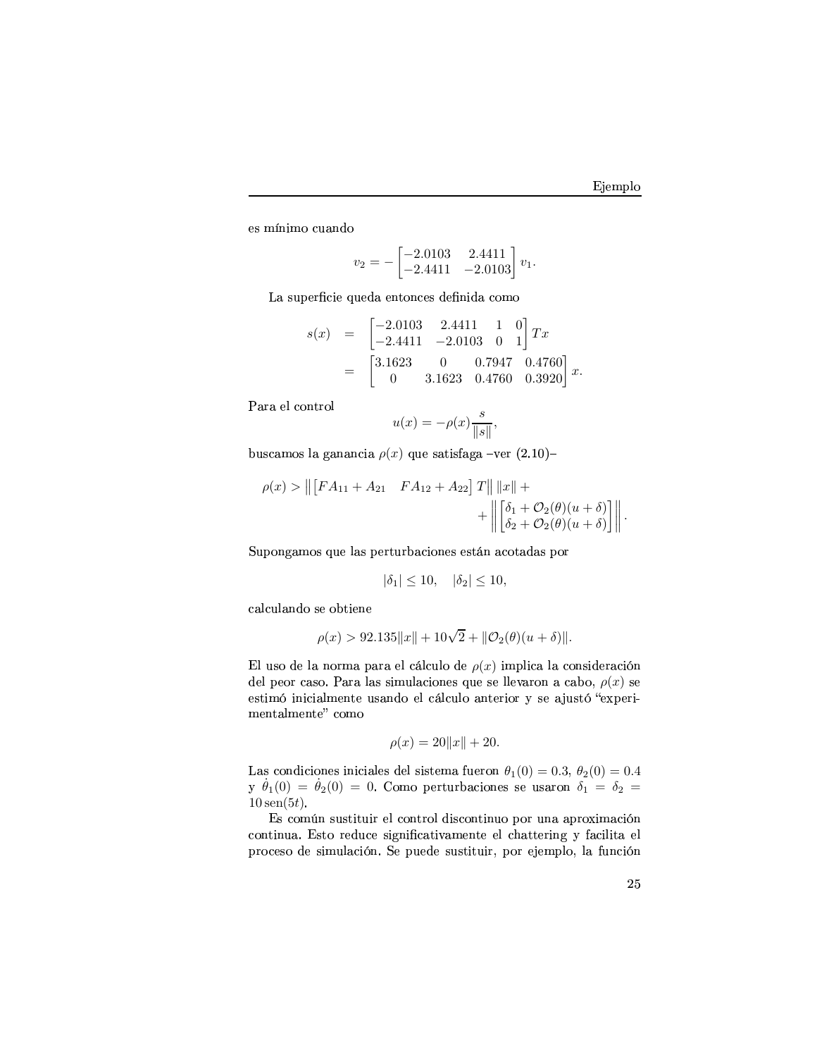es mínimo cuando

$$v_2 = -\begin{bmatrix} -2.0103 & 2.4411 \\ -2.4411 & -2.0103 \end{bmatrix} v_1.$$

La superficie queda entonces definida como

$$\begin{aligned} s(x) &= \begin{bmatrix} -2.0103 & 2.4411 & 1 & 0 \\ -2.4411 & -2.0103 & 0 & 1 \end{bmatrix} Tx \\ &= \begin{bmatrix} 3.1623 & 0 & 0.7947 & 0.4760 \\ 0 & 3.1623 & 0.4760 & 0.3920 \end{bmatrix} x. \end{aligned}$$

Para el control

$$u(x) = -\rho(x)\frac{s}{\|s\|},$$

buscamos la ganancia $\rho(x)$ que satisfaga –ver (2.10)–

$$\rho(x) > \left\| \begin{bmatrix} FA_{11} + A_{21} & FA_{12} + A_{22} \end{bmatrix} T \right\| \|x\| + \\ + \left\| \begin{bmatrix} \delta_1 + \mathcal{O}_2(\theta)(u+\delta) \\ \delta_2 + \mathcal{O}_2(\theta)(u+\delta) \end{bmatrix} \right\|.$$

Supongamos que las perturbaciones están acotadas por

$$|\delta_1| \leq 10, \quad |\delta_2| \leq 10,$$

calculando se obtiene

$$\rho(x) > 92.135\|x\| + 10\sqrt{2} + \|\mathcal{O}_2(\theta)(u+\delta)\|.$$

El uso de la norma para el cálculo de $\rho(x)$ implica la consideración del peor caso. Para las simulaciones que se llevaron a cabo, $\rho(x)$ se estimó inicialmente usando el cálculo anterior y se ajustó "experimentalmente" como

$$\rho(x) = 20\|x\| + 20.$$

Las condiciones iniciales del sistema fueron $\theta_1(0) = 0.3$, $\theta_2(0) = 0.4$ y $\dot{\theta}_1(0) = \dot{\theta}_2(0) = 0$. Como perturbaciones se usaron $\delta_1 = \delta_2 = 10\,\mathrm{sen}(5t)$.

Es común sustituir el control discontinuo por una aproximación continua. Esto reduce significativamente el chattering y facilita el proceso de simulación. Se puede sustituir, por ejemplo, la función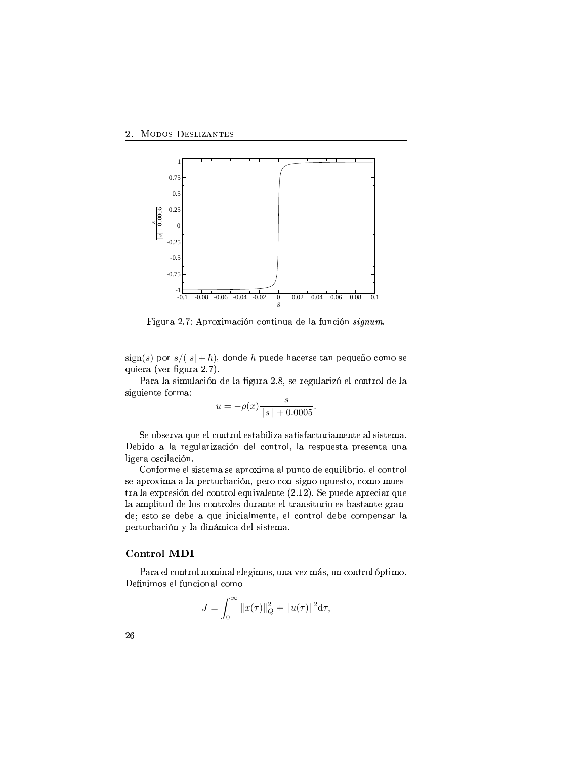Figura 2.7: Aproximación continua de la función *signum*.

sign($s$) por $s/(|s|+h)$, donde $h$ puede hacerse tan pequeño como se quiera (ver figura 2.7).

Para la simulación de la figura 2.8, se regularizó el control de la siguiente forma:

$$u = -\rho(x)\frac{s}{\|s\| + 0.0005}.$$

Se observa que el control estabiliza satisfactoriamente al sistema. Debido a la regularización del control, la respuesta presenta una ligera oscilación.

Conforme el sistema se aproxima al punto de equilibrio, el control se aproxima a la perturbación, pero con signo opuesto, como muestra la expresión del control equivalente (2.12). Se puede apreciar que la amplitud de los controles durante el transitorio es bastante grande; esto se debe a que inicialmente, el control debe compensar la perturbación y la dinámica del sistema.

### Control MDI

Para el control nominal elegimos, una vez más, un control óptimo. Definimos el funcional como

$$J = \int_0^\infty \|x(\tau)\|_Q^2 + \|u(\tau)\|^2 \mathrm{d}\tau,$$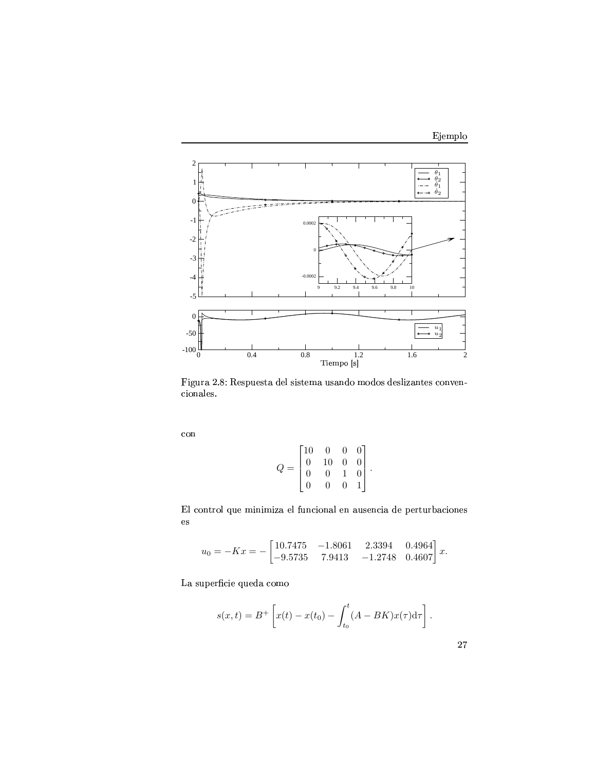Figura 2.8: Respuesta del sistema usando modos deslizantes convencionales.

con

$$Q = \begin{bmatrix} 10 & 0 & 0 & 0 \\ 0 & 10 & 0 & 0 \\ 0 & 0 & 1 & 0 \\ 0 & 0 & 0 & 1 \end{bmatrix}.$$

El control que minimiza el funcional en ausencia de perturbaciones es

$$u_0 = -Kx = -\begin{bmatrix} 10.7475 & -1.8061 & 2.3394 & 0.4964 \\ -9.5735 & 7.9413 & -1.2748 & 0.4607 \end{bmatrix} x.$$

La superficie queda como

$$s(x,t) = B^{+}\left[x(t) - x(t_0) - \int_{t_0}^{t} (A - BK)x(\tau)\mathrm{d}\tau\right].$$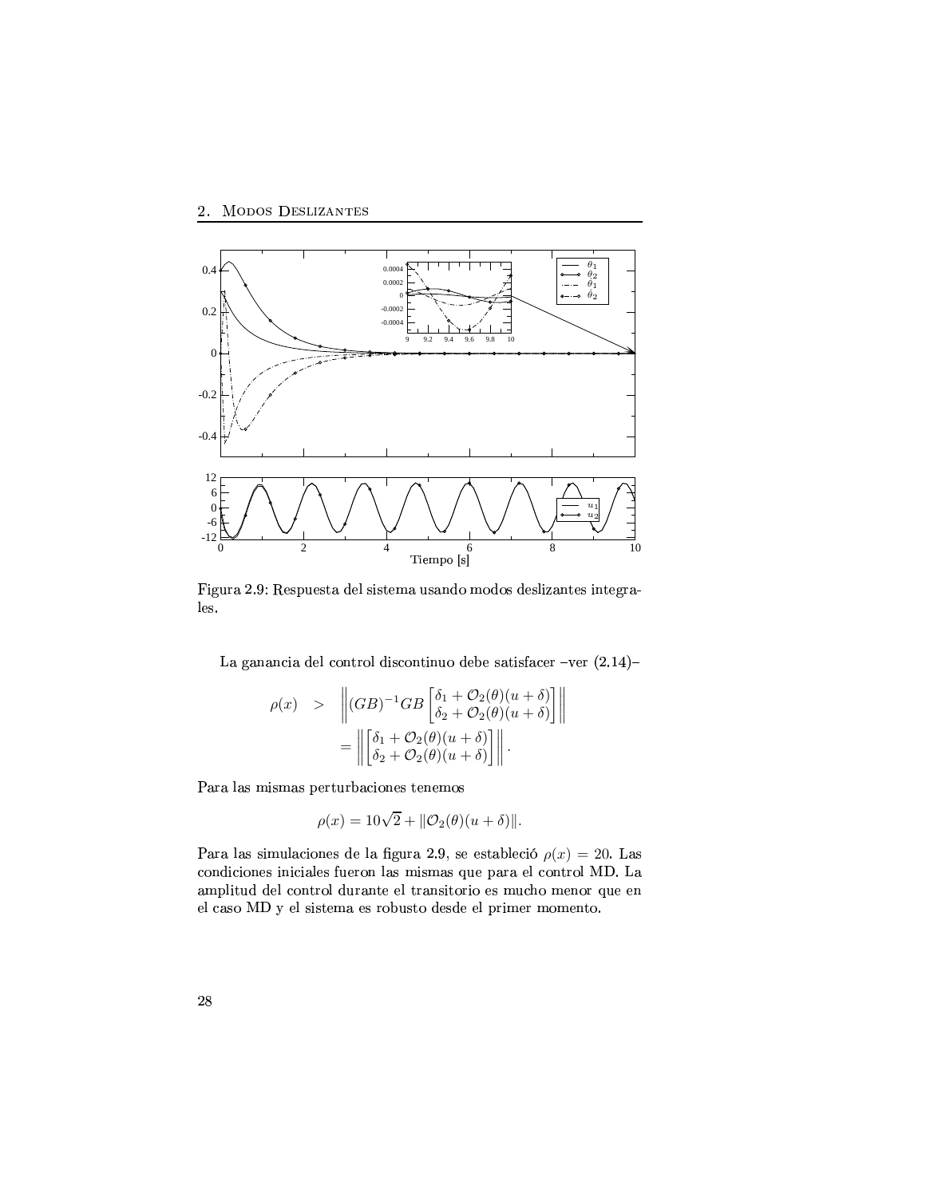Figura 2.9: Respuesta del sistema usando modos deslizantes integrales.

La ganancia del control discontinuo debe satisfacer –ver (2.14)–

$$
\begin{aligned}
\rho(x) \quad &> \quad \left\| (GB)^{-1} GB \begin{bmatrix} \delta_1 + \mathcal{O}_2(\theta)(u+\delta) \\ \delta_2 + \mathcal{O}_2(\theta)(u+\delta) \end{bmatrix} \right\| \\
&= \left\| \begin{bmatrix} \delta_1 + \mathcal{O}_2(\theta)(u+\delta) \\ \delta_2 + \mathcal{O}_2(\theta)(u+\delta) \end{bmatrix} \right\|.
\end{aligned}
$$

Para las mismas perturbaciones tenemos

$$
\rho(x) = 10\sqrt{2} + \|\mathcal{O}_2(\theta)(u+\delta)\|.
$$

Para las simulaciones de la figura 2.9, se estableció $\rho(x) = 20$. Las condiciones iniciales fueron las mismas que para el control MD. La amplitud del control durante el transitorio es mucho menor que en el caso MD y el sistema es robusto desde el primer momento.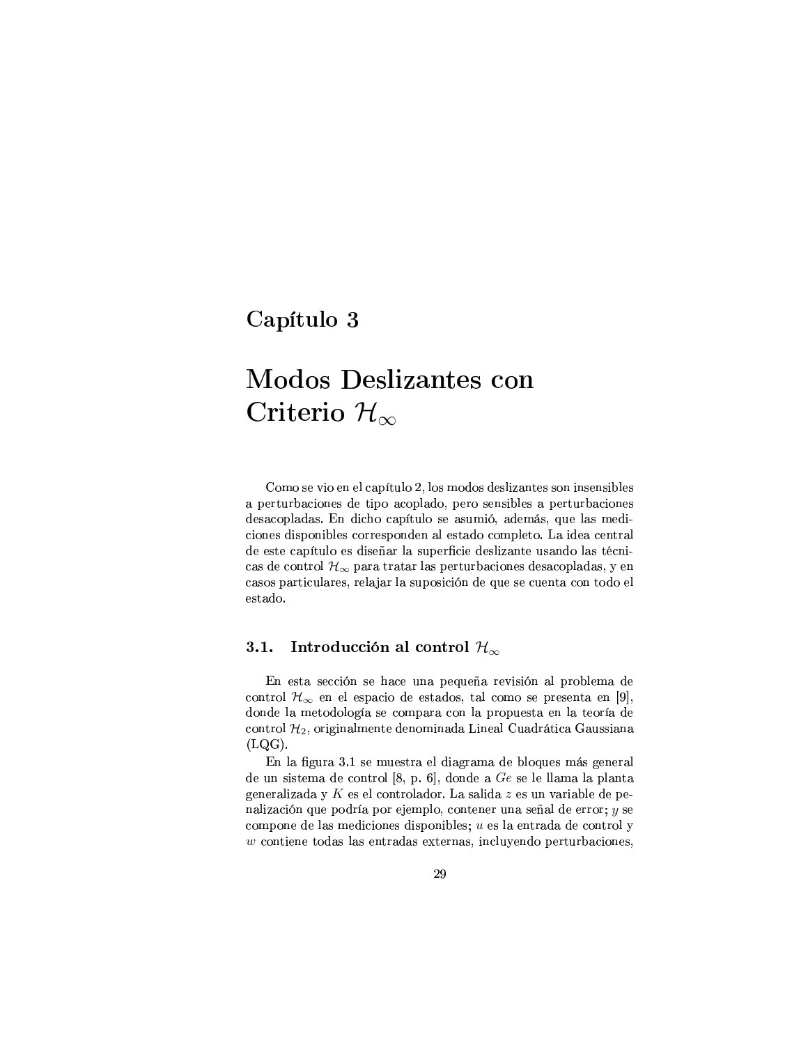# Capítulo 3

# Modos Deslizantes con Criterio $\mathcal{H}_\infty$

Como se vio en el capítulo 2, los modos deslizantes son insensibles a perturbaciones de tipo acoplado, pero sensibles a perturbaciones desacopladas. En dicho capítulo se asumió, además, que las mediciones disponibles corresponden al estado completo. La idea central de este capítulo es diseñar la superficie deslizante usando las técnicas de control $\mathcal{H}_\infty$ para tratar las perturbaciones desacopladas, y en casos particulares, relajar la suposición de que se cuenta con todo el estado.

## 3.1. Introducción al control $\mathcal{H}_\infty$

En esta sección se hace una pequeña revisión al problema de control $\mathcal{H}_\infty$ en el espacio de estados, tal como se presenta en [9], donde la metodología se compara con la propuesta en la teoría de control $\mathcal{H}_2$, originalmente denominada Lineal Cuadrática Gaussiana (LQG).

En la figura 3.1 se muestra el diagrama de bloques más general de un sistema de control [8, p. 6], donde a $Ge$ se le llama la planta generalizada y $K$ es el controlador. La salida $z$ es un variable de penalización que podría por ejemplo, contener una señal de error; $y$ se compone de las mediciones disponibles; $u$ es la entrada de control y $w$ contiene todas las entradas externas, incluyendo perturbaciones,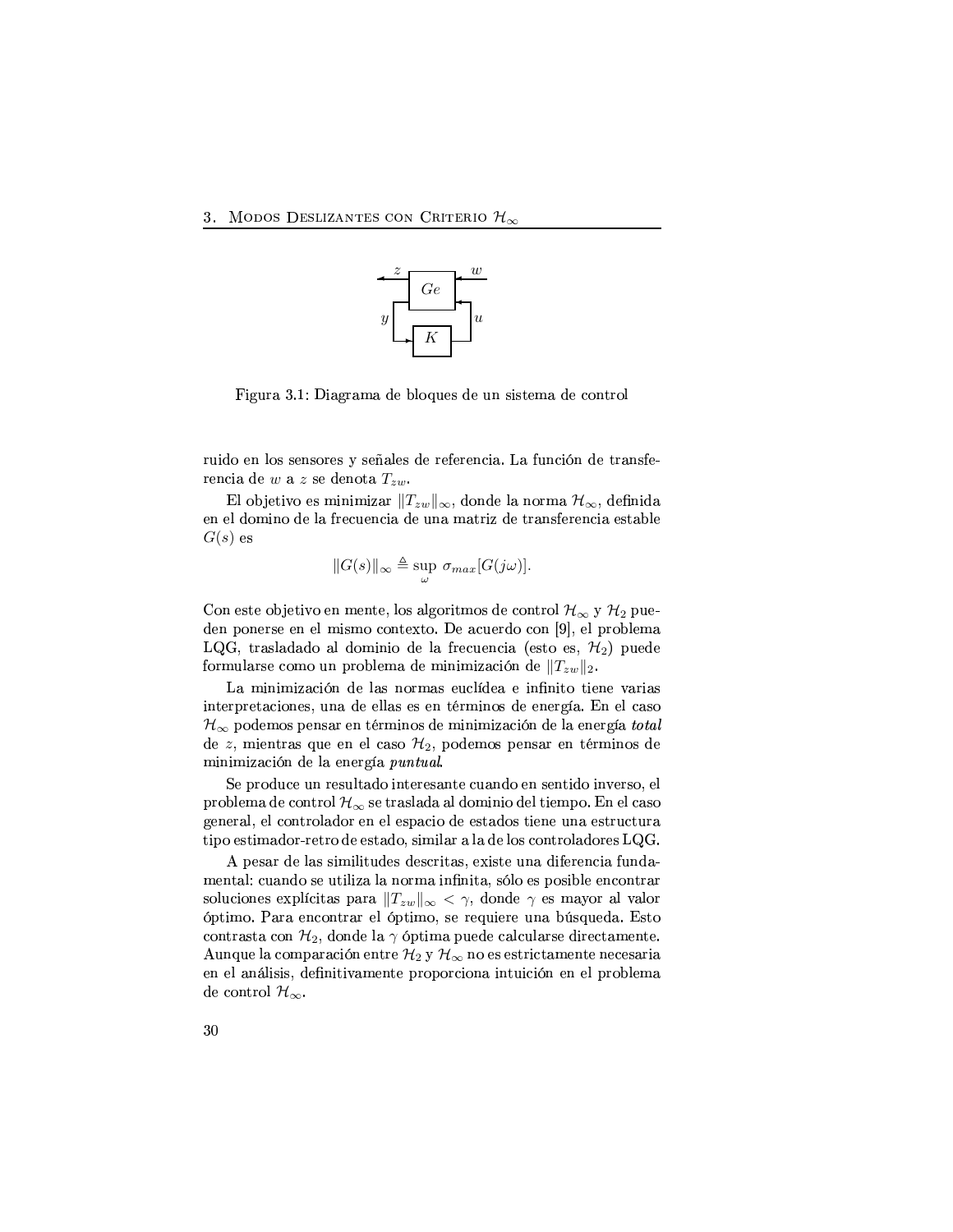Figura 3.1: Diagrama de bloques de un sistema de control

ruido en los sensores y señales de referencia. La función de transferencia de $w$ a $z$ se denota $T_{zw}$.

El objetivo es minimizar $\|T_{zw}\|_\infty$, donde la norma $\mathcal{H}_\infty$, definida en el domino de la frecuencia de una matriz de transferencia estable $G(s)$ es

$$\|G(s)\|_\infty \triangleq \sup_\omega \ \sigma_{max}[G(j\omega)].$$

Con este objetivo en mente, los algoritmos de control $\mathcal{H}_\infty$ y $\mathcal{H}_2$ pueden ponerse en el mismo contexto. De acuerdo con [9], el problema LQG, trasladado al dominio de la frecuencia (esto es, $\mathcal{H}_2$) puede formularse como un problema de minimización de $\|T_{zw}\|_2$.

La minimización de las normas euclídea e infinito tiene varias interpretaciones, una de ellas es en términos de energía. En el caso $\mathcal{H}_\infty$ podemos pensar en términos de minimización de la energía ***total*** de $z$, mientras que en el caso $\mathcal{H}_2$, podemos pensar en términos de minimización de la energía ***puntual***.

Se produce un resultado interesante cuando en sentido inverso, el problema de control $\mathcal{H}_\infty$ se traslada al dominio del tiempo. En el caso general, el controlador en el espacio de estados tiene una estructura tipo estimador-retro de estado, similar a la de los controladores LQG.

A pesar de las similitudes descritas, existe una diferencia fundamental: cuando se utiliza la norma infinita, sólo es posible encontrar soluciones explícitas para $\|T_{zw}\|_\infty < \gamma$, donde $\gamma$ es mayor al valor óptimo. Para encontrar el óptimo, se requiere una búsqueda. Esto contrasta con $\mathcal{H}_2$, donde la $\gamma$ óptima puede calcularse directamente. Aunque la comparación entre $\mathcal{H}_2$ y $\mathcal{H}_\infty$ no es estrictamente necesaria en el análisis, definitivamente proporciona intuición en el problema de control $\mathcal{H}_\infty$.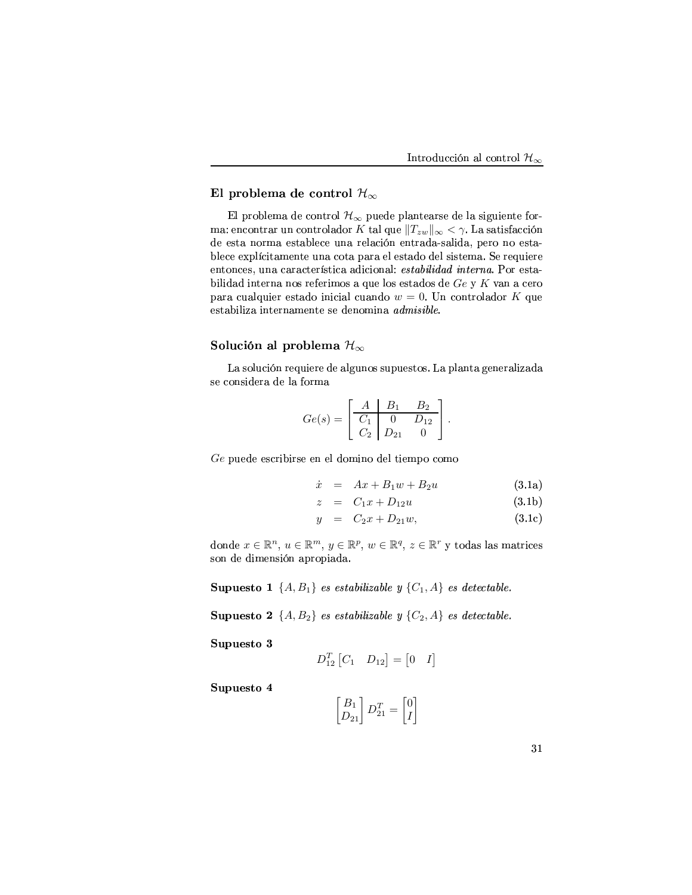## El problema de control $\mathcal{H}_\infty$

El problema de control $\mathcal{H}_\infty$ puede plantearse de la siguiente forma: encontrar un controlador $K$ tal que $\|T_{zw}\|_\infty < \gamma$. La satisfacción de esta norma establece una relación entrada-salida, pero no establece explícitamente una cota para el estado del sistema. Se requiere entonces, una característica adicional: ***estabilidad interna***. Por estabilidad interna nos referimos a que los estados de $Ge$ y $K$ van a cero para cualquier estado inicial cuando $w = 0$. Un controlador $K$ que estabiliza internamente se denomina ***admisible***.

## Solución al problema $\mathcal{H}_\infty$

La solución requiere de algunos supuestos. La planta generalizada se considera de la forma

$$Ge(s) = \left[\begin{array}{c|cc} A & B_1 & B_2 \\ \hline C_1 & 0 & D_{12} \\ C_2 & D_{21} & 0 \end{array}\right].$$

$Ge$ puede escribirse en el domino del tiempo como

$$\dot{x} = Ax + B_1 w + B_2 u \tag{3.1a}$$

$$z = C_1 x + D_{12} u \tag{3.1b}$$

$$y = C_2 x + D_{21} w, \tag{3.1c}$$

donde $x \in \mathbb{R}^n$, $u \in \mathbb{R}^m$, $y \in \mathbb{R}^p$, $w \in \mathbb{R}^q$, $z \in \mathbb{R}^r$ y todas las matrices son de dimensión apropiada.

**Supuesto 1** *$\{A, B_1\}$ es estabilizable y $\{C_1, A\}$ es detectable.*

**Supuesto 2** *$\{A, B_2\}$ es estabilizable y $\{C_2, A\}$ es detectable.*

**Supuesto 3**

$$D_{12}^T \begin{bmatrix} C_1 & D_{12} \end{bmatrix} = \begin{bmatrix} 0 & I \end{bmatrix}$$

**Supuesto 4**

$$\begin{bmatrix} B_1 \\ D_{21} \end{bmatrix} D_{21}^T = \begin{bmatrix} 0 \\ I \end{bmatrix}$$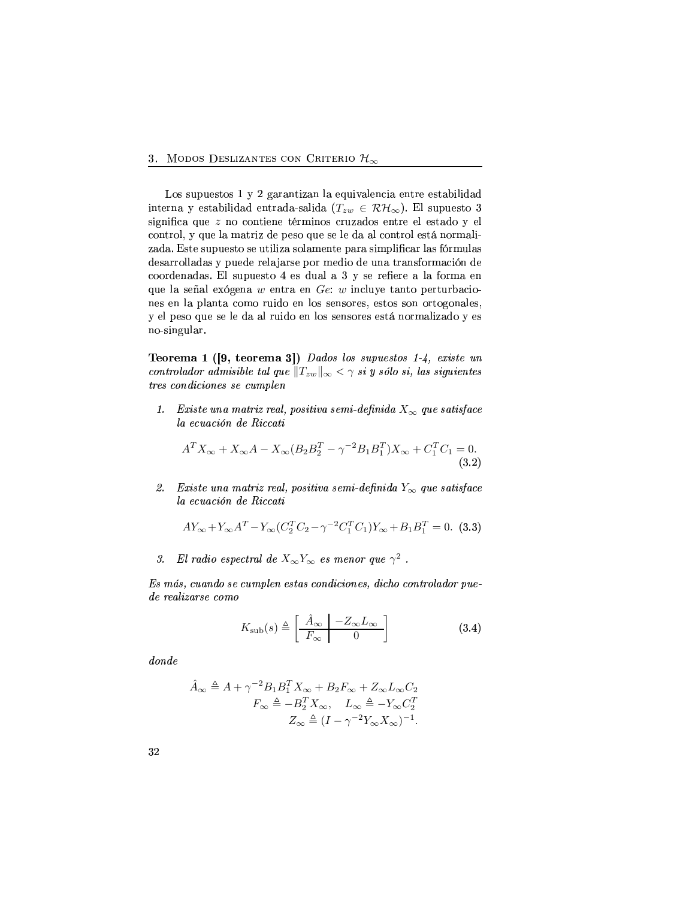Los supuestos 1 y 2 garantizan la equivalencia entre estabilidad interna y estabilidad entrada-salida ($T_{zw} \in \mathcal{RH}_\infty$). El supuesto 3 significa que $z$ no contiene términos cruzados entre el estado y el control, y que la matriz de peso que se le da al control está normalizada. Este supuesto se utiliza solamente para simplificar las fórmulas desarrolladas y puede relajarse por medio de una transformación de coordenadas. El supuesto 4 es dual a 3 y se refiere a la forma en que la señal exógena $w$ entra en $Ge$: $w$ incluye tanto perturbaciones en la planta como ruido en los sensores, estos son ortogonales, y el peso que se le da al ruido en los sensores está normalizado y es no-singular.

**Teorema 1 ([9, teorema 3])** *Dados los supuestos 1-4, existe un controlador admisible tal que $\|T_{zw}\|_\infty < \gamma$ si y sólo si, las siguientes tres condiciones se cumplen*

1. *Existe una matriz real, positiva semi-definida $X_\infty$ que satisface la ecuación de Riccati*

$$A^T X_\infty + X_\infty A - X_\infty (B_2 B_2^T - \gamma^{-2} B_1 B_1^T) X_\infty + C_1^T C_1 = 0. \tag{3.2}$$

2. *Existe una matriz real, positiva semi-definida $Y_\infty$ que satisface la ecuación de Riccati*

$$A Y_\infty + Y_\infty A^T - Y_\infty (C_2^T C_2 - \gamma^{-2} C_1^T C_1) Y_\infty + B_1 B_1^T = 0. \tag{3.3}$$

3. *El radio espectral de $X_\infty Y_\infty$ es menor que $\gamma^2$ .*

*Es más, cuando se cumplen estas condiciones, dicho controlador puede realizarse como*

$$K_{\text{sub}}(s) \triangleq \left[\begin{array}{c|c} \hat{A}_\infty & -Z_\infty L_\infty \\ \hline F_\infty & 0 \end{array}\right] \tag{3.4}$$

*donde*

$$\begin{aligned} \hat{A}_\infty &\triangleq A + \gamma^{-2} B_1 B_1^T X_\infty + B_2 F_\infty + Z_\infty L_\infty C_2 \\ F_\infty &\triangleq -B_2^T X_\infty, \quad L_\infty \triangleq -Y_\infty C_2^T \\ Z_\infty &\triangleq (I - \gamma^{-2} Y_\infty X_\infty)^{-1}. \end{aligned}$$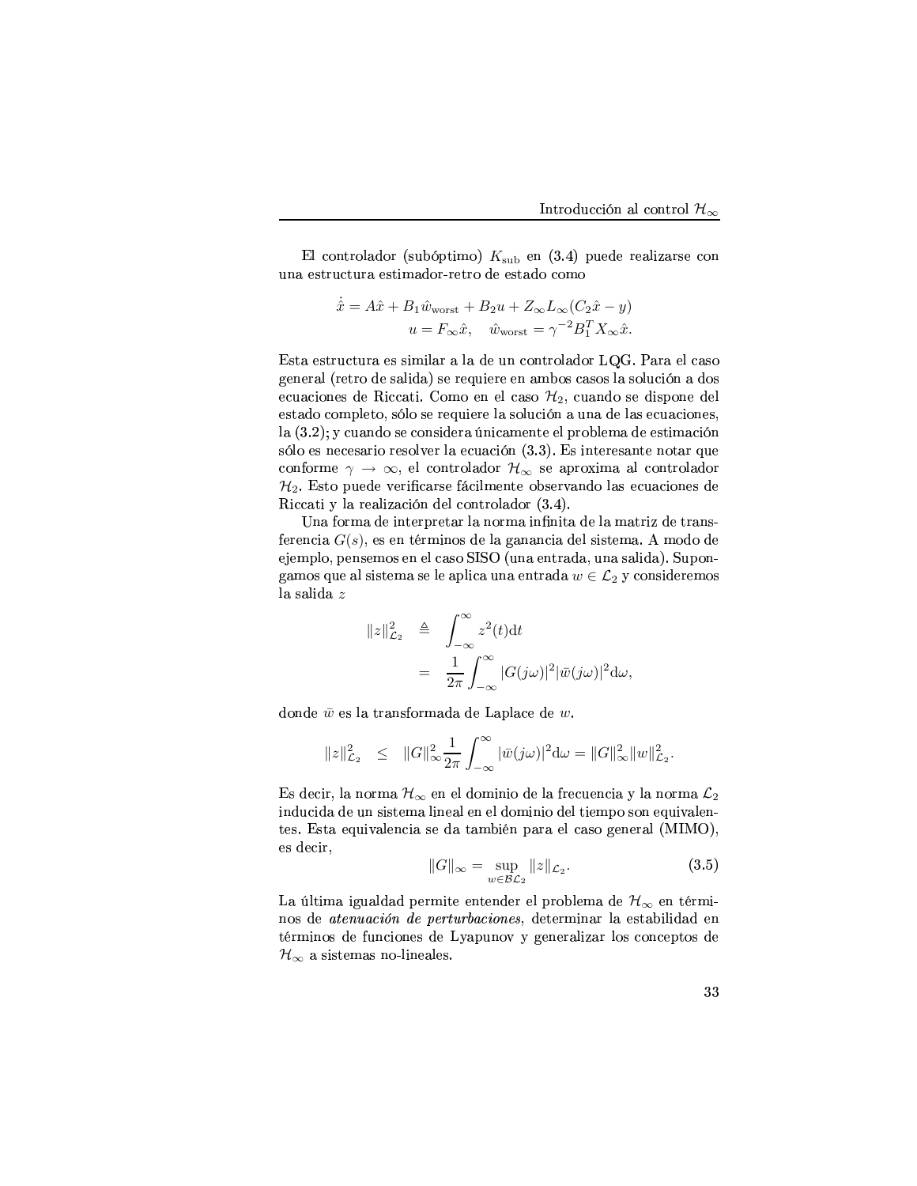El controlador (subóptimo) $K_{\rm sub}$ en (3.4) puede realizarse con una estructura estimador-retro de estado como

$$
\begin{aligned}
\dot{\hat{x}} &= A\hat{x} + B_1\hat{w}_{\rm worst} + B_2 u + Z_\infty L_\infty (C_2\hat{x} - y)\\
u &= F_\infty \hat{x}, \quad \hat{w}_{\rm worst} = \gamma^{-2} B_1^T X_\infty \hat{x}.
\end{aligned}
$$

Esta estructura es similar a la de un controlador LQG. Para el caso general (retro de salida) se requiere en ambos casos la solución a dos ecuaciones de Riccati. Como en el caso $\mathcal{H}_2$, cuando se dispone del estado completo, sólo se requiere la solución a una de las ecuaciones, la (3.2); y cuando se considera únicamente el problema de estimación sólo es necesario resolver la ecuación (3.3). Es interesante notar que conforme $\gamma \to \infty$, el controlador $\mathcal{H}_\infty$ se aproxima al controlador $\mathcal{H}_2$. Esto puede verificarse fácilmente observando las ecuaciones de Riccati y la realización del controlador (3.4).

Una forma de interpretar la norma infinita de la matriz de transferencia $G(s)$, es en términos de la ganancia del sistema. A modo de ejemplo, pensemos en el caso SISO (una entrada, una salida). Supongamos que al sistema se le aplica una entrada $w \in \mathcal{L}_2$ y consideremos la salida $z$

$$
\begin{aligned}
\|z\|^2_{\mathcal{L}_2} &\triangleq \int_{-\infty}^{\infty} z^2(t)\mathrm{d}t\\
&= \frac{1}{2\pi}\int_{-\infty}^{\infty} |G(j\omega)|^2 |\bar{w}(j\omega)|^2 \mathrm{d}\omega,
\end{aligned}
$$

donde $\bar{w}$ es la transformada de Laplace de $w$.

$$
\|z\|^2_{\mathcal{L}_2} \leq \|G\|^2_\infty \frac{1}{2\pi}\int_{-\infty}^{\infty} |\bar{w}(j\omega)|^2 \mathrm{d}\omega = \|G\|^2_\infty \|w\|^2_{\mathcal{L}_2}.
$$

Es decir, la norma $\mathcal{H}_\infty$ en el dominio de la frecuencia y la norma $\mathcal{L}_2$ inducida de un sistema lineal en el dominio del tiempo son equivalentes. Esta equivalencia se da también para el caso general (MIMO), es decir,

$$
\|G\|_\infty = \sup_{w \in \mathcal{BL}_2} \|z\|_{\mathcal{L}_2}. \tag{3.5}
$$

La última igualdad permite entender el problema de $\mathcal{H}_\infty$ en términos de *atenuación de perturbaciones*, determinar la estabilidad en términos de funciones de Lyapunov y generalizar los conceptos de $\mathcal{H}_\infty$ a sistemas no-lineales.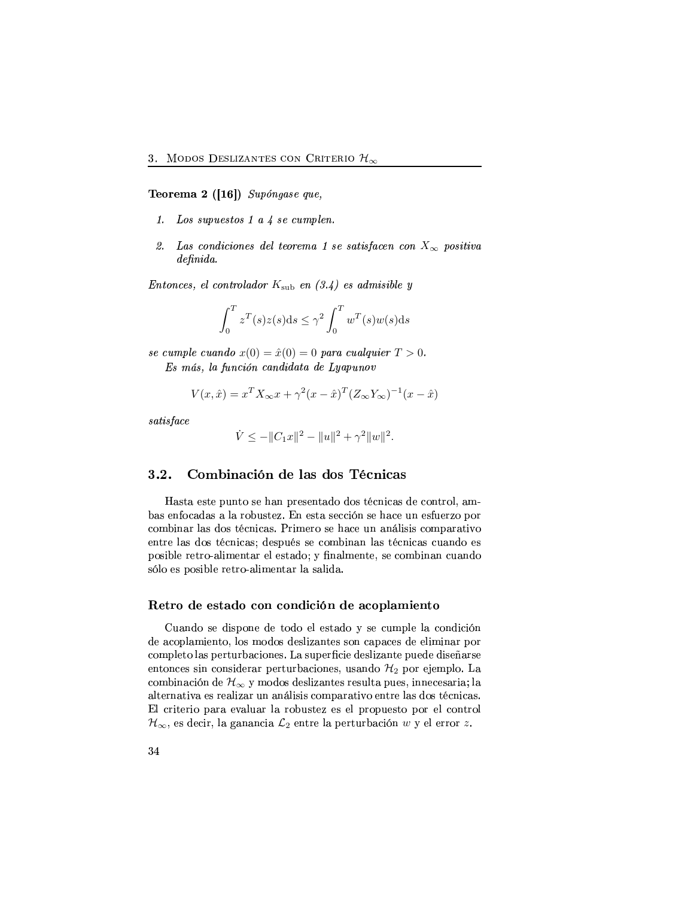**Teorema 2 ([16])** *Supóngase que,*

1. *Los supuestos 1 a 4 se cumplen.*
2. *Las condiciones del teorema 1 se satisfacen con $X_\infty$ positiva definida.*

*Entonces, el controlador $K_{\text{sub}}$ en (3.4) es admisible y*

$$\int_0^T z^T(s)z(s)\mathrm{d}s \leq \gamma^2 \int_0^T w^T(s)w(s)\mathrm{d}s$$

*se cumple cuando $x(0) = \hat{x}(0) = 0$ para cualquier $T > 0$.*

*Es más, la función candidata de Lyapunov*

$$V(x, \hat{x}) = x^T X_\infty x + \gamma^2 (x - \hat{x})^T (Z_\infty Y_\infty)^{-1} (x - \hat{x})$$

*satisface*

$$\dot{V} \leq -\|C_1 x\|^2 - \|u\|^2 + \gamma^2 \|w\|^2.$$

## 3.2. Combinación de las dos Técnicas

Hasta este punto se han presentado dos técnicas de control, ambas enfocadas a la robustez. En esta sección se hace un esfuerzo por combinar las dos técnicas. Primero se hace un análisis comparativo entre las dos técnicas; después se combinan las técnicas cuando es posible retro-alimentar el estado; y finalmente, se combinan cuando sólo es posible retro-alimentar la salida.

### Retro de estado con condición de acoplamiento

Cuando se dispone de todo el estado y se cumple la condición de acoplamiento, los modos deslizantes son capaces de eliminar por completo las perturbaciones. La superficie deslizante puede diseñarse entonces sin considerar perturbaciones, usando $\mathcal{H}_2$ por ejemplo. La combinación de $\mathcal{H}_\infty$ y modos deslizantes resulta pues, innecesaria; la alternativa es realizar un análisis comparativo entre las dos técnicas. El criterio para evaluar la robustez es el propuesto por el control $\mathcal{H}_\infty$, es decir, la ganancia $\mathcal{L}_2$ entre la perturbación $w$ y el error $z$.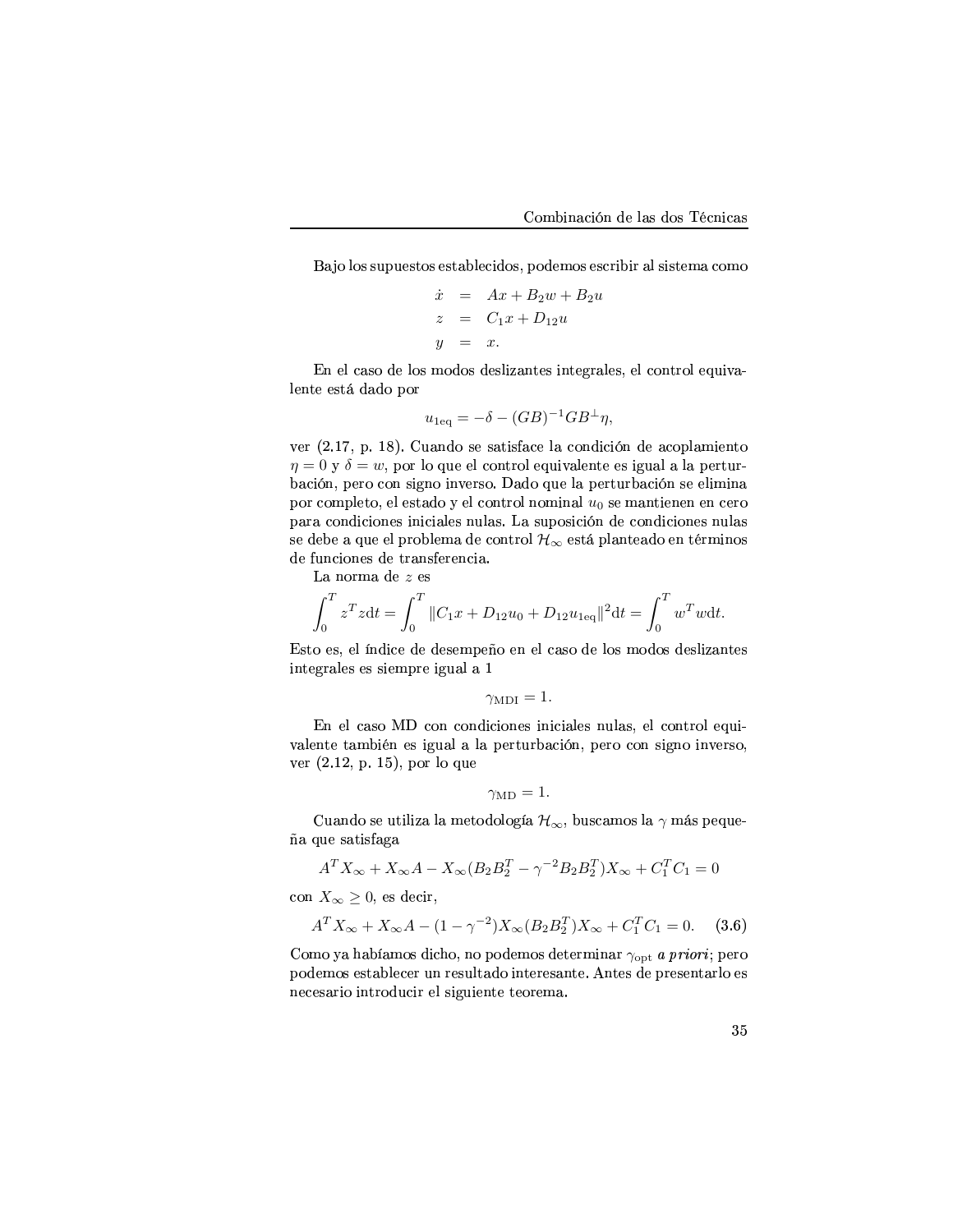Bajo los supuestos establecidos, podemos escribir al sistema como

$$
\begin{aligned}
\dot{x} &= Ax + B_2 w + B_2 u \\
z &= C_1 x + D_{12} u \\
y &= x.
\end{aligned}
$$

En el caso de los modos deslizantes integrales, el control equivalente está dado por

$$u_{1\mathrm{eq}} = -\delta - (GB)^{-1} G B^{\perp} \eta,$$

ver (2.17, p. 18). Cuando se satisface la condición de acoplamiento $\eta = 0$ y $\delta = w$, por lo que el control equivalente es igual a la perturbación, pero con signo inverso. Dado que la perturbación se elimina por completo, el estado y el control nominal $u_0$ se mantienen en cero para condiciones iniciales nulas. La suposición de condiciones nulas se debe a que el problema de control $\mathcal{H}_\infty$ está planteado en términos de funciones de transferencia.

La norma de $z$ es

$$\int_0^T z^T z \mathrm{d}t = \int_0^T \|C_1 x + D_{12} u_0 + D_{12} u_{1\mathrm{eq}}\|^2 \mathrm{d}t = \int_0^T w^T w \mathrm{d}t.$$

Esto es, el índice de desempeño en el caso de los modos deslizantes integrales es siempre igual a 1

$$\gamma_{\mathrm{MDI}} = 1.$$

En el caso MD con condiciones iniciales nulas, el control equivalente también es igual a la perturbación, pero con signo inverso, ver (2.12, p. 15), por lo que

$$\gamma_{\mathrm{MD}} = 1.$$

Cuando se utiliza la metodología $\mathcal{H}_\infty$, buscamos la $\gamma$ más pequeña que satisfaga

$$A^T X_\infty + X_\infty A - X_\infty (B_2 B_2^T - \gamma^{-2} B_2 B_2^T) X_\infty + C_1^T C_1 = 0$$

con $X_\infty \geq 0$, es decir,

$$A^T X_\infty + X_\infty A - (1 - \gamma^{-2}) X_\infty (B_2 B_2^T) X_\infty + C_1^T C_1 = 0. \tag{3.6}$$

Como ya habíamos dicho, no podemos determinar $\gamma_{\mathrm{opt}}$ ***a priori***; pero podemos establecer un resultado interesante. Antes de presentarlo es necesario introducir el siguiente teorema.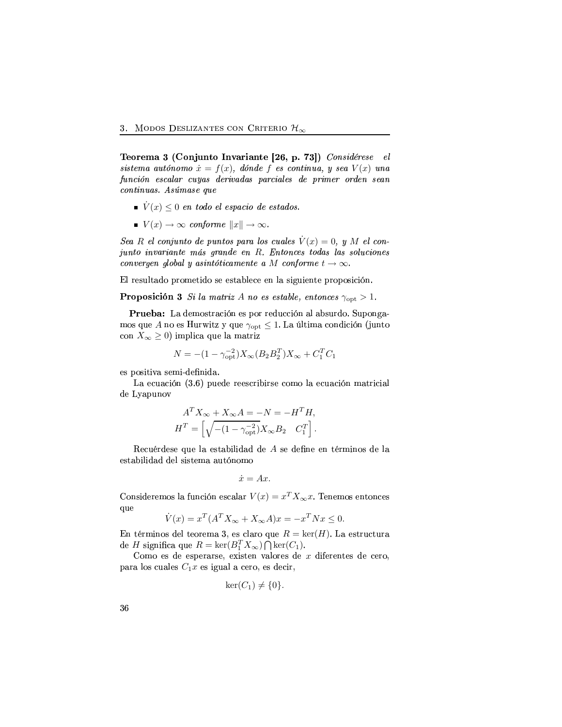**Teorema 3 (Conjunto Invariante [26, p. 73])** *Considérese el sistema autónomo $\dot{x} = f(x)$, dónde $f$ es continua, y sea $V(x)$ una función escalar cuyas derivadas parciales de primer orden sean continuas. Asúmase que*

- *$\dot{V}(x) \leq 0$ en todo el espacio de estados.*
- *$V(x) \to \infty$ conforme $\|x\| \to \infty$.*

*Sea $R$ el conjunto de puntos para los cuales $\dot{V}(x) = 0$, y $M$ el conjunto invariante más grande en $R$. Entonces todas las soluciones convergen global y asintóticamente a $M$ conforme $t \to \infty$.*

El resultado prometido se establece en la siguiente proposición.

**Proposición 3** *Si la matriz $A$ no es estable, entonces $\gamma_{\text{opt}} > 1$.*

**Prueba:** La demostración es por reducción al absurdo. Supongamos que $A$ no es Hurwitz y que $\gamma_{\text{opt}} \leq 1$. La última condición (junto con $X_\infty \geq 0$) implica que la matriz

$$N = -(1 - \gamma_{\text{opt}}^{-2}) X_\infty (B_2 B_2^T) X_\infty + C_1^T C_1$$

es positiva semi-definida.

La ecuación (3.6) puede reescribirse como la ecuación matricial de Lyapunov

$$\begin{aligned} A^T X_\infty + X_\infty A &= -N = -H^T H, \\ H^T &= \left[ \sqrt{-(1 - \gamma_{\text{opt}}^{-2})} X_\infty B_2 \quad C_1^T \right]. \end{aligned}$$

Recuérdese que la estabilidad de $A$ se define en términos de la estabilidad del sistema autónomo

$$\dot{x} = Ax.$$

Consideremos la función escalar $V(x) = x^T X_\infty x$. Tenemos entonces que

$$\dot{V}(x) = x^T (A^T X_\infty + X_\infty A) x = -x^T N x \leq 0.$$

En términos del teorema 3, es claro que $R = \ker(H)$. La estructura de $H$ significa que $R = \ker(B_1^T X_\infty) \bigcap \ker(C_1)$.

Como es de esperarse, existen valores de $x$ diferentes de cero, para los cuales $C_1 x$ es igual a cero, es decir,

$$\ker(C_1) \neq \{0\}.$$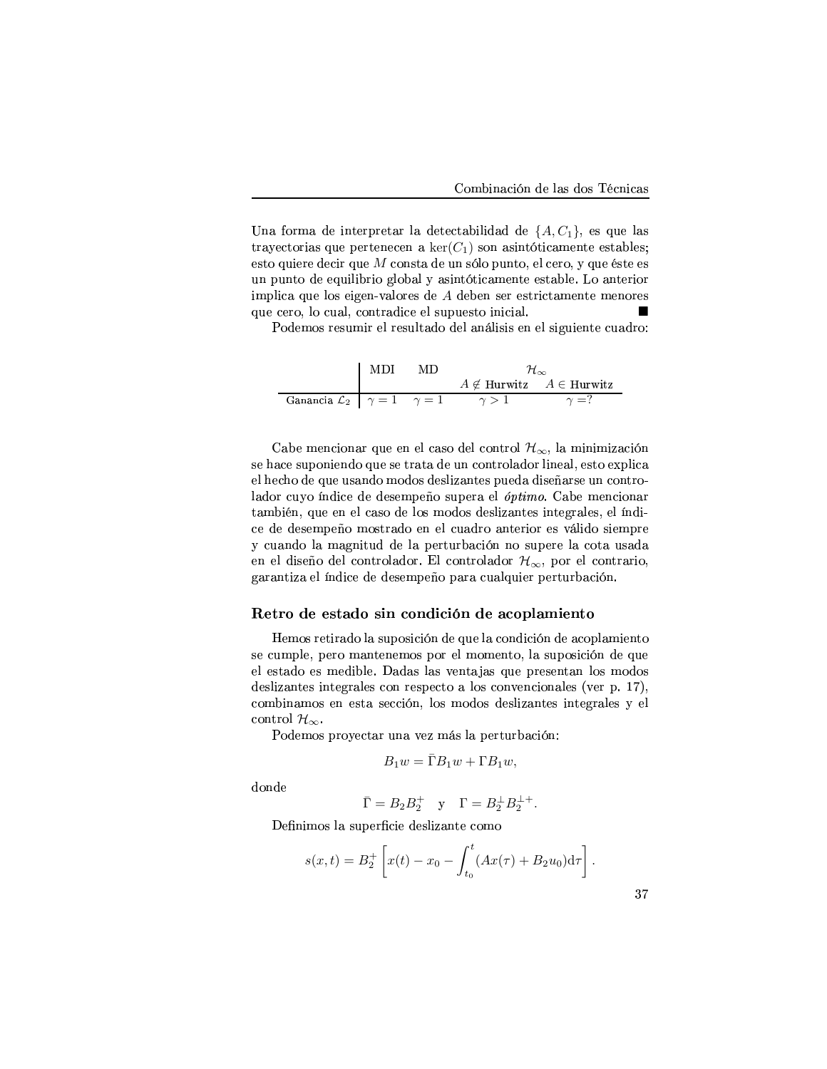Una forma de interpretar la detectabilidad de $\{A, C_1\}$, es que las trayectorias que pertenecen a $\ker(C_1)$ son asintóticamente estables; esto quiere decir que $M$ consta de un sólo punto, el cero, y que éste es un punto de equilibrio global y asintóticamente estable. Lo anterior implica que los eigen-valores de $A$ deben ser estrictamente menores que cero, lo cual, contradice el supuesto inicial. ■

Podemos resumir el resultado del análisis en el siguiente cuadro:

| | MDI | MD | $\mathcal{H}_\infty$ | |
|---|---|---|---|---|
| | | | $A \notin$ Hurwitz | $A \in$ Hurwitz |
| Ganancia $\mathcal{L}_2$ | $\gamma = 1$ | $\gamma = 1$ | $\gamma > 1$ | $\gamma = ?$ |

Cabe mencionar que en el caso del control $\mathcal{H}_\infty$, la minimización se hace suponiendo que se trata de un controlador lineal, esto explica el hecho de que usando modos deslizantes pueda diseñarse un controlador cuyo índice de desempeño supera el *óptimo*. Cabe mencionar también, que en el caso de los modos deslizantes integrales, el índice de desempeño mostrado en el cuadro anterior es válido siempre y cuando la magnitud de la perturbación no supere la cota usada en el diseño del controlador. El controlador $\mathcal{H}_\infty$, por el contrario, garantiza el índice de desempeño para cualquier perturbación.

### Retro de estado sin condición de acoplamiento

Hemos retirado la suposición de que la condición de acoplamiento se cumple, pero mantenemos por el momento, la suposición de que el estado es medible. Dadas las ventajas que presentan los modos deslizantes integrales con respecto a los convencionales (ver p. 17), combinamos en esta sección, los modos deslizantes integrales y el control $\mathcal{H}_\infty$.

Podemos proyectar una vez más la perturbación:

$$B_1 w = \bar{\Gamma} B_1 w + \Gamma B_1 w,$$

donde

$$\bar{\Gamma} = B_2 B_2^{+} \quad \text{y} \quad \Gamma = B_2^{\perp} B_2^{\perp +}.$$

Definimos la superficie deslizante como

$$s(x,t) = B_2^{+} \left[ x(t) - x_0 - \int_{t_0}^{t} (Ax(\tau) + B_2 u_0) \mathrm{d}\tau \right].$$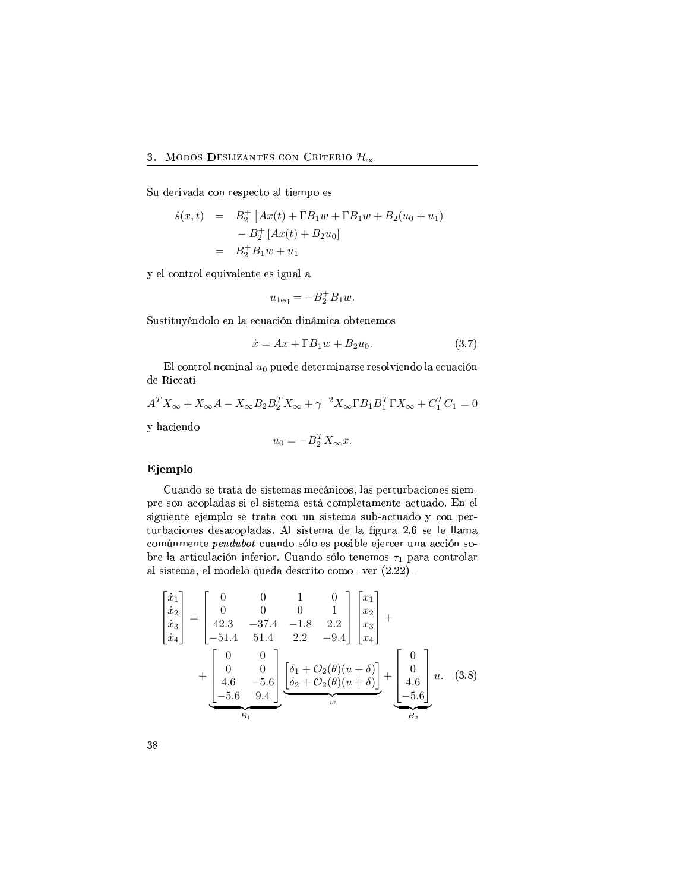Su derivada con respecto al tiempo es

$$
\begin{aligned}
\dot{s}(x,t) &= B_2^+ \left[ Ax(t) + \bar{\Gamma} B_1 w + \Gamma B_1 w + B_2(u_0 + u_1) \right] \\
&\quad - B_2^+ \left[ Ax(t) + B_2 u_0 \right] \\
&= B_2^+ B_1 w + u_1
\end{aligned}
$$

y el control equivalente es igual a

$$
u_{1\text{eq}} = -B_2^+ B_1 w.
$$

Sustituyéndolo en la ecuación dinámica obtenemos

$$
\dot{x} = Ax + \Gamma B_1 w + B_2 u_0. \tag{3.7}
$$

El control nominal $u_0$ puede determinarse resolviendo la ecuación de Riccati

$$
A^T X_\infty + X_\infty A - X_\infty B_2 B_2^T X_\infty + \gamma^{-2} X_\infty \Gamma B_1 B_1^T \Gamma X_\infty + C_1^T C_1 = 0
$$

y haciendo

$$
u_0 = -B_2^T X_\infty x.
$$

### Ejemplo

Cuando se trata de sistemas mecánicos, las perturbaciones siempre son acopladas si el sistema está completamente actuado. En el siguiente ejemplo se trata con un sistema sub-actuado y con perturbaciones desacopladas. Al sistema de la figura 2.6 se le llama comúnmente ***pendubot*** cuando sólo es posible ejercer una acción sobre la articulación inferior. Cuando sólo tenemos $\tau_1$ para controlar al sistema, el modelo queda descrito como –ver (2.22)–

$$
\begin{bmatrix} \dot{x}_1 \\ \dot{x}_2 \\ \dot{x}_3 \\ \dot{x}_4 \end{bmatrix} = \begin{bmatrix} 0 & 0 & 1 & 0 \\ 0 & 0 & 0 & 1 \\ 42.3 & -37.4 & -1.8 & 2.2 \\ -51.4 & 51.4 & 2.2 & -9.4 \end{bmatrix} \begin{bmatrix} x_1 \\ x_2 \\ x_3 \\ x_4 \end{bmatrix} +
$$

$$
+ \underbrace{\begin{bmatrix} 0 & 0 \\ 0 & 0 \\ 4.6 & -5.6 \\ -5.6 & 9.4 \end{bmatrix}}_{B_1} \underbrace{\begin{bmatrix} \delta_1 + \mathcal{O}_2(\theta)(u+\delta) \\ \delta_2 + \mathcal{O}_2(\theta)(u+\delta) \end{bmatrix}}_{w} + \underbrace{\begin{bmatrix} 0 \\ 0 \\ 4.6 \\ -5.6 \end{bmatrix}}_{B_2} u. \tag{3.8}
$$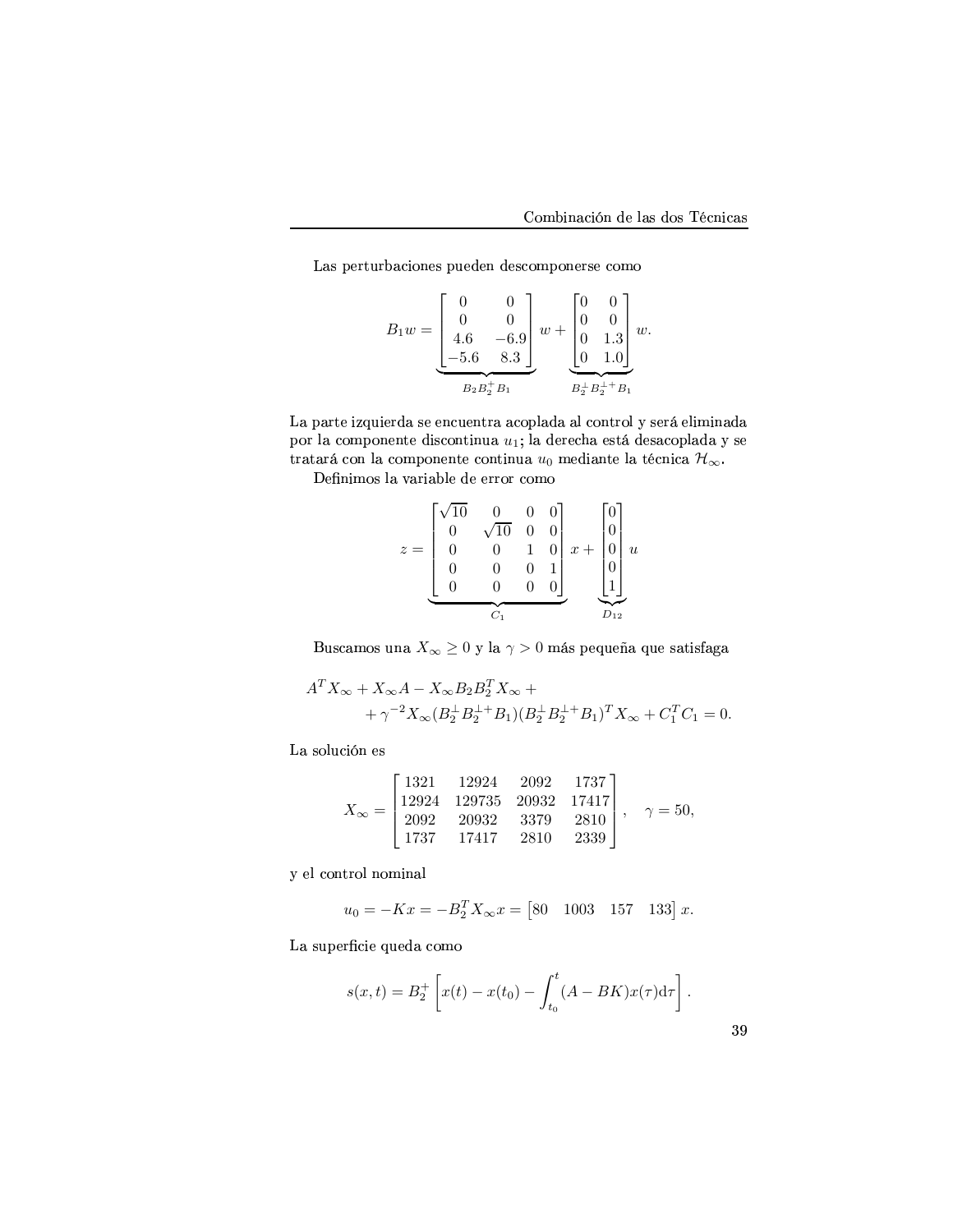Las perturbaciones pueden descomponerse como

$$
B_1 w = \underbrace{\begin{bmatrix} 0 & 0 \\ 0 & 0 \\ 4.6 & -6.9 \\ -5.6 & 8.3 \end{bmatrix}}_{B_2 B_2^+ B_1} w + \underbrace{\begin{bmatrix} 0 & 0 \\ 0 & 0 \\ 0 & 1.3 \\ 0 & 1.0 \end{bmatrix}}_{B_2^\perp B_2^{\perp +} B_1} w.
$$

La parte izquierda se encuentra acoplada al control y será eliminada por la componente discontinua $u_1$; la derecha está desacoplada y se tratará con la componente continua $u_0$ mediante la técnica $\mathcal{H}_\infty$.

Definimos la variable de error como

$$
z = \underbrace{\begin{bmatrix} \sqrt{10} & 0 & 0 & 0 \\ 0 & \sqrt{10} & 0 & 0 \\ 0 & 0 & 1 & 0 \\ 0 & 0 & 0 & 1 \\ 0 & 0 & 0 & 0 \end{bmatrix}}_{C_1} x + \underbrace{\begin{bmatrix} 0 \\ 0 \\ 0 \\ 0 \\ 1 \end{bmatrix}}_{D_{12}} u
$$

Buscamos una $X_\infty \geq 0$ y la $\gamma > 0$ más pequeña que satisfaga

$$
\begin{aligned}
A^T X_\infty + X_\infty A - X_\infty B_2 B_2^T X_\infty + \\
+ \gamma^{-2} X_\infty (B_2^\perp B_2^{\perp +} B_1)(B_2^\perp B_2^{\perp +} B_1)^T X_\infty + C_1^T C_1 = 0.
\end{aligned}
$$

La solución es

$$
X_\infty = \begin{bmatrix} 1321 & 12924 & 2092 & 1737 \\ 12924 & 129735 & 20932 & 17417 \\ 2092 & 20932 & 3379 & 2810 \\ 1737 & 17417 & 2810 & 2339 \end{bmatrix}, \quad \gamma = 50,
$$

y el control nominal

$$
u_0 = -Kx = -B_2^T X_\infty x = \begin{bmatrix} 80 & 1003 & 157 & 133 \end{bmatrix} x.
$$

La superficie queda como

$$
s(x,t) = B_2^+ \left[ x(t) - x(t_0) - \int_{t_0}^{t} (A - BK) x(\tau) \mathrm{d}\tau \right].
$$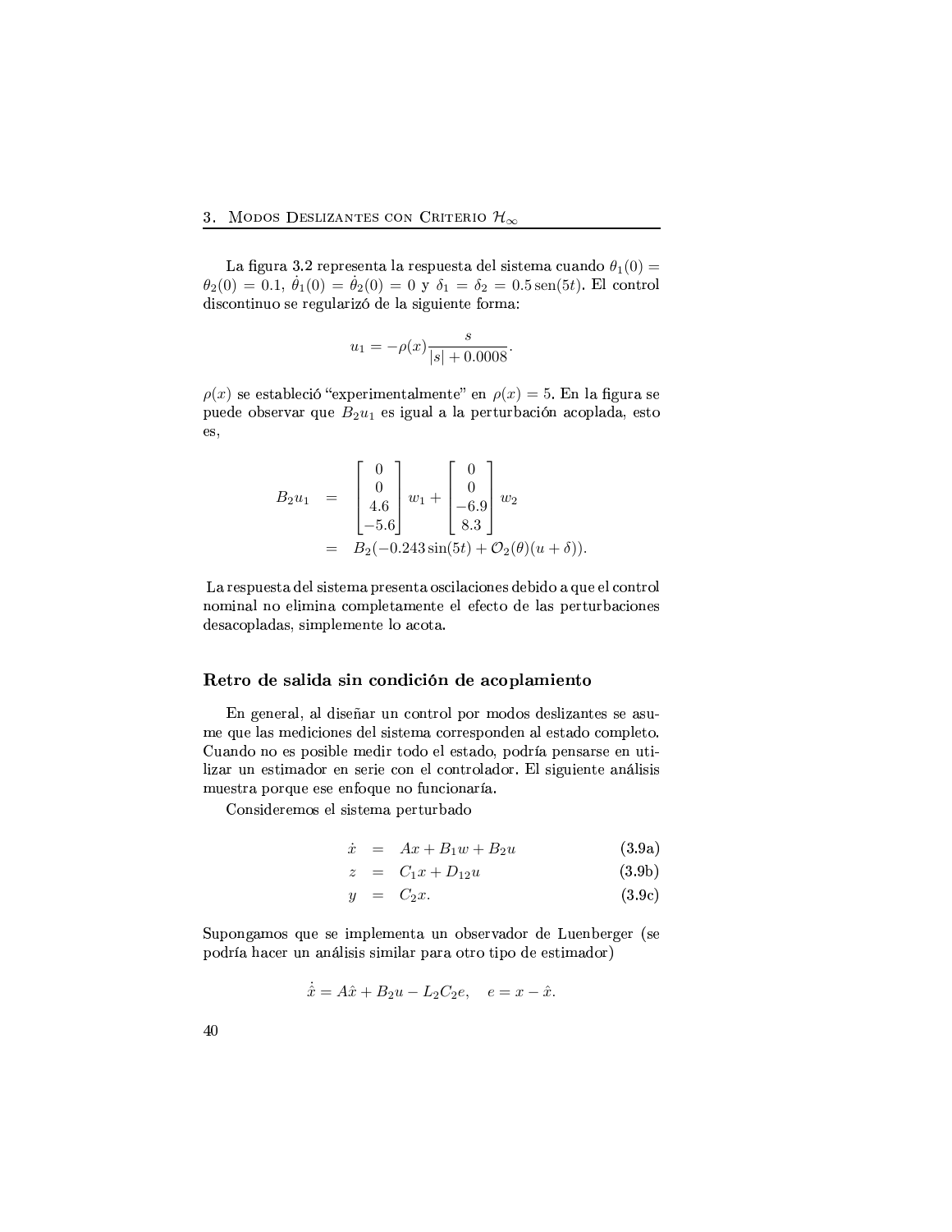La figura 3.2 representa la respuesta del sistema cuando $\theta_1(0) = \theta_2(0) = 0.1$, $\dot{\theta}_1(0) = \dot{\theta}_2(0) = 0$ y $\delta_1 = \delta_2 = 0.5\,\text{sen}(5t)$. El control discontinuo se regularizó de la siguiente forma:

$$u_1 = -\rho(x)\frac{s}{|s| + 0.0008}.$$

$\rho(x)$ se estableció "experimentalmente" en $\rho(x) = 5$. En la figura se puede observar que $B_2 u_1$ es igual a la perturbación acoplada, esto es,

$$\begin{aligned} B_2 u_1 &= \begin{bmatrix} 0 \\ 0 \\ 4.6 \\ -5.6 \end{bmatrix} w_1 + \begin{bmatrix} 0 \\ 0 \\ -6.9 \\ 8.3 \end{bmatrix} w_2 \\ &= B_2(-0.243\sin(5t) + \mathcal{O}_2(\theta)(u + \delta)). \end{aligned}$$

La respuesta del sistema presenta oscilaciones debido a que el control nominal no elimina completamente el efecto de las perturbaciones desacopladas, simplemente lo acota.

### Retro de salida sin condición de acoplamiento

En general, al diseñar un control por modos deslizantes se asume que las mediciones del sistema corresponden al estado completo. Cuando no es posible medir todo el estado, podría pensarse en utilizar un estimador en serie con el controlador. El siguiente análisis muestra porque ese enfoque no funcionaría.

Consideremos el sistema perturbado

$$\dot{x} = Ax + B_1 w + B_2 u \tag{3.9a}$$

$$z = C_1 x + D_{12} u \tag{3.9b}$$

$$y = C_2 x. \tag{3.9c}$$

Supongamos que se implementa un observador de Luenberger (se podría hacer un análisis similar para otro tipo de estimador)

$$\dot{\hat{x}} = A\hat{x} + B_2 u - L_2 C_2 e, \quad e = x - \hat{x}.$$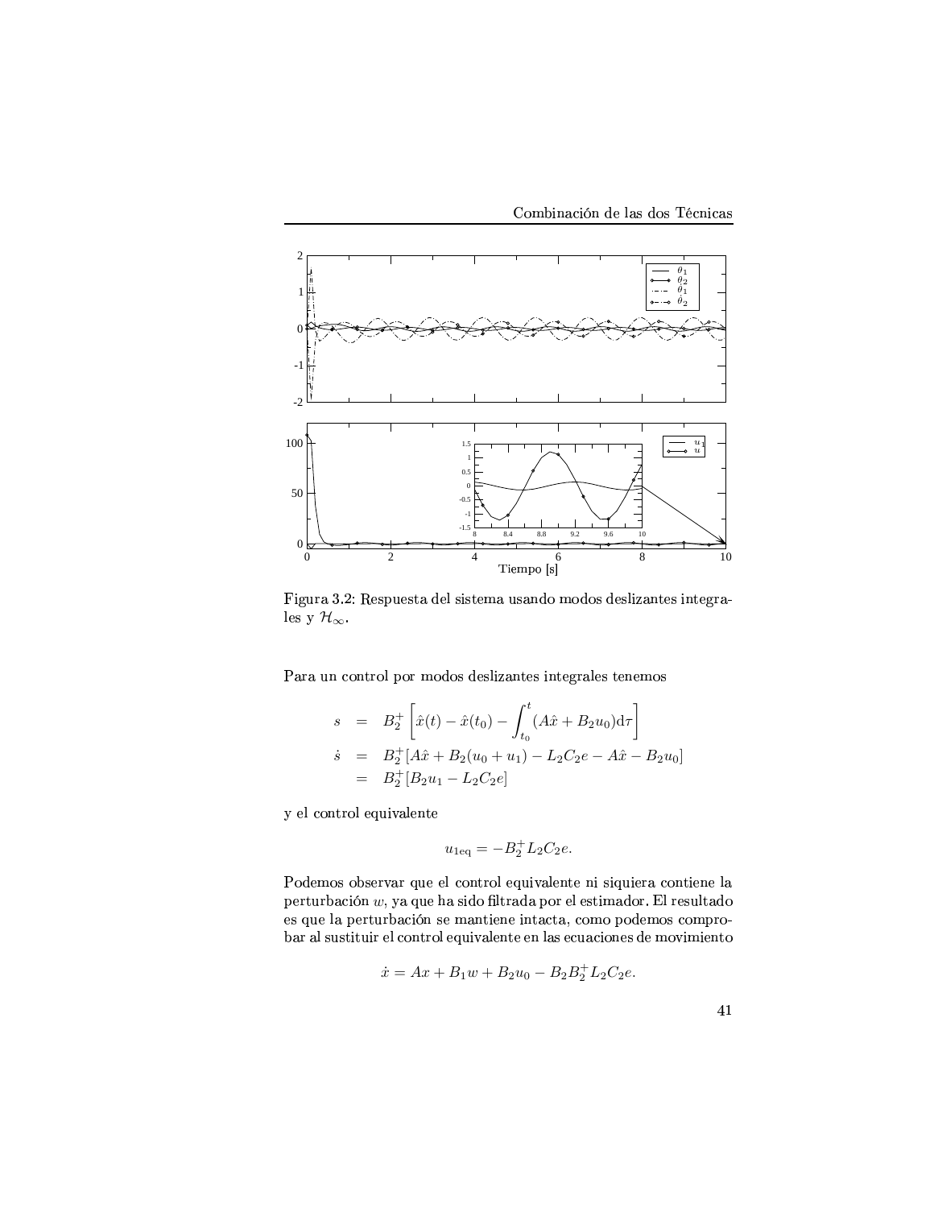Figura 3.2: Respuesta del sistema usando modos deslizantes integrales y $\mathcal{H}_\infty$.

Para un control por modos deslizantes integrales tenemos

$$
\begin{aligned}
s &= B_2^+ \left[ \hat{x}(t) - \hat{x}(t_0) - \int_{t_0}^{t} (A\hat{x} + B_2 u_0) \mathrm{d}\tau \right] \\
\dot{s} &= B_2^+ [A\hat{x} + B_2(u_0 + u_1) - L_2 C_2 e - A\hat{x} - B_2 u_0] \\
&= B_2^+ [B_2 u_1 - L_2 C_2 e]
\end{aligned}
$$

y el control equivalente

$$
u_{1\mathrm{eq}} = -B_2^+ L_2 C_2 e.
$$

Podemos observar que el control equivalente ni siquiera contiene la perturbación $w$, ya que ha sido filtrada por el estimador. El resultado es que la perturbación se mantiene intacta, como podemos comprobar al sustituir el control equivalente en las ecuaciones de movimiento

$$
\dot{x} = Ax + B_1 w + B_2 u_0 - B_2 B_2^+ L_2 C_2 e.
$$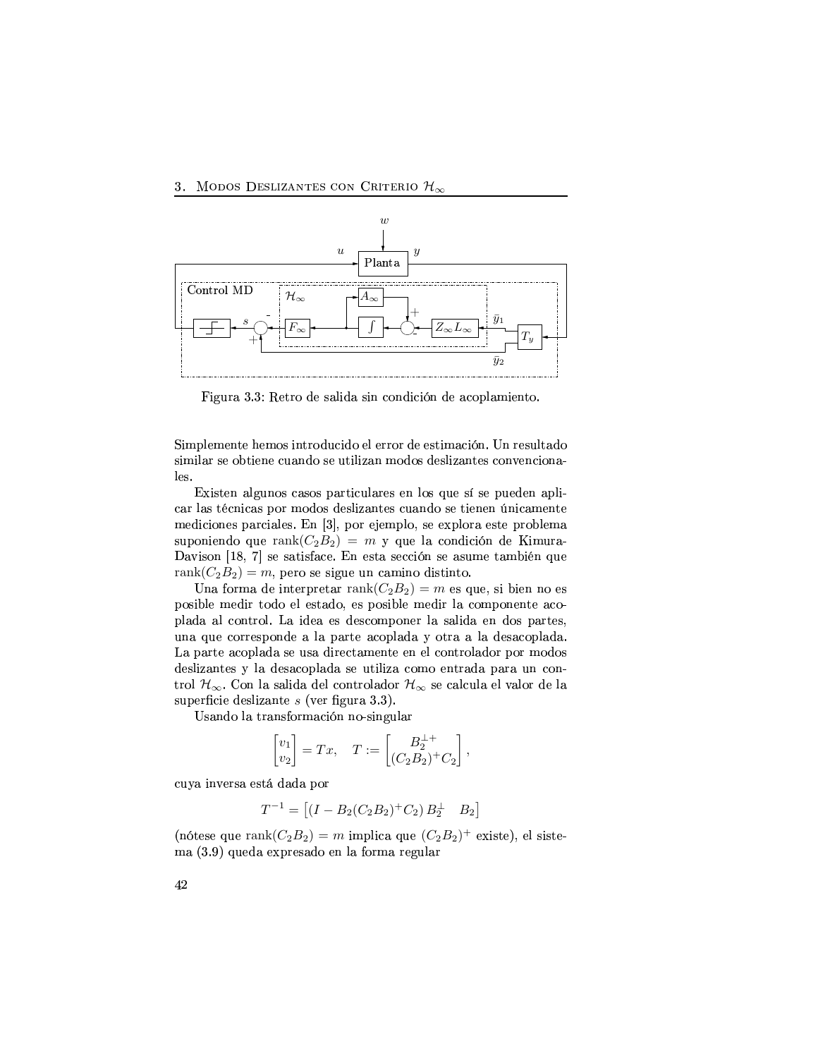Figura 3.3: Retro de salida sin condición de acoplamiento.

Simplemente hemos introducido el error de estimación. Un resultado similar se obtiene cuando se utilizan modos deslizantes convencionales.

Existen algunos casos particulares en los que sí se pueden aplicar las técnicas por modos deslizantes cuando se tienen únicamente mediciones parciales. En [3], por ejemplo, se explora este problema suponiendo que $\operatorname{rank}(C_2B_2) = m$ y que la condición de Kimura-Davison [18, 7] se satisface. En esta sección se asume también que $\operatorname{rank}(C_2B_2) = m$, pero se sigue un camino distinto.

Una forma de interpretar $\operatorname{rank}(C_2B_2) = m$ es que, si bien no es posible medir todo el estado, es posible medir la componente acoplada al control. La idea es descomponer la salida en dos partes, una que corresponde a la parte acoplada y otra a la desacoplada. La parte acoplada se usa directamente en el controlador por modos deslizantes y la desacoplada se utiliza como entrada para un control $\mathcal{H}_\infty$. Con la salida del controlador $\mathcal{H}_\infty$ se calcula el valor de la superficie deslizante $s$ (ver figura 3.3).

Usando la transformación no-singular

$$\begin{bmatrix} v_1 \\ v_2 \end{bmatrix} = Tx, \quad T := \begin{bmatrix} B_2^{\perp +} \\ (C_2B_2)^+ C_2 \end{bmatrix},$$

cuya inversa está dada por

$$T^{-1} = \begin{bmatrix} (I - B_2(C_2B_2)^+ C_2)\, B_2^{\perp} & B_2 \end{bmatrix}$$

(nótese que $\operatorname{rank}(C_2B_2) = m$ implica que $(C_2B_2)^+$ existe), el sistema (3.9) queda expresado en la forma regular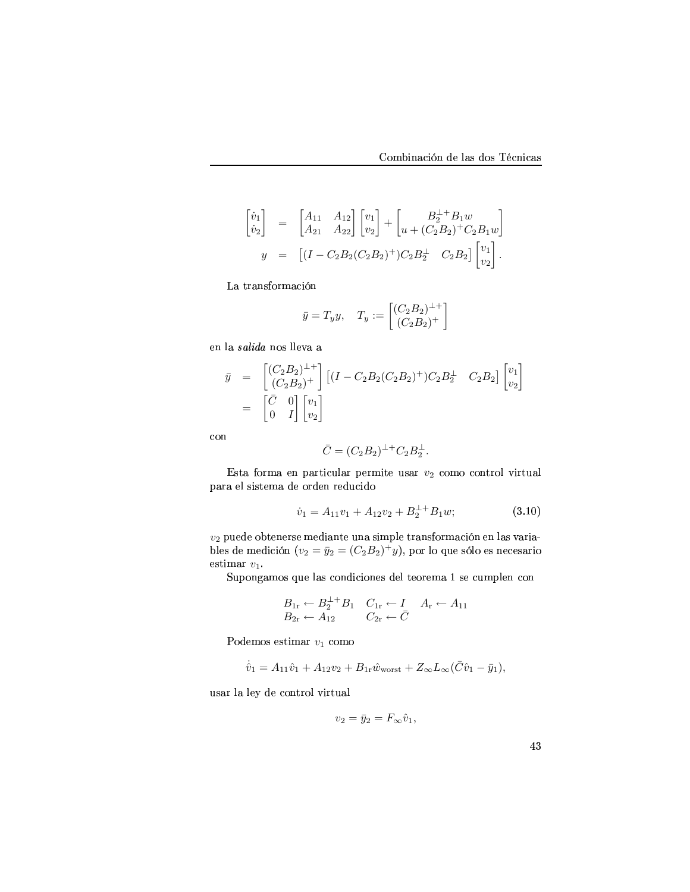$$
\begin{aligned}
\begin{bmatrix} \dot{v}_1 \\ \dot{v}_2 \end{bmatrix} &= \begin{bmatrix} A_{11} & A_{12} \\ A_{21} & A_{22} \end{bmatrix} \begin{bmatrix} v_1 \\ v_2 \end{bmatrix} + \begin{bmatrix} B_2^{\perp +} B_1 w \\ u + (C_2 B_2)^+ C_2 B_1 w \end{bmatrix} \\
y &= \begin{bmatrix} (I - C_2 B_2 (C_2 B_2)^+) C_2 B_2^{\perp} & C_2 B_2 \end{bmatrix} \begin{bmatrix} v_1 \\ v_2 \end{bmatrix}.
\end{aligned}
$$

La transformación

$$
\bar{y} = T_y y, \quad T_y := \begin{bmatrix} (C_2 B_2)^{\perp +} \\ (C_2 B_2)^+ \end{bmatrix}
$$

en la *salida* nos lleva a

$$
\begin{aligned}
\bar{y} &= \begin{bmatrix} (C_2 B_2)^{\perp +} \\ (C_2 B_2)^+ \end{bmatrix} \begin{bmatrix} (I - C_2 B_2 (C_2 B_2)^+) C_2 B_2^{\perp} & C_2 B_2 \end{bmatrix} \begin{bmatrix} v_1 \\ v_2 \end{bmatrix} \\
&= \begin{bmatrix} \bar{C} & 0 \\ 0 & I \end{bmatrix} \begin{bmatrix} v_1 \\ v_2 \end{bmatrix}
\end{aligned}
$$

con

$$
\bar{C} = (C_2 B_2)^{\perp +} C_2 B_2^{\perp}.
$$

Esta forma en particular permite usar $v_2$ como control virtual para el sistema de orden reducido

$$
\dot{v}_1 = A_{11} v_1 + A_{12} v_2 + B_2^{\perp +} B_1 w; \tag{3.10}
$$

$v_2$ puede obtenerse mediante una simple transformación en las variables de medición ($v_2 = \bar{y}_2 = (C_2 B_2)^+ y$), por lo que sólo es necesario estimar $v_1$.

Supongamos que las condiciones del teorema 1 se cumplen con

$$
\begin{array}{lll}
B_{1\mathrm{r}} \leftarrow B_2^{\perp +} B_1 & C_{1\mathrm{r}} \leftarrow I & A_{\mathrm{r}} \leftarrow A_{11} \\
B_{2\mathrm{r}} \leftarrow A_{12} & C_{2\mathrm{r}} \leftarrow \bar{C} &
\end{array}
$$

Podemos estimar $v_1$ como

$$
\dot{\hat{v}}_1 = A_{11} \hat{v}_1 + A_{12} v_2 + B_{1\mathrm{r}} \hat{w}_{\mathrm{worst}} + Z_\infty L_\infty (\bar{C} \hat{v}_1 - \bar{y}_1),
$$

usar la ley de control virtual

$$
v_2 = \bar{y}_2 = F_\infty \hat{v}_1,
$$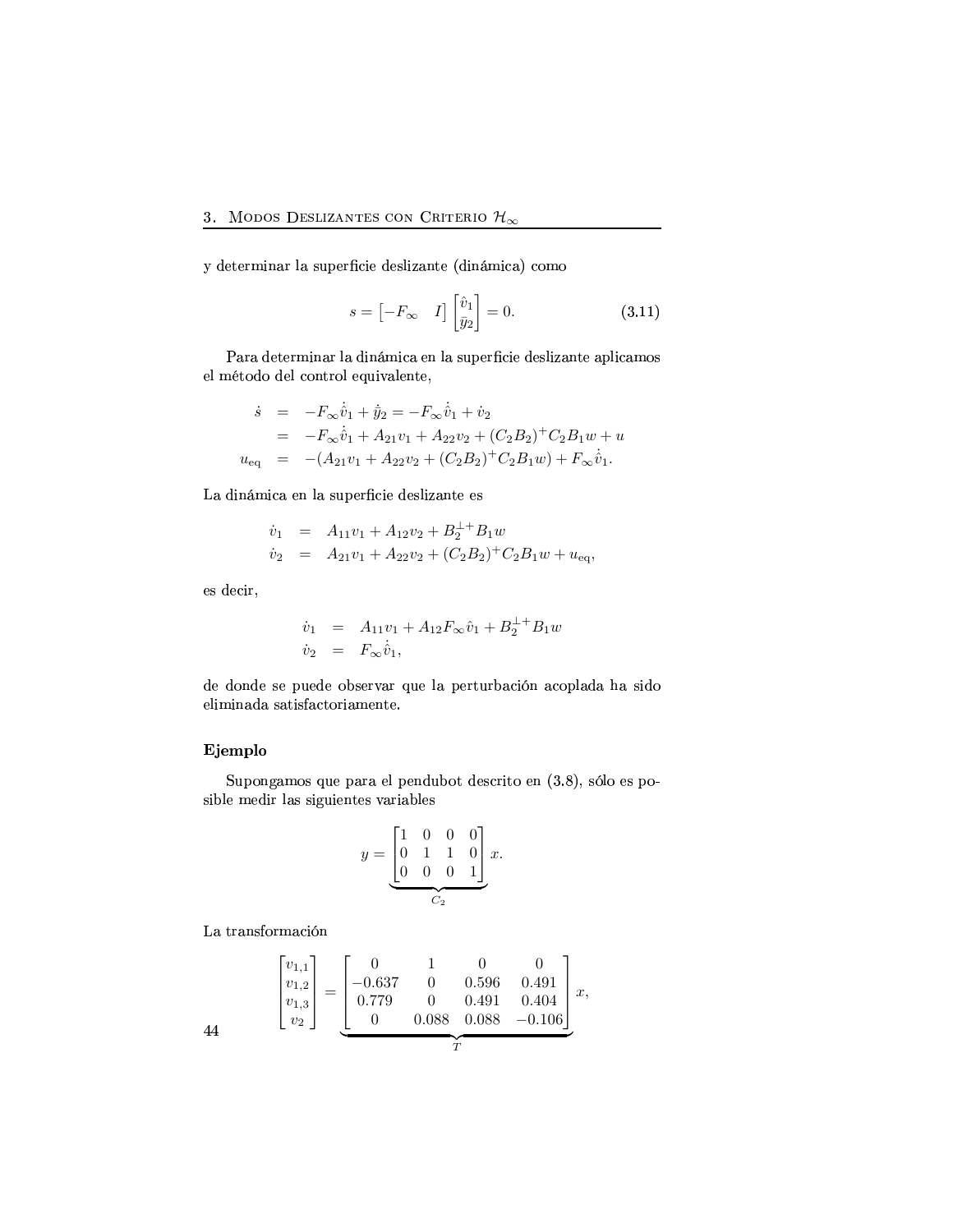y determinar la superficie deslizante (dinámica) como

$$s = \begin{bmatrix} -F_\infty & I \end{bmatrix} \begin{bmatrix} \hat{v}_1 \\ \bar{y}_2 \end{bmatrix} = 0. \tag{3.11}$$

Para determinar la dinámica en la superficie deslizante aplicamos el método del control equivalente,

$$\begin{aligned}
\dot{s} &= -F_\infty \dot{\hat{v}}_1 + \dot{\bar{y}}_2 = -F_\infty \dot{\hat{v}}_1 + \dot{v}_2 \\
&= -F_\infty \dot{\hat{v}}_1 + A_{21} v_1 + A_{22} v_2 + (C_2 B_2)^+ C_2 B_1 w + u \\
u_{\text{eq}} &= -(A_{21} v_1 + A_{22} v_2 + (C_2 B_2)^+ C_2 B_1 w) + F_\infty \dot{\hat{v}}_1.
\end{aligned}$$

La dinámica en la superficie deslizante es

$$\begin{aligned}
\dot{v}_1 &= A_{11} v_1 + A_{12} v_2 + B_2^{\perp +} B_1 w \\
\dot{v}_2 &= A_{21} v_1 + A_{22} v_2 + (C_2 B_2)^+ C_2 B_1 w + u_{\text{eq}},
\end{aligned}$$

es decir,

$$\begin{aligned}
\dot{v}_1 &= A_{11} v_1 + A_{12} F_\infty \hat{v}_1 + B_2^{\perp +} B_1 w \\
\dot{v}_2 &= F_\infty \dot{\hat{v}}_1,
\end{aligned}$$

de donde se puede observar que la perturbación acoplada ha sido eliminada satisfactoriamente.

### Ejemplo

Supongamos que para el pendubot descrito en (3.8), sólo es posible medir las siguientes variables

$$y = \underbrace{\begin{bmatrix} 1 & 0 & 0 & 0 \\ 0 & 1 & 1 & 0 \\ 0 & 0 & 0 & 1 \end{bmatrix}}_{C_2} x.$$

La transformación

$$\begin{bmatrix} v_{1,1} \\ v_{1,2} \\ v_{1,3} \\ v_2 \end{bmatrix} = \underbrace{\begin{bmatrix} 0 & 1 & 0 & 0 \\ -0.637 & 0 & 0.596 & 0.491 \\ 0.779 & 0 & 0.491 & 0.404 \\ 0 & 0.088 & 0.088 & -0.106 \end{bmatrix}}_{T} x,$$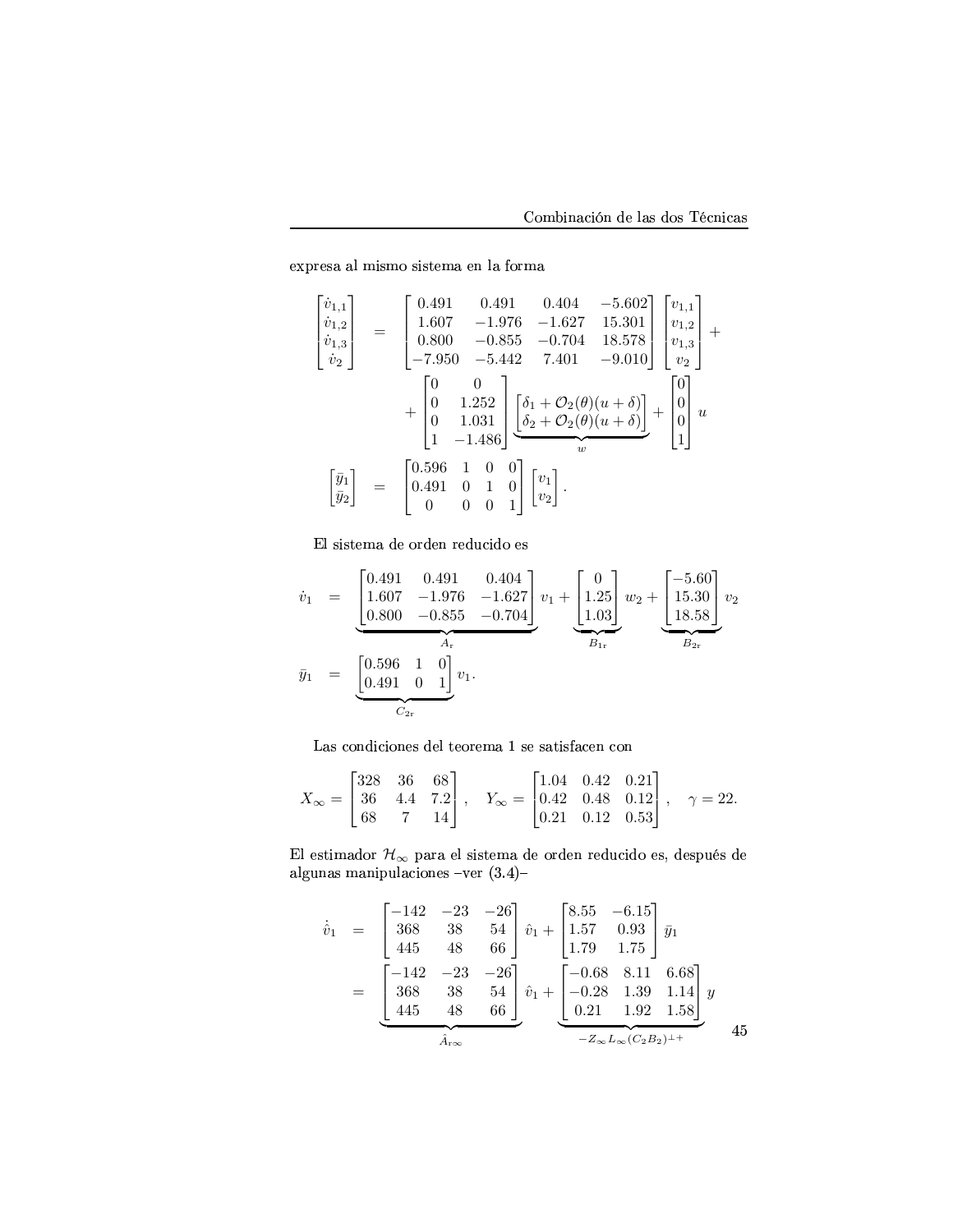expresa al mismo sistema en la forma

$$
\begin{aligned}
\begin{bmatrix} \dot{v}_{1,1} \\ \dot{v}_{1,2} \\ \dot{v}_{1,3} \\ \dot{v}_2 \end{bmatrix} &= \begin{bmatrix} 0.491 & 0.491 & 0.404 & -5.602 \\ 1.607 & -1.976 & -1.627 & 15.301 \\ 0.800 & -0.855 & -0.704 & 18.578 \\ -7.950 & -5.442 & 7.401 & -9.010 \end{bmatrix} \begin{bmatrix} v_{1,1} \\ v_{1,2} \\ v_{1,3} \\ v_2 \end{bmatrix} + \\
&\quad + \begin{bmatrix} 0 & 0 \\ 0 & 1.252 \\ 0 & 1.031 \\ 1 & -1.486 \end{bmatrix} \underbrace{\begin{bmatrix} \delta_1 + \mathcal{O}_2(\theta)(u+\delta) \\ \delta_2 + \mathcal{O}_2(\theta)(u+\delta) \end{bmatrix}}_{w} + \begin{bmatrix} 0 \\ 0 \\ 0 \\ 1 \end{bmatrix} u \\
\begin{bmatrix} \bar{y}_1 \\ \bar{y}_2 \end{bmatrix} &= \begin{bmatrix} 0.596 & 1 & 0 & 0 \\ 0.491 & 0 & 1 & 0 \\ 0 & 0 & 0 & 1 \end{bmatrix} \begin{bmatrix} v_1 \\ v_2 \end{bmatrix}.
\end{aligned}
$$

El sistema de orden reducido es

$$
\begin{aligned}
\dot{v}_1 &= \underbrace{\begin{bmatrix} 0.491 & 0.491 & 0.404 \\ 1.607 & -1.976 & -1.627 \\ 0.800 & -0.855 & -0.704 \end{bmatrix}}_{A_\mathrm{r}} v_1 + \underbrace{\begin{bmatrix} 0 \\ 1.25 \\ 1.03 \end{bmatrix}}_{B_{1\mathrm{r}}} w_2 + \underbrace{\begin{bmatrix} -5.60 \\ 15.30 \\ 18.58 \end{bmatrix}}_{B_{2\mathrm{r}}} v_2 \\
\bar{y}_1 &= \underbrace{\begin{bmatrix} 0.596 & 1 & 0 \\ 0.491 & 0 & 1 \end{bmatrix}}_{C_{2\mathrm{r}}} v_1.
\end{aligned}
$$

Las condiciones del teorema 1 se satisfacen con

$$
X_\infty = \begin{bmatrix} 328 & 36 & 68 \\ 36 & 4.4 & 7.2 \\ 68 & 7 & 14 \end{bmatrix}, \quad Y_\infty = \begin{bmatrix} 1.04 & 0.42 & 0.21 \\ 0.42 & 0.48 & 0.12 \\ 0.21 & 0.12 & 0.53 \end{bmatrix}, \quad \gamma = 22.
$$

El estimador $\mathcal{H}_\infty$ para el sistema de orden reducido es, después de algunas manipulaciones –ver (3.4)–

$$
\begin{aligned}
\dot{\hat{v}}_1 &= \begin{bmatrix} -142 & -23 & -26 \\ 368 & 38 & 54 \\ 445 & 48 & 66 \end{bmatrix} \hat{v}_1 + \begin{bmatrix} 8.55 & -6.15 \\ 1.57 & 0.93 \\ 1.79 & 1.75 \end{bmatrix} \bar{y}_1 \\
&= \underbrace{\begin{bmatrix} -142 & -23 & -26 \\ 368 & 38 & 54 \\ 445 & 48 & 66 \end{bmatrix}}_{\hat{A}_{\mathrm{r}\infty}} \hat{v}_1 + \underbrace{\begin{bmatrix} -0.68 & 8.11 & 6.68 \\ -0.28 & 1.39 & 1.14 \\ 0.21 & 1.92 & 1.58 \end{bmatrix}}_{-Z_\infty L_\infty (C_2 B_2)^{\perp +}} y
\end{aligned}
$$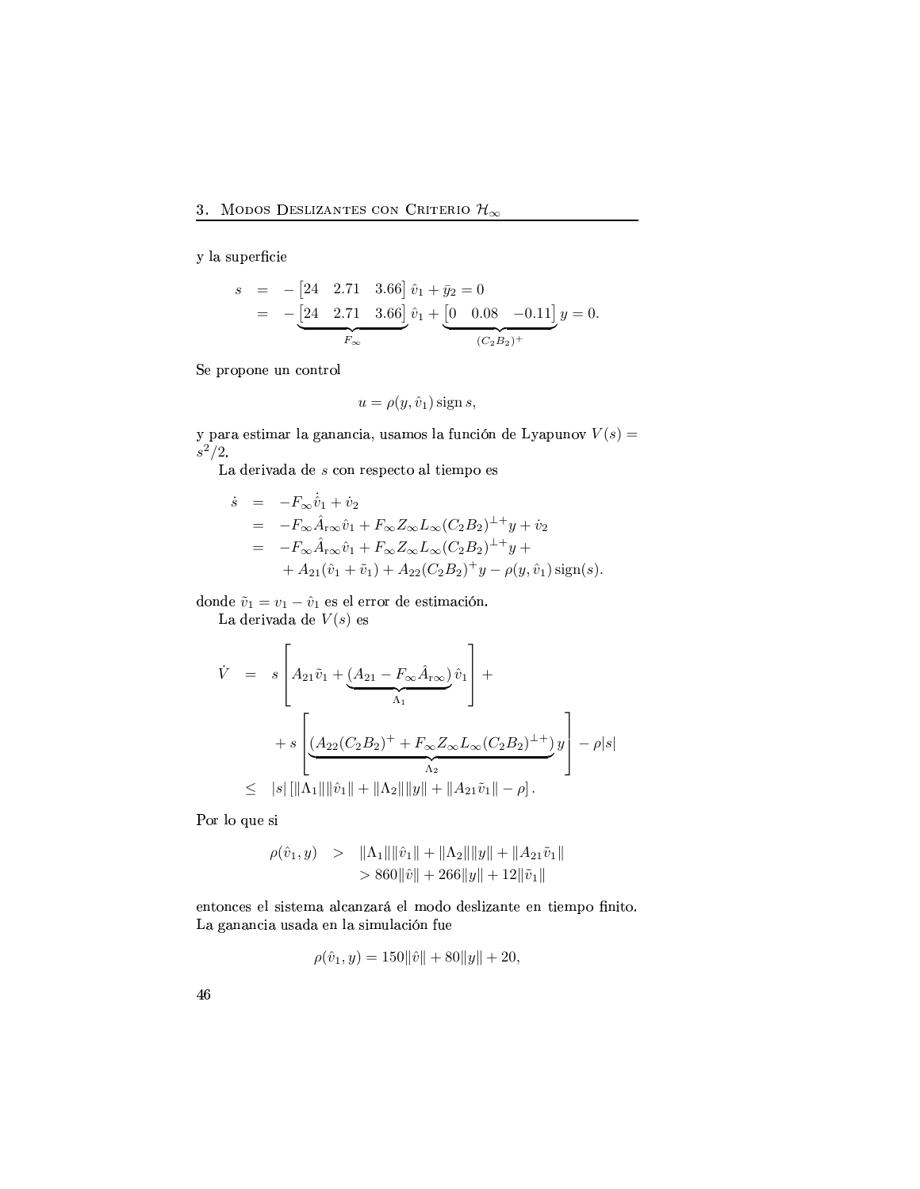y la superficie

$$
\begin{aligned}
s &= -\begin{bmatrix} 24 & 2.71 & 3.66 \end{bmatrix} \hat{v}_1 + \bar{y}_2 = 0 \\
&= -\underbrace{\begin{bmatrix} 24 & 2.71 & 3.66 \end{bmatrix}}_{F_\infty} \hat{v}_1 + \underbrace{\begin{bmatrix} 0 & 0.08 & -0.11 \end{bmatrix}}_{(C_2 B_2)^+} y = 0.
\end{aligned}
$$

Se propone un control

$$
u = \rho(y, \hat{v}_1) \operatorname{sign} s,
$$

y para estimar la ganancia, usamos la función de Lyapunov $V(s) = s^2/2$.

La derivada de $s$ con respecto al tiempo es

$$
\begin{aligned}
\dot{s} &= -F_\infty \dot{\hat{v}}_1 + \dot{v}_2 \\
&= -F_\infty \hat{A}_{\mathrm{r}\infty} \hat{v}_1 + F_\infty Z_\infty L_\infty (C_2 B_2)^{\perp +} y + \dot{v}_2 \\
&= -F_\infty \hat{A}_{\mathrm{r}\infty} \hat{v}_1 + F_\infty Z_\infty L_\infty (C_2 B_2)^{\perp +} y + \\
&\quad + A_{21}(\hat{v}_1 + \tilde{v}_1) + A_{22}(C_2 B_2)^+ y - \rho(y, \hat{v}_1) \operatorname{sign}(s).
\end{aligned}
$$

donde $\tilde{v}_1 = v_1 - \hat{v}_1$ es el error de estimación.

La derivada de $V(s)$ es

$$
\begin{aligned}
\dot{V} &= s \left[ A_{21} \tilde{v}_1 + \underbrace{(A_{21} - F_\infty \hat{A}_{\mathrm{r}\infty})}_{\Lambda_1} \hat{v}_1 \right] + \\
&\quad + s \left[ \underbrace{(A_{22}(C_2 B_2)^+ + F_\infty Z_\infty L_\infty (C_2 B_2)^{\perp +})}_{\Lambda_2} y \right] - \rho |s| \\
&\leq |s| \left[ \|\Lambda_1\| \|\hat{v}_1\| + \|\Lambda_2\| \|y\| + \|A_{21} \tilde{v}_1\| - \rho \right].
\end{aligned}
$$

Por lo que si

$$
\begin{aligned}
\rho(\hat{v}_1, y) &> \|\Lambda_1\| \|\hat{v}_1\| + \|\Lambda_2\| \|y\| + \|A_{21} \tilde{v}_1\| \\
&> 860 \|\hat{v}\| + 266 \|y\| + 12 \|\tilde{v}_1\|
\end{aligned}
$$

entonces el sistema alcanzará el modo deslizante en tiempo finito. La ganancia usada en la simulación fue

$$
\rho(\hat{v}_1, y) = 150 \|\hat{v}\| + 80 \|y\| + 20,
$$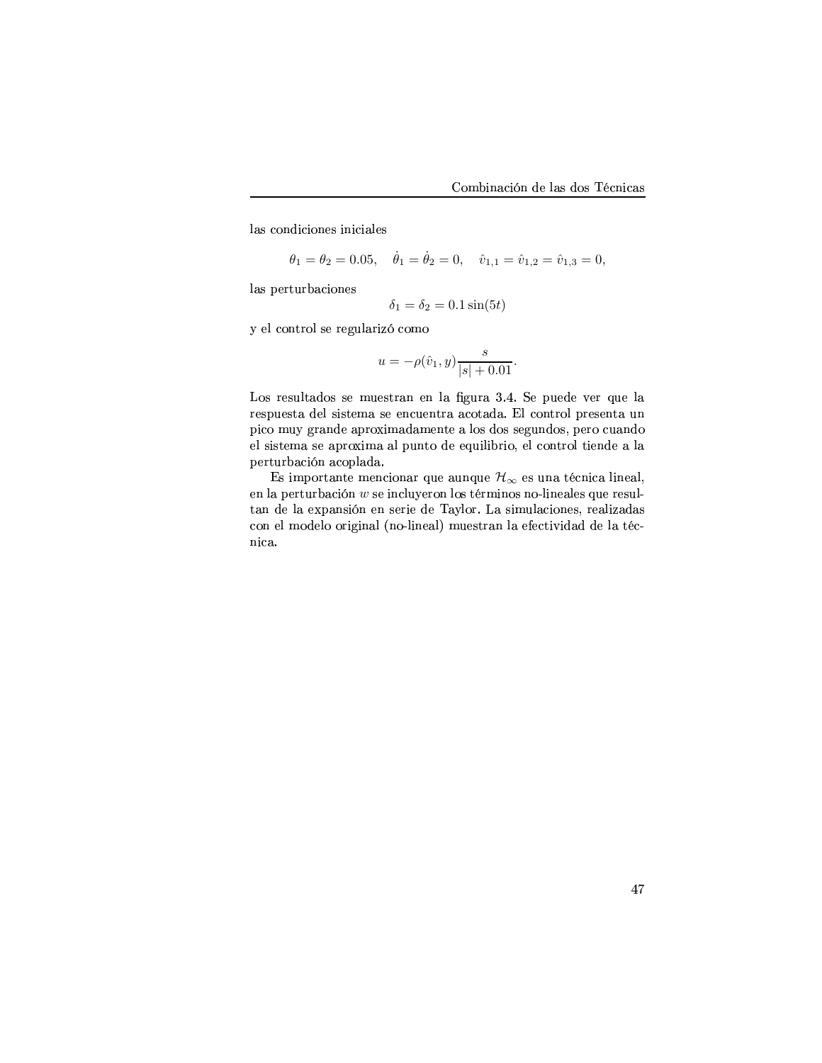las condiciones iniciales

$$\theta_1 = \theta_2 = 0.05, \quad \dot{\theta}_1 = \dot{\theta}_2 = 0, \quad \hat{v}_{1,1} = \hat{v}_{1,2} = \hat{v}_{1,3} = 0,$$

las perturbaciones

$$\delta_1 = \delta_2 = 0.1 \sin(5t)$$

y el control se regularizó como

$$u = -\rho(\hat{v}_1, y) \frac{s}{|s| + 0.01}.$$

Los resultados se muestran en la figura 3.4. Se puede ver que la respuesta del sistema se encuentra acotada. El control presenta un pico muy grande aproximadamente a los dos segundos, pero cuando el sistema se aproxima al punto de equilibrio, el control tiende a la perturbación acoplada.

Es importante mencionar que aunque $\mathcal{H}_\infty$ es una técnica lineal, en la perturbación $w$ se incluyeron los términos no-lineales que resultan de la expansión en serie de Taylor. La simulaciones, realizadas con el modelo original (no-lineal) muestran la efectividad de la técnica.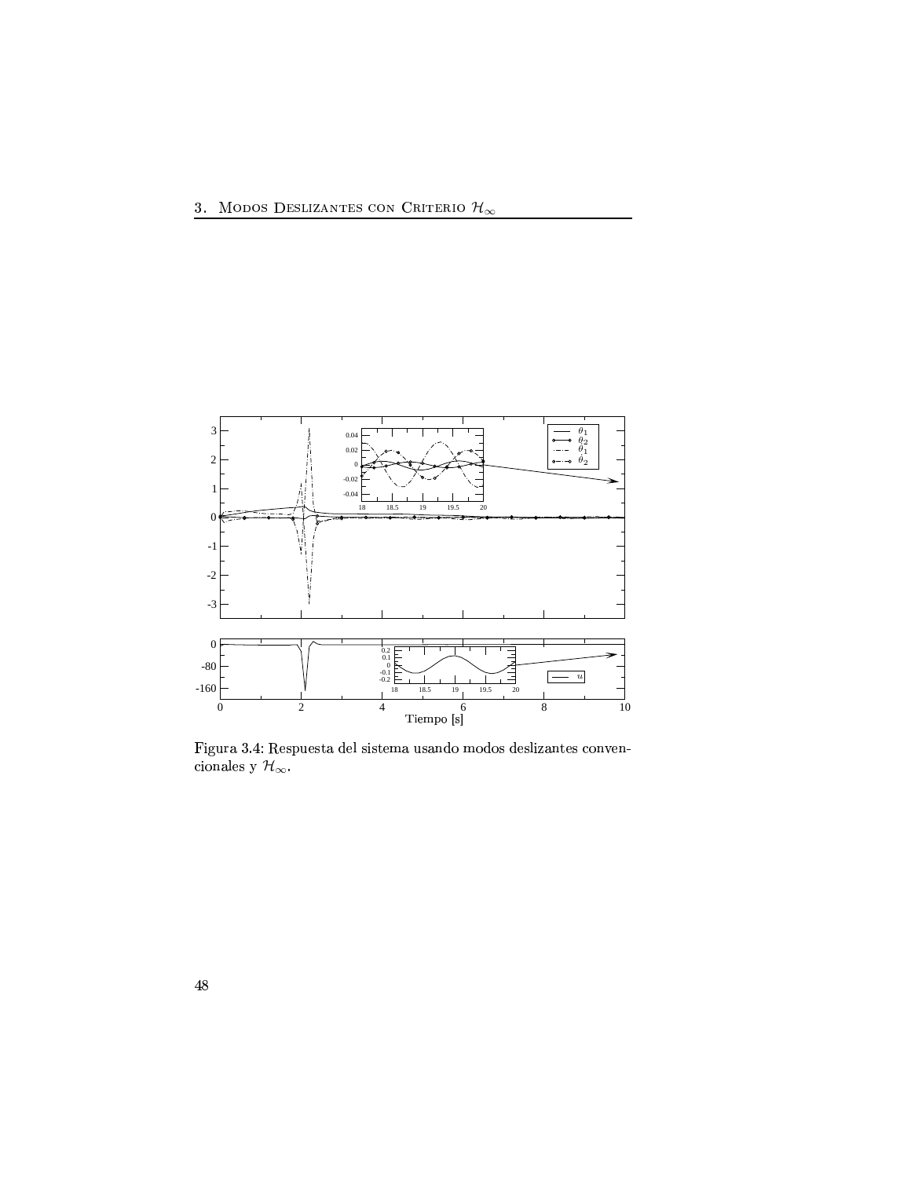Figura 3.4: Respuesta del sistema usando modos deslizantes convencionales y $\mathcal{H}_\infty$.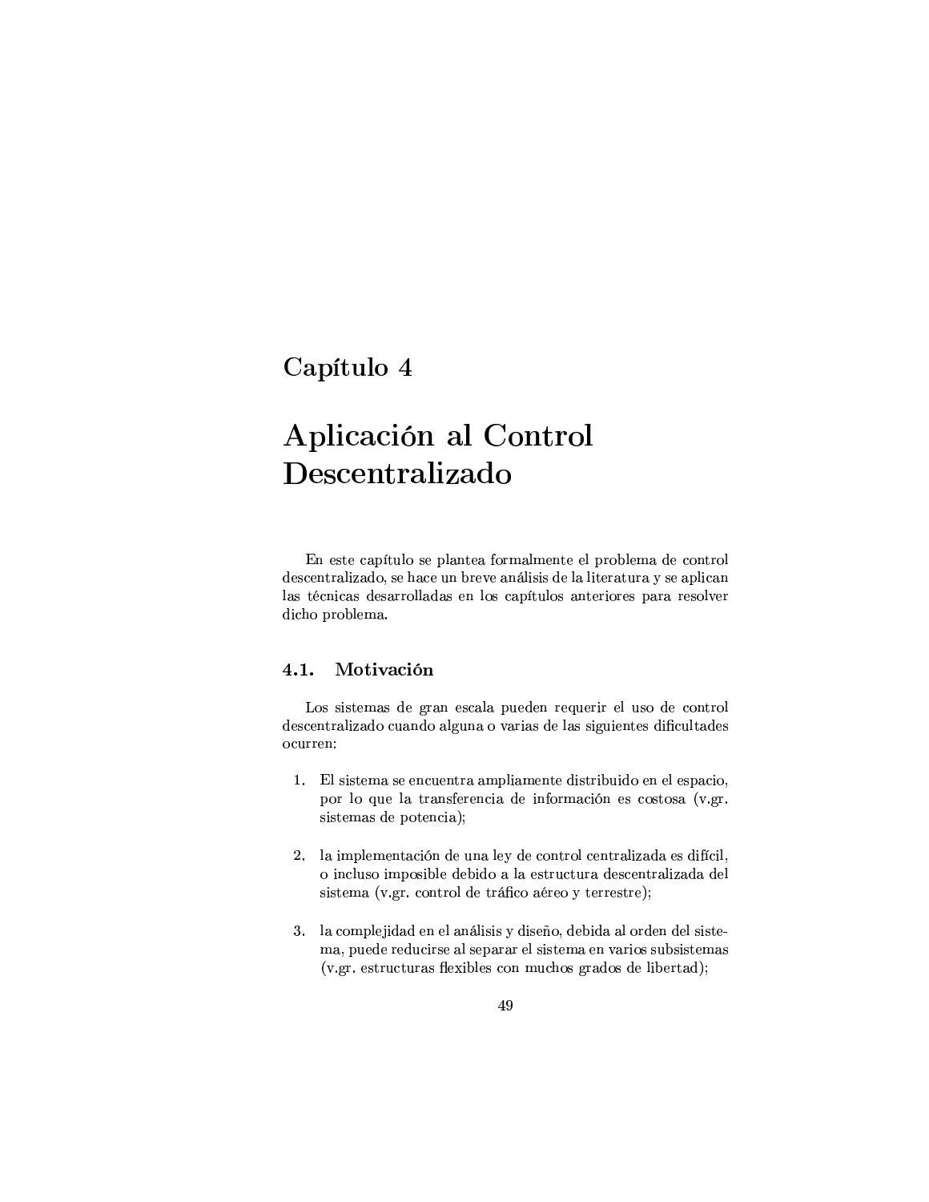# Capítulo 4

# Aplicación al Control Descentralizado

En este capítulo se plantea formalmente el problema de control descentralizado, se hace un breve análisis de la literatura y se aplican las técnicas desarrolladas en los capítulos anteriores para resolver dicho problema.

## 4.1. Motivación

Los sistemas de gran escala pueden requerir el uso de control descentralizado cuando alguna o varias de las siguientes dificultades ocurren:

1. El sistema se encuentra ampliamente distribuido en el espacio, por lo que la transferencia de información es costosa (v.gr. sistemas de potencia);

2. la implementación de una ley de control centralizada es difícil, o incluso imposible debido a la estructura descentralizada del sistema (v.gr. control de tráfico aéreo y terrestre);

3. la complejidad en el análisis y diseño, debida al orden del sistema, puede reducirse al separar el sistema en varios subsistemas (v.gr. estructuras flexibles con muchos grados de libertad);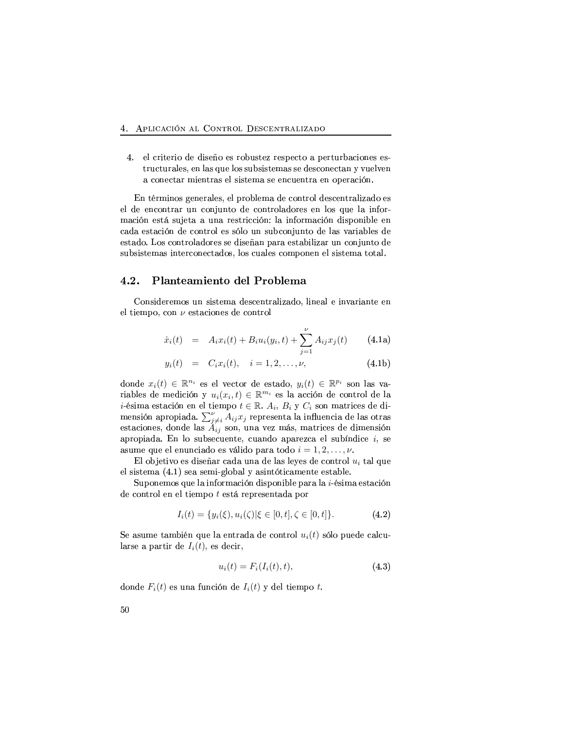4. el criterio de diseño es robustez respecto a perturbaciones estructurales, en las que los subsistemas se desconectan y vuelven a conectar mientras el sistema se encuentra en operación.

En términos generales, el problema de control descentralizado es el de encontrar un conjunto de controladores en los que la información está sujeta a una restricción: la información disponible en cada estación de control es sólo un subconjunto de las variables de estado. Los controladores se diseñan para estabilizar un conjunto de subsistemas interconectados, los cuales componen el sistema total.

## 4.2. Planteamiento del Problema

Consideremos un sistema descentralizado, lineal e invariante en el tiempo, con $\nu$ estaciones de control

$$\dot{x}_i(t) = A_i x_i(t) + B_i u_i(y_i, t) + \sum_{j=1}^{\nu} A_{ij} x_j(t) \qquad \text{(4.1a)}$$

$$y_i(t) = C_i x_i(t), \quad i = 1, 2, \ldots, \nu, \qquad \text{(4.1b)}$$

donde $x_i(t) \in \mathbb{R}^{n_i}$ es el vector de estado, $y_i(t) \in \mathbb{R}^{p_i}$ son las variables de medición y $u_i(x_i, t) \in \mathbb{R}^{m_i}$ es la acción de control de la $i$-ésima estación en el tiempo $t \in \mathbb{R}$. $A_i$, $B_i$ y $C_i$ son matrices de dimensión apropiada. $\sum_{j \neq i}^{\nu} A_{ij} x_j$ representa la influencia de las otras estaciones, donde las $A_{ij}$ son, una vez más, matrices de dimensión apropiada. En lo subsecuente, cuando aparezca el subíndice $i$, se asume que el enunciado es válido para todo $i = 1, 2, \ldots, \nu$.

El objetivo es diseñar cada una de las leyes de control $u_i$ tal que el sistema (4.1) sea semi-global y asintóticamente estable.

Suponemos que la información disponible para la $i$-ésima estación de control en el tiempo $t$ está representada por

$$I_i(t) = \{y_i(\xi), u_i(\zeta) | \xi \in [0, t], \zeta \in [0, t]\}. \qquad \text{(4.2)}$$

Se asume también que la entrada de control $u_i(t)$ sólo puede calcularse a partir de $I_i(t)$, es decir,

$$u_i(t) = F_i(I_i(t), t), \qquad \text{(4.3)}$$

donde $F_i(t)$ es una función de $I_i(t)$ y del tiempo $t$.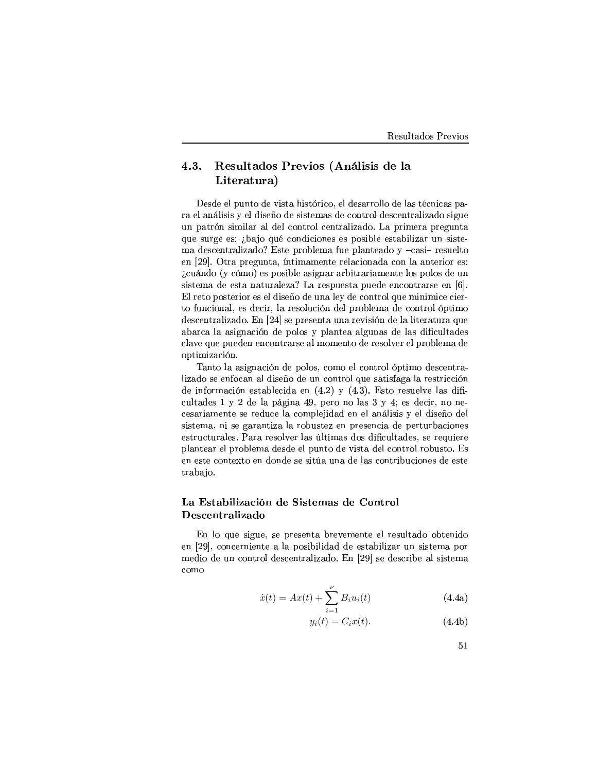## 4.3. Resultados Previos (Análisis de la Literatura)

Desde el punto de vista histórico, el desarrollo de las técnicas para el análisis y el diseño de sistemas de control descentralizado sigue un patrón similar al del control centralizado. La primera pregunta que surge es: ¿bajo qué condiciones es posible estabilizar un sistema descentralizado? Este problema fue planteado y –casi– resuelto en [29]. Otra pregunta, íntimamente relacionada con la anterior es: ¿cuándo (y cómo) es posible asignar arbitrariamente los polos de un sistema de esta naturaleza? La respuesta puede encontrarse en [6]. El reto posterior es el diseño de una ley de control que minimice cierto funcional, es decir, la resolución del problema de control óptimo descentralizado. En [24] se presenta una revisión de la literatura que abarca la asignación de polos y plantea algunas de las dificultades clave que pueden encontrarse al momento de resolver el problema de optimización.

Tanto la asignación de polos, como el control óptimo descentralizado se enfocan al diseño de un control que satisfaga la restricción de información establecida en (4.2) y (4.3). Esto resuelve las dificultades 1 y 2 de la página 49, pero no las 3 y 4; es decir, no necesariamente se reduce la complejidad en el análisis y el diseño del sistema, ni se garantiza la robustez en presencia de perturbaciones estructurales. Para resolver las últimas dos dificultades, se requiere plantear el problema desde el punto de vista del control robusto. Es en este contexto en donde se sitúa una de las contribuciones de este trabajo.

### La Estabilización de Sistemas de Control Descentralizado

En lo que sigue, se presenta brevemente el resultado obtenido en [29], concerniente a la posibilidad de estabilizar un sistema por medio de un control descentralizado. En [29] se describe al sistema como

$$\dot{x}(t) = Ax(t) + \sum_{i=1}^{\nu} B_i u_i(t) \tag{4.4a}$$

$$y_i(t) = C_i x(t). \tag{4.4b}$$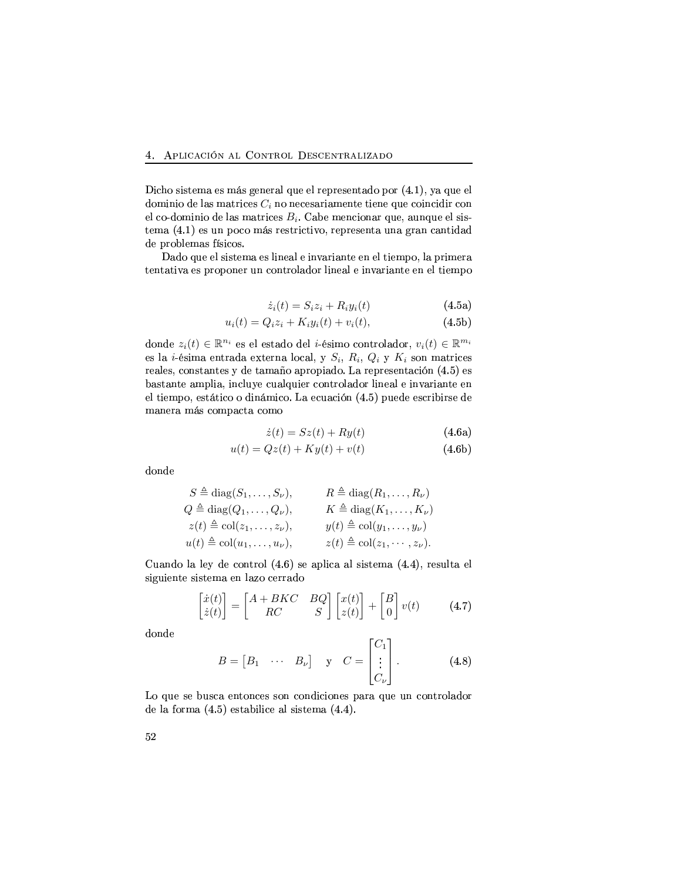Dicho sistema es más general que el representado por (4.1), ya que el dominio de las matrices $C_i$ no necesariamente tiene que coincidir con el co-dominio de las matrices $B_i$. Cabe mencionar que, aunque el sistema (4.1) es un poco más restrictivo, representa una gran cantidad de problemas físicos.

Dado que el sistema es lineal e invariante en el tiempo, la primera tentativa es proponer un controlador lineal e invariante en el tiempo

$$\dot{z}_i(t) = S_i z_i + R_i y_i(t) \tag{4.5a}$$

$$u_i(t) = Q_i z_i + K_i y_i(t) + v_i(t), \tag{4.5b}$$

donde $z_i(t) \in \mathbb{R}^{n_i}$ es el estado del $i$-ésimo controlador, $v_i(t) \in \mathbb{R}^{m_i}$ es la $i$-ésima entrada externa local, y $S_i$, $R_i$, $Q_i$ y $K_i$ son matrices reales, constantes y de tamaño apropiado. La representación (4.5) es bastante amplia, incluye cualquier controlador lineal e invariante en el tiempo, estático o dinámico. La ecuación (4.5) puede escribirse de manera más compacta como

$$\dot{z}(t) = Sz(t) + Ry(t) \tag{4.6a}$$

$$u(t) = Qz(t) + Ky(t) + v(t) \tag{4.6b}$$

donde

$$\begin{aligned}
S &\triangleq \operatorname{diag}(S_1, \ldots, S_\nu), & R &\triangleq \operatorname{diag}(R_1, \ldots, R_\nu) \\
Q &\triangleq \operatorname{diag}(Q_1, \ldots, Q_\nu), & K &\triangleq \operatorname{diag}(K_1, \ldots, K_\nu) \\
z(t) &\triangleq \operatorname{col}(z_1, \ldots, z_\nu), & y(t) &\triangleq \operatorname{col}(y_1, \ldots, y_\nu) \\
u(t) &\triangleq \operatorname{col}(u_1, \ldots, u_\nu), & z(t) &\triangleq \operatorname{col}(z_1, \cdots, z_\nu).
\end{aligned}$$

Cuando la ley de control (4.6) se aplica al sistema (4.4), resulta el siguiente sistema en lazo cerrado

$$\begin{bmatrix} \dot{x}(t) \\ \dot{z}(t) \end{bmatrix} = \begin{bmatrix} A + BKC & BQ \\ RC & S \end{bmatrix} \begin{bmatrix} x(t) \\ z(t) \end{bmatrix} + \begin{bmatrix} B \\ 0 \end{bmatrix} v(t) \tag{4.7}$$

donde

$$B = \begin{bmatrix} B_1 & \cdots & B_\nu \end{bmatrix} \quad \text{y} \quad C = \begin{bmatrix} C_1 \\ \vdots \\ C_\nu \end{bmatrix}. \tag{4.8}$$

Lo que se busca entonces son condiciones para que un controlador de la forma (4.5) estabilice al sistema (4.4).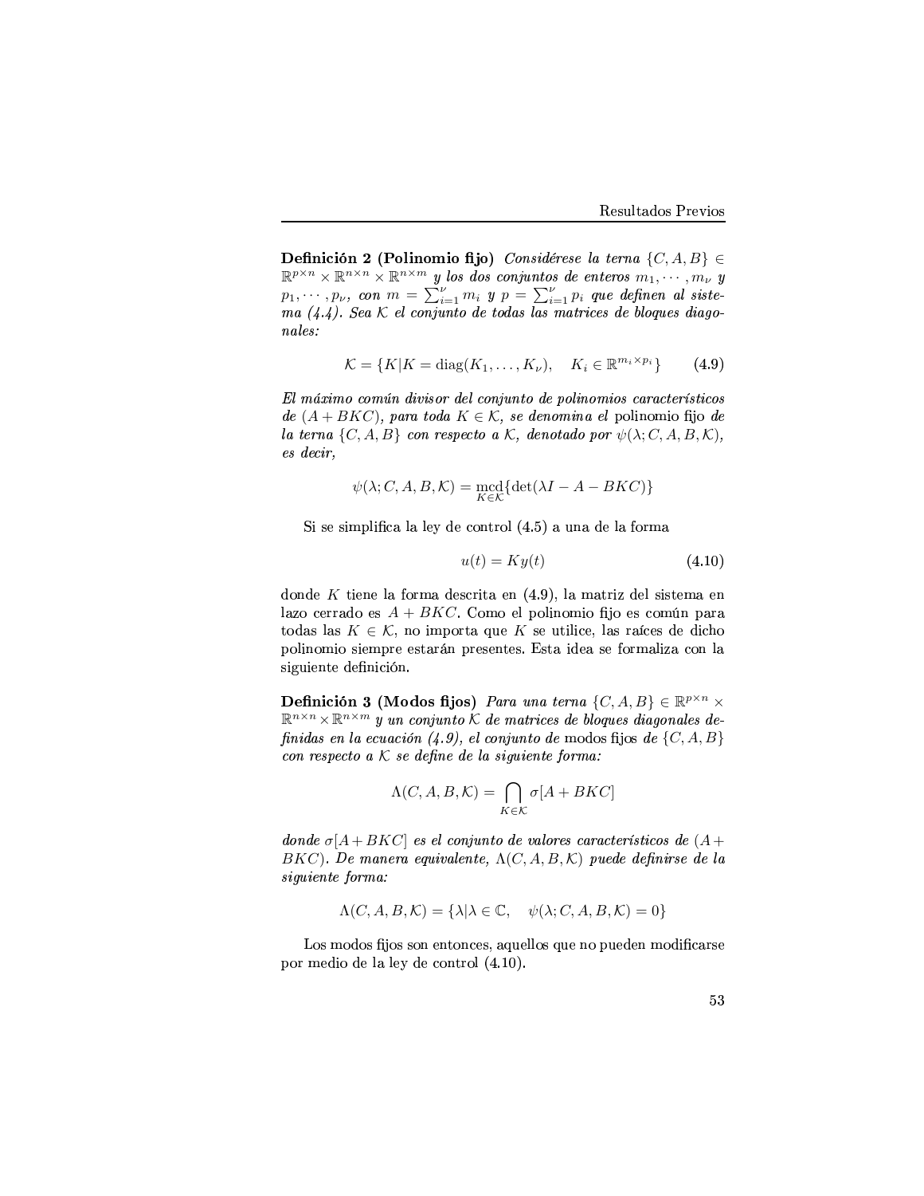**Definición 2 (Polinomio fijo)** *Considérese la terna* $\{C, A, B\} \in \mathbb{R}^{p\times n} \times \mathbb{R}^{n\times n} \times \mathbb{R}^{n\times m}$ *y los dos conjuntos de enteros* $m_1, \cdots, m_\nu$ *y* $p_1, \cdots, p_\nu$*, con* $m = \sum_{i=1}^{\nu} m_i$ *y* $p = \sum_{i=1}^{\nu} p_i$ *que definen al sistema (4.4). Sea* $\mathcal{K}$ *el conjunto de todas las matrices de bloques diagonales:*

$$\mathcal{K} = \{K | K = \operatorname{diag}(K_1, \ldots, K_\nu), \quad K_i \in \mathbb{R}^{m_i \times p_i}\} \tag{4.9}$$

*El máximo común divisor del conjunto de polinomios característicos de* $(A + BKC)$*, para toda* $K \in \mathcal{K}$*, se denomina el* polinomio fijo *de la terna* $\{C, A, B\}$ *con respecto a* $\mathcal{K}$*, denotado por* $\psi(\lambda; C, A, B, \mathcal{K})$*, es decir,*

$$\psi(\lambda; C, A, B, \mathcal{K}) = \underset{K\in\mathcal{K}}{\operatorname{mcd}}\{\det(\lambda I - A - BKC)\}$$

Si se simplifica la ley de control (4.5) a una de la forma

$$u(t) = Ky(t) \tag{4.10}$$

donde $K$ tiene la forma descrita en (4.9), la matriz del sistema en lazo cerrado es $A + BKC$. Como el polinomio fijo es común para todas las $K \in \mathcal{K}$, no importa que $K$ se utilice, las raíces de dicho polinomio siempre estarán presentes. Esta idea se formaliza con la siguiente definición.

**Definición 3 (Modos fijos)** *Para una terna* $\{C, A, B\} \in \mathbb{R}^{p\times n} \times \mathbb{R}^{n\times n} \times \mathbb{R}^{n\times m}$ *y un conjunto* $\mathcal{K}$ *de matrices de bloques diagonales definidas en la ecuación (4.9), el conjunto de* modos fijos *de* $\{C, A, B\}$ *con respecto a* $\mathcal{K}$ *se define de la siguiente forma:*

$$\Lambda(C, A, B, \mathcal{K}) = \bigcap_{K\in\mathcal{K}} \sigma[A + BKC]$$

*donde* $\sigma[A+BKC]$ *es el conjunto de valores característicos de* $(A+BKC)$*. De manera equivalente,* $\Lambda(C, A, B, \mathcal{K})$ *puede definirse de la siguiente forma:*

$$\Lambda(C, A, B, \mathcal{K}) = \{\lambda | \lambda \in \mathbb{C}, \quad \psi(\lambda; C, A, B, \mathcal{K}) = 0\}$$

Los modos fijos son entonces, aquellos que no pueden modificarse por medio de la ley de control (4.10).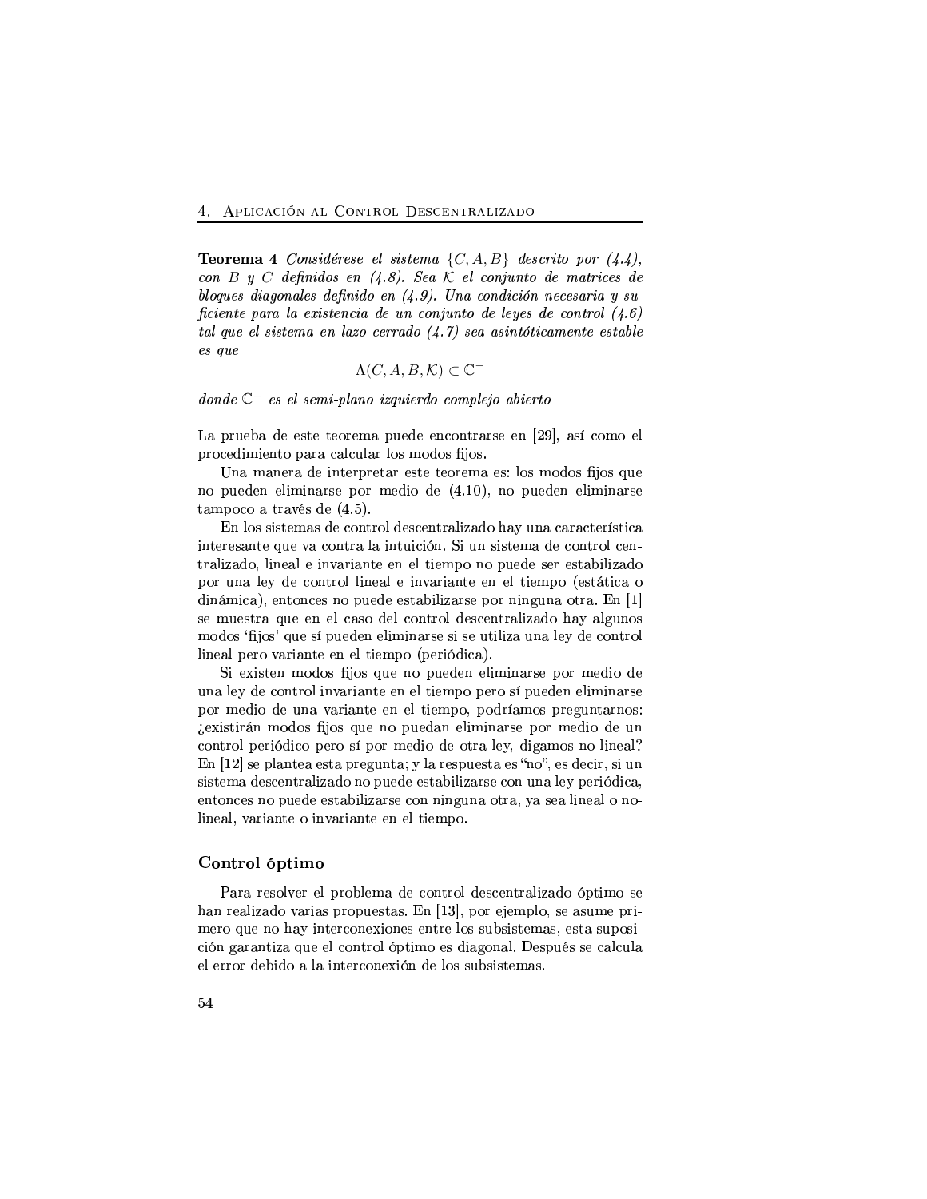**Teorema 4** *Considérese el sistema $\{C, A, B\}$ descrito por (4.4), con $B$ y $C$ definidos en (4.8). Sea $\mathcal{K}$ el conjunto de matrices de bloques diagonales definido en (4.9). Una condición necesaria y suficiente para la existencia de un conjunto de leyes de control (4.6) tal que el sistema en lazo cerrado (4.7) sea asintóticamente estable es que*

$$\Lambda(C, A, B, \mathcal{K}) \subset \mathbb{C}^-$$

*donde $\mathbb{C}^-$ es el semi-plano izquierdo complejo abierto*

La prueba de este teorema puede encontrarse en [29], así como el procedimiento para calcular los modos fijos.

Una manera de interpretar este teorema es: los modos fijos que no pueden eliminarse por medio de (4.10), no pueden eliminarse tampoco a través de (4.5).

En los sistemas de control descentralizado hay una característica interesante que va contra la intuición. Si un sistema de control centralizado, lineal e invariante en el tiempo no puede ser estabilizado por una ley de control lineal e invariante en el tiempo (estática o dinámica), entonces no puede estabilizarse por ninguna otra. En [1] se muestra que en el caso del control descentralizado hay algunos modos 'fijos' que sí pueden eliminarse si se utiliza una ley de control lineal pero variante en el tiempo (periódica).

Si existen modos fijos que no pueden eliminarse por medio de una ley de control invariante en el tiempo pero sí pueden eliminarse por medio de una variante en el tiempo, podríamos preguntarnos: ¿existirán modos fijos que no puedan eliminarse por medio de un control periódico pero sí por medio de otra ley, digamos no-lineal? En [12] se plantea esta pregunta; y la respuesta es "no", es decir, si un sistema descentralizado no puede estabilizarse con una ley periódica, entonces no puede estabilizarse con ninguna otra, ya sea lineal o no-lineal, variante o invariante en el tiempo.

### Control óptimo

Para resolver el problema de control descentralizado óptimo se han realizado varias propuestas. En [13], por ejemplo, se asume primero que no hay interconexiones entre los subsistemas, esta suposición garantiza que el control óptimo es diagonal. Después se calcula el error debido a la interconexión de los subsistemas.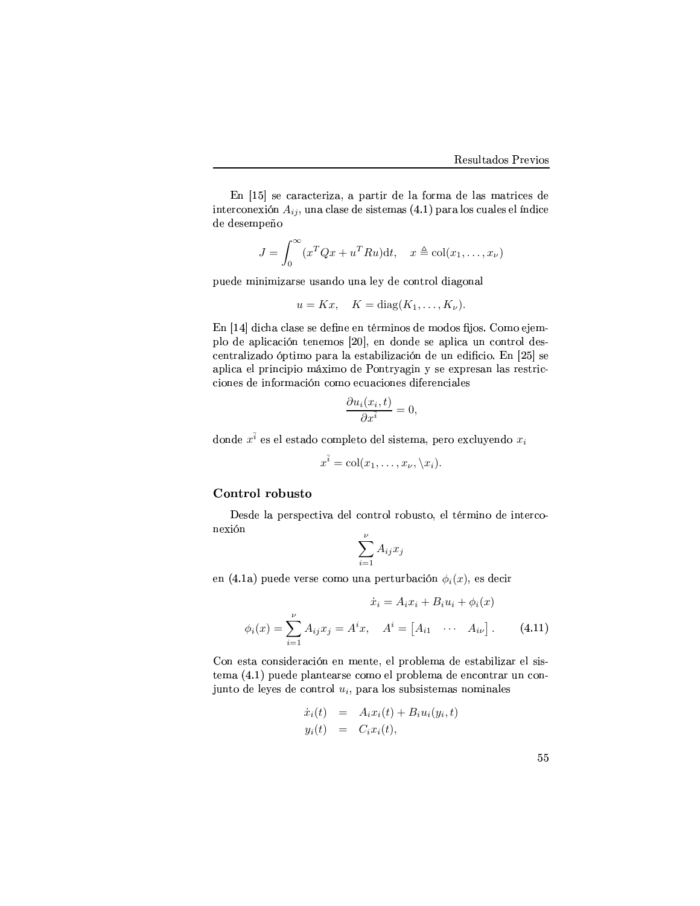En [15] se caracteriza, a partir de la forma de las matrices de interconexión $A_{ij}$, una clase de sistemas (4.1) para los cuales el índice de desempeño

$$J = \int_0^\infty (x^T Q x + u^T R u)\mathrm{d}t, \quad x \triangleq \mathrm{col}(x_1, \ldots, x_\nu)$$

puede minimizarse usando una ley de control diagonal

$$u = Kx, \quad K = \mathrm{diag}(K_1, \ldots, K_\nu).$$

En [14] dicha clase se define en términos de modos fijos. Como ejemplo de aplicación tenemos [20], en donde se aplica un control descentralizado óptimo para la estabilización de un edificio. En [25] se aplica el principio máximo de Pontryagin y se expresan las restricciones de información como ecuaciones diferenciales

$$\frac{\partial u_i(x_i, t)}{\partial x^{\bar{i}}} = 0,$$

donde $x^{\bar{i}}$ es el estado completo del sistema, pero excluyendo $x_i$

$$x^{\bar{i}} = \mathrm{col}(x_1, \ldots, x_\nu, \backslash x_i).$$

### Control robusto

Desde la perspectiva del control robusto, el término de interconexión

$$\sum_{i=1}^{\nu} A_{ij} x_j$$

en (4.1a) puede verse como una perturbación $\phi_i(x)$, es decir

$$\dot{x}_i = A_i x_i + B_i u_i + \phi_i(x)$$

$$\phi_i(x) = \sum_{i=1}^{\nu} A_{ij} x_j = A^i x, \quad A^i = \begin{bmatrix} A_{i1} & \cdots & A_{i\nu} \end{bmatrix}. \tag{4.11}$$

Con esta consideración en mente, el problema de estabilizar el sistema (4.1) puede plantearse como el problema de encontrar un conjunto de leyes de control $u_i$, para los subsistemas nominales

$$\begin{aligned} \dot{x}_i(t) &= A_i x_i(t) + B_i u_i(y_i, t) \\ y_i(t) &= C_i x_i(t), \end{aligned}$$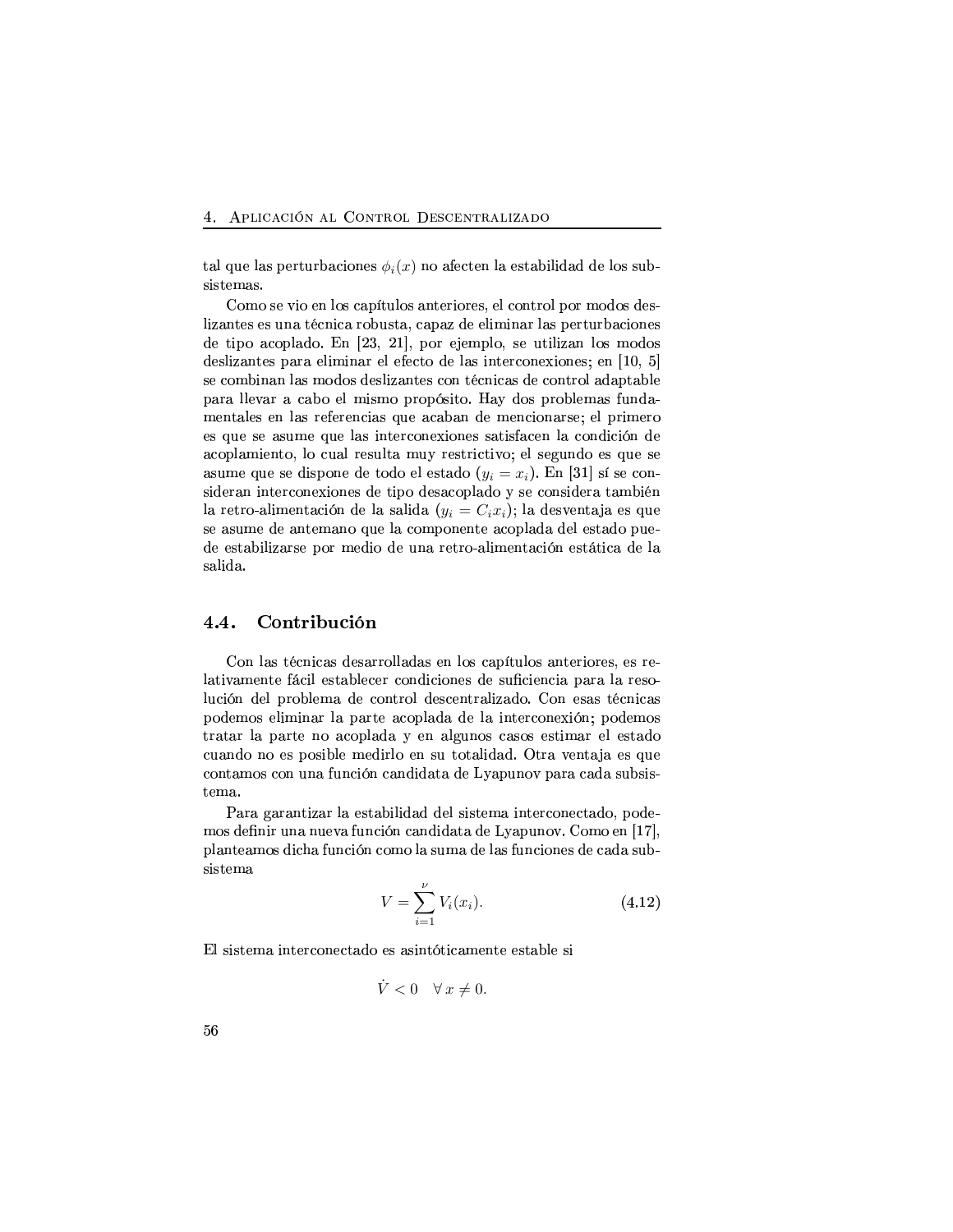tal que las perturbaciones $\phi_i(x)$ no afecten la estabilidad de los subsistemas.

Como se vio en los capítulos anteriores, el control por modos deslizantes es una técnica robusta, capaz de eliminar las perturbaciones de tipo acoplado. En [23, 21], por ejemplo, se utilizan los modos deslizantes para eliminar el efecto de las interconexiones; en [10, 5] se combinan las modos deslizantes con técnicas de control adaptable para llevar a cabo el mismo propósito. Hay dos problemas fundamentales en las referencias que acaban de mencionarse; el primero es que se asume que las interconexiones satisfacen la condición de acoplamiento, lo cual resulta muy restrictivo; el segundo es que se asume que se dispone de todo el estado ($y_i = x_i$). En [31] sí se consideran interconexiones de tipo desacoplado y se considera también la retro-alimentación de la salida ($y_i = C_i x_i$); la desventaja es que se asume de antemano que la componente acoplada del estado puede estabilizarse por medio de una retro-alimentación estática de la salida.

## 4.4. Contribución

Con las técnicas desarrolladas en los capítulos anteriores, es relativamente fácil establecer condiciones de suficiencia para la resolución del problema de control descentralizado. Con esas técnicas podemos eliminar la parte acoplada de la interconexión; podemos tratar la parte no acoplada y en algunos casos estimar el estado cuando no es posible medirlo en su totalidad. Otra ventaja es que contamos con una función candidata de Lyapunov para cada subsistema.

Para garantizar la estabilidad del sistema interconectado, podemos definir una nueva función candidata de Lyapunov. Como en [17], planteamos dicha función como la suma de las funciones de cada subsistema

$$V = \sum_{i=1}^{\nu} V_i(x_i). \tag{4.12}$$

El sistema interconectado es asintóticamente estable si

$$\dot{V} < 0 \quad \forall\, x \neq 0.$$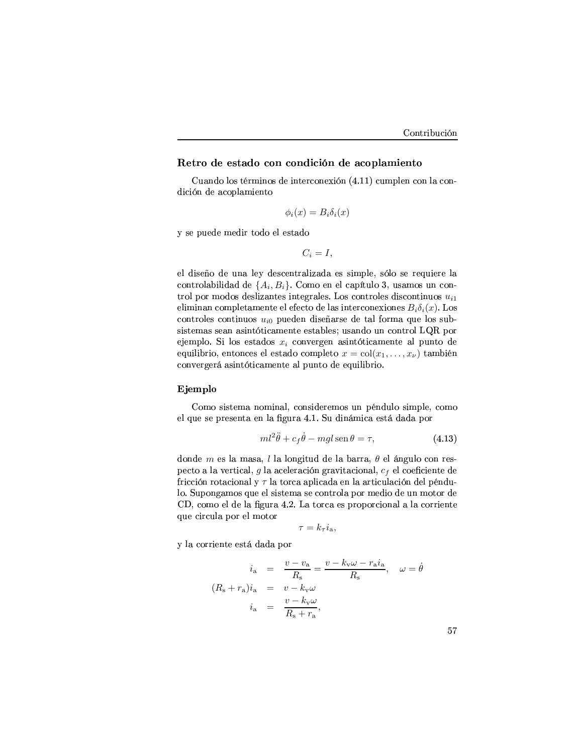### Retro de estado con condición de acoplamiento

Cuando los términos de interconexión (4.11) cumplen con la condición de acoplamiento

$$\phi_i(x) = B_i \delta_i(x)$$

y se puede medir todo el estado

$$C_i = I,$$

el diseño de una ley descentralizada es simple, sólo se requiere la controlabilidad de $\{A_i, B_i\}$. Como en el capítulo 3, usamos un control por modos deslizantes integrales. Los controles discontinuos $u_{i1}$ eliminan completamente el efecto de las interconexiones $B_i\delta_i(x)$. Los controles continuos $u_{i0}$ pueden diseñarse de tal forma que los subsistemas sean asintóticamente estables; usando un control LQR por ejemplo. Si los estados $x_i$ convergen asintóticamente al punto de equilibrio, entonces el estado completo $x = \mathrm{col}(x_1, \ldots, x_\nu)$ también convergerá asintóticamente al punto de equilibrio.

### Ejemplo

Como sistema nominal, consideremos un péndulo simple, como el que se presenta en la figura 4.1. Su dinámica está dada por

$$ml^2\ddot{\theta} + c_f\dot{\theta} - mgl\,\mathrm{sen}\,\theta = \tau, \tag{4.13}$$

donde $m$ es la masa, $l$ la longitud de la barra, $\theta$ el ángulo con respecto a la vertical, $g$ la aceleración gravitacional, $c_f$ el coeficiente de fricción rotacional y $\tau$ la torca aplicada en la articulación del péndulo. Supongamos que el sistema se controla por medio de un motor de CD, como el de la figura 4.2. La torca es proporcional a la corriente que circula por el motor

$$\tau = k_\tau i_\mathrm{a},$$

y la corriente está dada por

$$\begin{aligned}
i_\mathrm{a} &= \frac{v - v_\mathrm{a}}{R_\mathrm{s}} = \frac{v - k_\mathrm{v}\omega - r_\mathrm{a} i_\mathrm{a}}{R_\mathrm{s}}, \quad \omega = \dot{\theta} \\
(R_\mathrm{s} + r_\mathrm{a}) i_\mathrm{a} &= v - k_\mathrm{v}\omega \\
i_\mathrm{a} &= \frac{v - k_\mathrm{v}\omega}{R_\mathrm{s} + r_\mathrm{a}},
\end{aligned}$$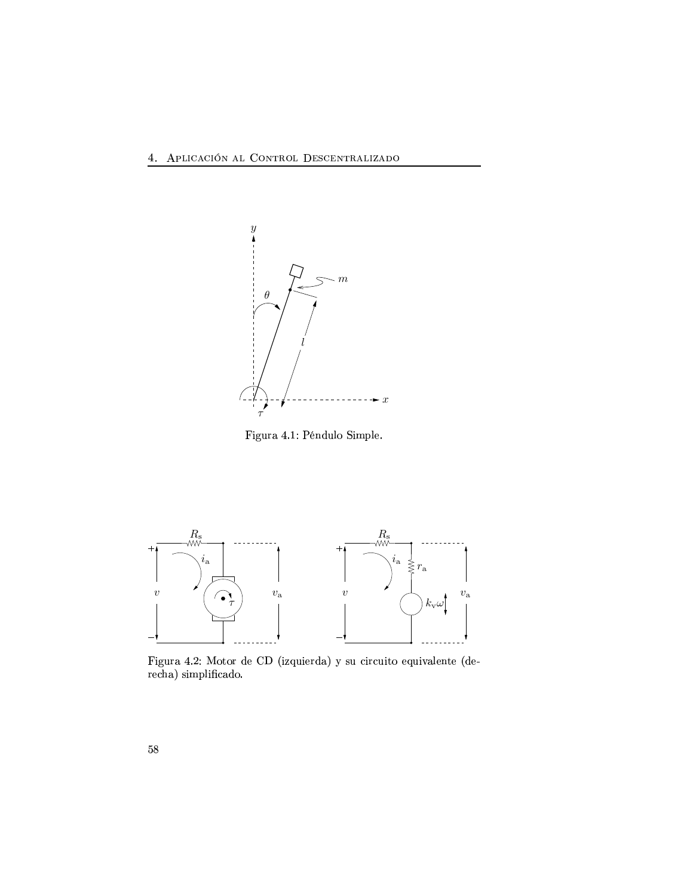Figura 4.1: Péndulo Simple.

Figura 4.2: Motor de CD (izquierda) y su circuito equivalente (derecha) simplificado.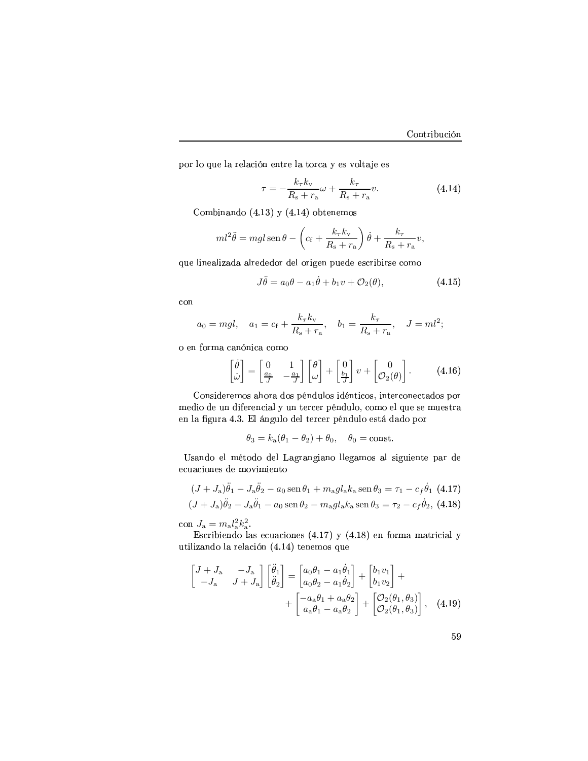por lo que la relación entre la torca y es voltaje es

$$\tau = -\frac{k_\tau k_\mathrm{v}}{R_\mathrm{s} + r_\mathrm{a}}\omega + \frac{k_\tau}{R_\mathrm{s} + r_\mathrm{a}}v. \tag{4.14}$$

Combinando (4.13) y (4.14) obtenemos

$$ml^2\ddot{\theta} = mgl\,\mathrm{sen}\,\theta - \left(c_\mathrm{f} + \frac{k_\tau k_\mathrm{v}}{R_\mathrm{s} + r_\mathrm{a}}\right)\dot{\theta} + \frac{k_\tau}{R_\mathrm{s} + r_\mathrm{a}}v,$$

que linealizada alrededor del origen puede escribirse como

$$J\ddot{\theta} = a_0\theta - a_1\dot{\theta} + b_1 v + \mathcal{O}_2(\theta), \tag{4.15}$$

con

$$a_0 = mgl, \quad a_1 = c_\mathrm{f} + \frac{k_\tau k_\mathrm{v}}{R_\mathrm{s} + r_\mathrm{a}}, \quad b_1 = \frac{k_\tau}{R_\mathrm{s} + r_\mathrm{a}}, \quad J = ml^2;$$

o en forma canónica como

$$\begin{bmatrix}\dot{\theta}\\ \dot{\omega}\end{bmatrix} = \begin{bmatrix}0 & 1\\ \frac{a_0}{J} & -\frac{a_1}{J}\end{bmatrix}\begin{bmatrix}\theta\\ \omega\end{bmatrix} + \begin{bmatrix}0\\ \frac{b_1}{J}\end{bmatrix}v + \begin{bmatrix}0\\ \mathcal{O}_2(\theta)\end{bmatrix}. \tag{4.16}$$

Consideremos ahora dos péndulos idénticos, interconectados por medio de un diferencial y un tercer péndulo, como el que se muestra en la figura 4.3. El ángulo del tercer péndulo está dado por

$$\theta_3 = k_\mathrm{a}(\theta_1 - \theta_2) + \theta_0, \quad \theta_0 = \mathrm{const.}$$

Usando el método del Lagrangiano llegamos al siguiente par de ecuaciones de movimiento

$$(J + J_\mathrm{a})\ddot{\theta}_1 - J_\mathrm{a}\ddot{\theta}_2 - a_0\,\mathrm{sen}\,\theta_1 + m_\mathrm{a} g l_\mathrm{a} k_\mathrm{a}\,\mathrm{sen}\,\theta_3 = \tau_1 - c_f\dot{\theta}_1 \tag{4.17}$$

$$(J + J_\mathrm{a})\ddot{\theta}_2 - J_\mathrm{a}\ddot{\theta}_1 - a_0\,\mathrm{sen}\,\theta_2 - m_\mathrm{a} g l_\mathrm{a} k_\mathrm{a}\,\mathrm{sen}\,\theta_3 = \tau_2 - c_f\dot{\theta}_2, \tag{4.18}$$

con $J_\mathrm{a} = m_\mathrm{a} l_\mathrm{a}^2 k_\mathrm{a}^2$.

Escribiendo las ecuaciones (4.17) y (4.18) en forma matricial y utilizando la relación (4.14) tenemos que

$$\begin{bmatrix}J + J_\mathrm{a} & -J_\mathrm{a}\\ -J_\mathrm{a} & J + J_\mathrm{a}\end{bmatrix}\begin{bmatrix}\ddot{\theta}_1\\ \ddot{\theta}_2\end{bmatrix} = \begin{bmatrix}a_0\theta_1 - a_1\dot{\theta}_1\\ a_0\theta_2 - a_1\dot{\theta}_2\end{bmatrix} + \begin{bmatrix}b_1 v_1\\ b_1 v_2\end{bmatrix} + \\ + \begin{bmatrix}-a_\mathrm{a}\theta_1 + a_\mathrm{a}\theta_2\\ a_\mathrm{a}\theta_1 - a_\mathrm{a}\theta_2\end{bmatrix} + \begin{bmatrix}\mathcal{O}_2(\theta_1, \theta_3)\\ \mathcal{O}_2(\theta_1, \theta_3)\end{bmatrix}, \tag{4.19}$$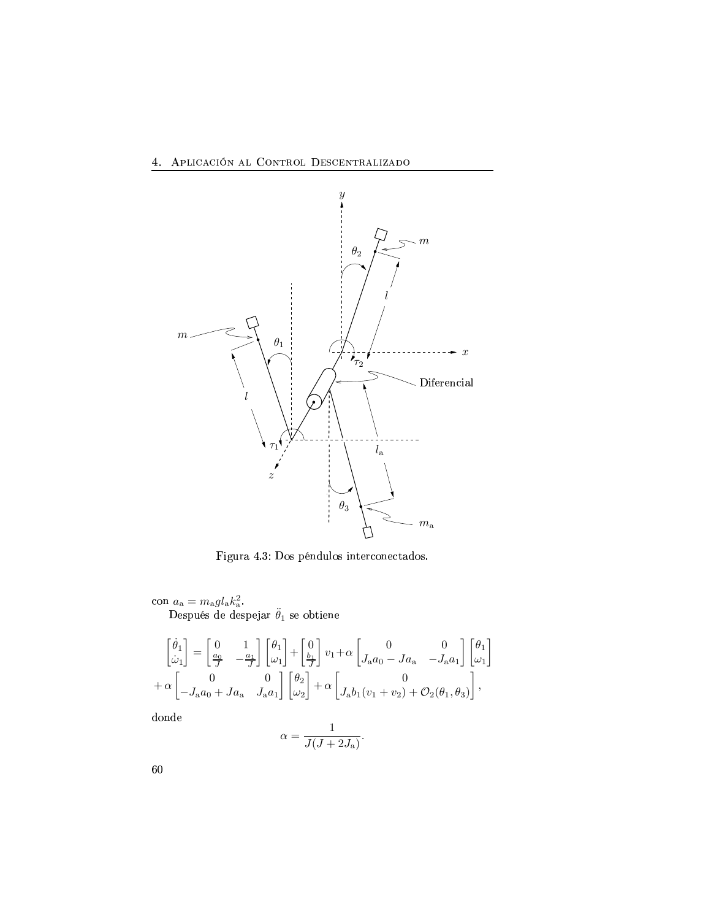Figura 4.3: Dos péndulos interconectados.

con $a_{\rm a} = m_{\rm a} g l_{\rm a} k_{\rm a}^2$.

Después de despejar $\ddot{\theta}_1$ se obtiene

$$
\begin{bmatrix} \dot{\theta}_1 \\ \dot{\omega}_1 \end{bmatrix} = \begin{bmatrix} 0 & 1 \\ \frac{a_0}{J} & -\frac{a_1}{J} \end{bmatrix} \begin{bmatrix} \theta_1 \\ \omega_1 \end{bmatrix} + \begin{bmatrix} 0 \\ \frac{b_1}{J} \end{bmatrix} v_1 + \alpha \begin{bmatrix} 0 & 0 \\ J_{\rm a} a_0 - J a_{\rm a} & -J_{\rm a} a_1 \end{bmatrix} \begin{bmatrix} \theta_1 \\ \omega_1 \end{bmatrix}
$$
$$
+ \, \alpha \begin{bmatrix} 0 & 0 \\ -J_{\rm a} a_0 + J a_{\rm a} & J_{\rm a} a_1 \end{bmatrix} \begin{bmatrix} \theta_2 \\ \omega_2 \end{bmatrix} + \alpha \begin{bmatrix} 0 \\ J_{\rm a} b_1 (v_1 + v_2) + \mathcal{O}_2(\theta_1, \theta_3) \end{bmatrix},
$$

donde

$$
\alpha = \frac{1}{J(J + 2J_{\rm a})}.
$$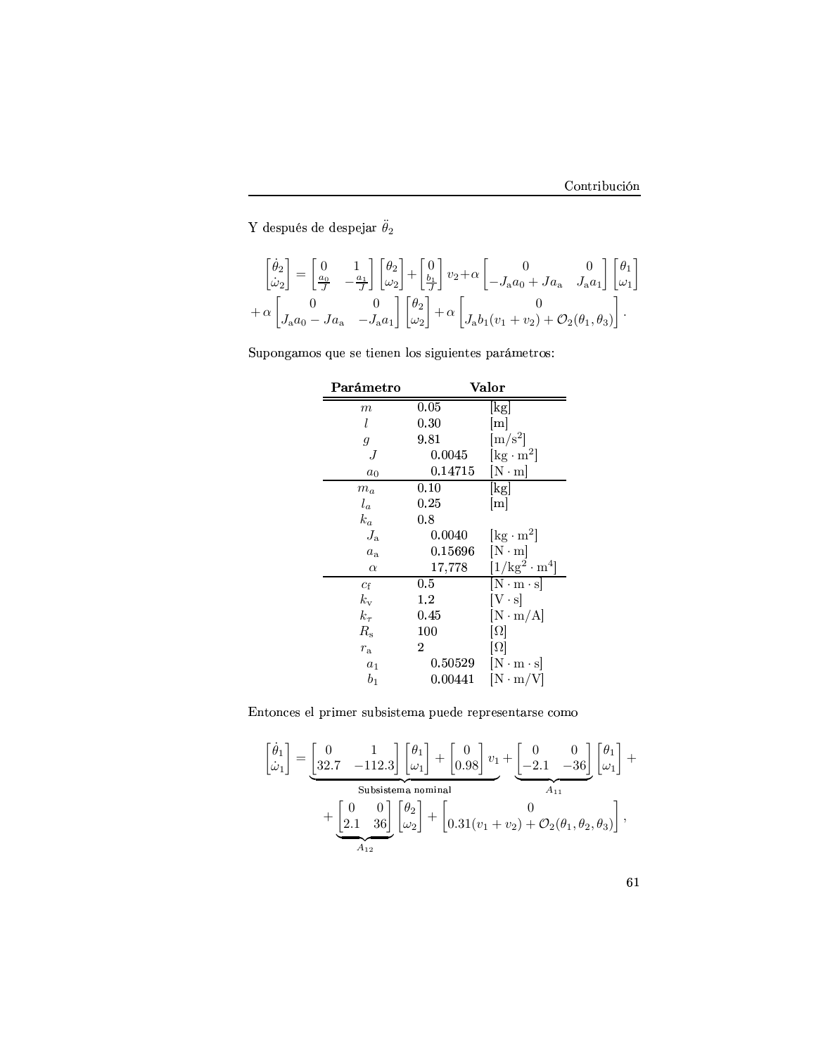Y después de despejar $\ddot{\theta}_2$

$$
\begin{bmatrix} \dot{\theta}_2 \\ \dot{\omega}_2 \end{bmatrix} = \begin{bmatrix} 0 & 1 \\ \frac{a_0}{J} & -\frac{a_1}{J} \end{bmatrix} \begin{bmatrix} \theta_2 \\ \omega_2 \end{bmatrix} + \begin{bmatrix} 0 \\ \frac{b_1}{J} \end{bmatrix} v_2 + \alpha \begin{bmatrix} 0 & 0 \\ -J_{\mathrm{a}} a_0 + J a_{\mathrm{a}} & J_{\mathrm{a}} a_1 \end{bmatrix} \begin{bmatrix} \theta_1 \\ \omega_1 \end{bmatrix}
$$
$$
+ \alpha \begin{bmatrix} 0 & 0 \\ J_{\mathrm{a}} a_0 - J a_{\mathrm{a}} & -J_{\mathrm{a}} a_1 \end{bmatrix} \begin{bmatrix} \theta_2 \\ \omega_2 \end{bmatrix} + \alpha \begin{bmatrix} 0 \\ J_{\mathrm{a}} b_1 (v_1 + v_2) + \mathcal{O}_2(\theta_1, \theta_3) \end{bmatrix}.
$$

Supongamos que se tienen los siguientes parámetros:

| **Parámetro** | **Valor** | |
|---|---|---|
| $m$ | 0.05 | [kg] |
| $l$ | 0.30 | [m] |
| $g$ | 9.81 | [m/s$^2$] |
| $J$ | 0.0045 | [kg $\cdot$ m$^2$] |
| $a_0$ | 0.14715 | [N $\cdot$ m] |
| $m_a$ | 0.10 | [kg] |
| $l_a$ | 0.25 | [m] |
| $k_a$ | 0.8 | |
| $J_{\mathrm{a}}$ | 0.0040 | [kg $\cdot$ m$^2$] |
| $a_{\mathrm{a}}$ | 0.15696 | [N $\cdot$ m] |
| $\alpha$ | 17,778 | [1/kg$^2$ $\cdot$ m$^4$] |
| $c_{\mathrm{f}}$ | 0.5 | [N $\cdot$ m $\cdot$ s] |
| $k_{\mathrm{v}}$ | 1.2 | [V $\cdot$ s] |
| $k_\tau$ | 0.45 | [N $\cdot$ m/A] |
| $R_{\mathrm{s}}$ | 100 | [$\Omega$] |
| $r_{\mathrm{a}}$ | 2 | [$\Omega$] |
| $a_1$ | 0.50529 | [N $\cdot$ m $\cdot$ s] |
| $b_1$ | 0.00441 | [N $\cdot$ m/V] |

Entonces el primer subsistema puede representarse como

$$
\begin{bmatrix} \dot{\theta}_1 \\ \dot{\omega}_1 \end{bmatrix} = \underbrace{\begin{bmatrix} 0 & 1 \\ 32.7 & -112.3 \end{bmatrix} \begin{bmatrix} \theta_1 \\ \omega_1 \end{bmatrix} + \begin{bmatrix} 0 \\ 0.98 \end{bmatrix} v_1}_{\text{Subsistema nominal}} + \underbrace{\begin{bmatrix} 0 & 0 \\ -2.1 & -36 \end{bmatrix}}_{A_{11}} \begin{bmatrix} \theta_1 \\ \omega_1 \end{bmatrix} +
$$
$$
+ \underbrace{\begin{bmatrix} 0 & 0 \\ 2.1 & 36 \end{bmatrix}}_{A_{12}} \begin{bmatrix} \theta_2 \\ \omega_2 \end{bmatrix} + \begin{bmatrix} 0 \\ 0.31(v_1 + v_2) + \mathcal{O}_2(\theta_1, \theta_2, \theta_3) \end{bmatrix},
$$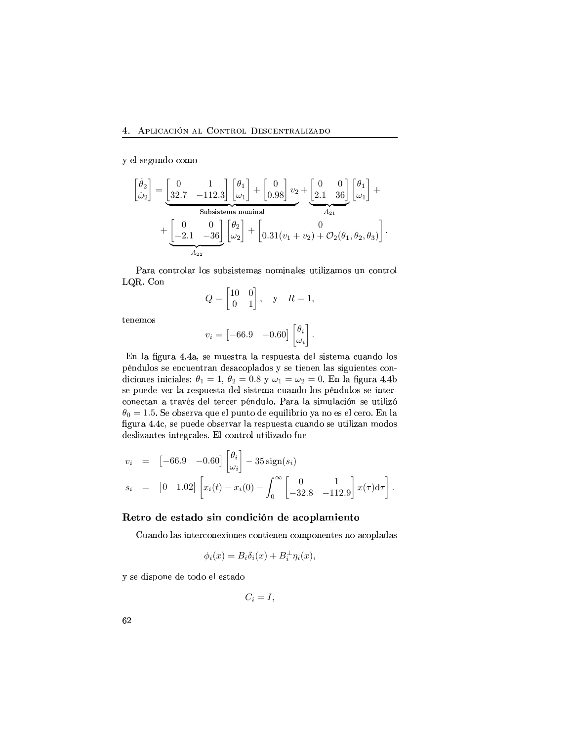y el segundo como

$$
\begin{bmatrix} \dot{\theta}_2 \\ \dot{\omega}_2 \end{bmatrix} = \underbrace{\begin{bmatrix} 0 & 1 \\ 32.7 & -112.3 \end{bmatrix} \begin{bmatrix} \theta_1 \\ \omega_1 \end{bmatrix} + \begin{bmatrix} 0 \\ 0.98 \end{bmatrix} v_2}_{\text{Subsistema nominal}} + \underbrace{\begin{bmatrix} 0 & 0 \\ 2.1 & 36 \end{bmatrix}}_{A_{21}} \begin{bmatrix} \theta_1 \\ \omega_1 \end{bmatrix} +
$$

$$
+ \underbrace{\begin{bmatrix} 0 & 0 \\ -2.1 & -36 \end{bmatrix}}_{A_{22}} \begin{bmatrix} \theta_2 \\ \omega_2 \end{bmatrix} + \begin{bmatrix} 0 \\ 0.31(v_1 + v_2) + \mathcal{O}_2(\theta_1, \theta_2, \theta_3) \end{bmatrix}.
$$

Para controlar los subsistemas nominales utilizamos un control LQR. Con

$$
Q = \begin{bmatrix} 10 & 0 \\ 0 & 1 \end{bmatrix}, \quad \text{y} \quad R = 1,
$$

tenemos

$$
v_i = \begin{bmatrix} -66.9 & -0.60 \end{bmatrix} \begin{bmatrix} \theta_i \\ \omega_i \end{bmatrix}.
$$

En la figura 4.4a, se muestra la respuesta del sistema cuando los péndulos se encuentran desacoplados y se tienen las siguientes condiciones iniciales: $\theta_1 = 1$, $\theta_2 = 0.8$ y $\omega_1 = \omega_2 = 0$. En la figura 4.4b se puede ver la respuesta del sistema cuando los péndulos se interconectan a través del tercer péndulo. Para la simulación se utilizó $\theta_0 = 1.5$. Se observa que el punto de equilibrio ya no es el cero. En la figura 4.4c, se puede observar la respuesta cuando se utilizan modos deslizantes integrales. El control utilizado fue

$$
\begin{aligned}
v_i &= \begin{bmatrix} -66.9 & -0.60 \end{bmatrix} \begin{bmatrix} \theta_i \\ \omega_i \end{bmatrix} - 35 \operatorname{sign}(s_i) \\
s_i &= \begin{bmatrix} 0 & 1.02 \end{bmatrix} \left[ x_i(t) - x_i(0) - \int_0^\infty \begin{bmatrix} 0 & 1 \\ -32.8 & -112.9 \end{bmatrix} x(\tau) \mathrm{d}\tau \right].
\end{aligned}
$$

### Retro de estado sin condición de acoplamiento

Cuando las interconexiones contienen componentes no acopladas

$$
\phi_i(x) = B_i \delta_i(x) + B_i^{\perp} \eta_i(x),
$$

y se dispone de todo el estado

$$
C_i = I,
$$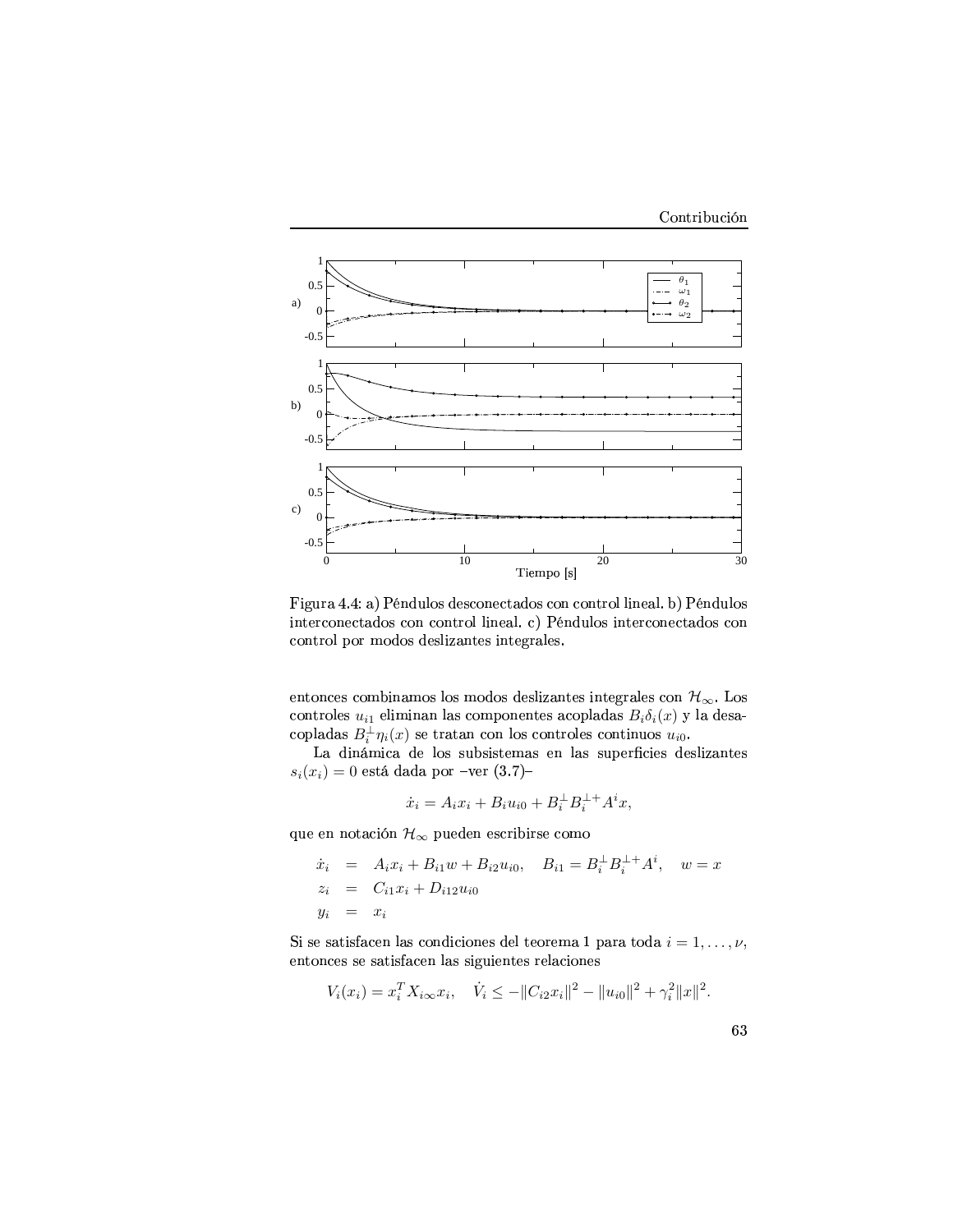Figura 4.4: a) Péndulos desconectados con control lineal. b) Péndulos interconectados con control lineal. c) Péndulos interconectados con control por modos deslizantes integrales.

entonces combinamos los modos deslizantes integrales con $\mathcal{H}_\infty$. Los controles $u_{i1}$ eliminan las componentes acopladas $B_i\delta_i(x)$ y la desacopladas $B_i^\perp\eta_i(x)$ se tratan con los controles continuos $u_{i0}$.

La dinámica de los subsistemas en las superficies deslizantes $s_i(x_i) = 0$ está dada por –ver (3.7)–

$$\dot{x}_i = A_i x_i + B_i u_{i0} + B_i^\perp B_i^{\perp +} A^i x,$$

que en notación $\mathcal{H}_\infty$ pueden escribirse como

$$\begin{aligned}
\dot{x}_i &= A_i x_i + B_{i1} w + B_{i2} u_{i0}, \quad B_{i1} = B_i^\perp B_i^{\perp +} A^i, \quad w = x \\
z_i &= C_{i1} x_i + D_{i12} u_{i0} \\
y_i &= x_i
\end{aligned}$$

Si se satisfacen las condiciones del teorema 1 para toda $i = 1, \ldots, \nu$, entonces se satisfacen las siguientes relaciones

$$V_i(x_i) = x_i^T X_{i\infty} x_i, \quad \dot{V}_i \leq -\|C_{i2} x_i\|^2 - \|u_{i0}\|^2 + \gamma_i^2 \|x\|^2.$$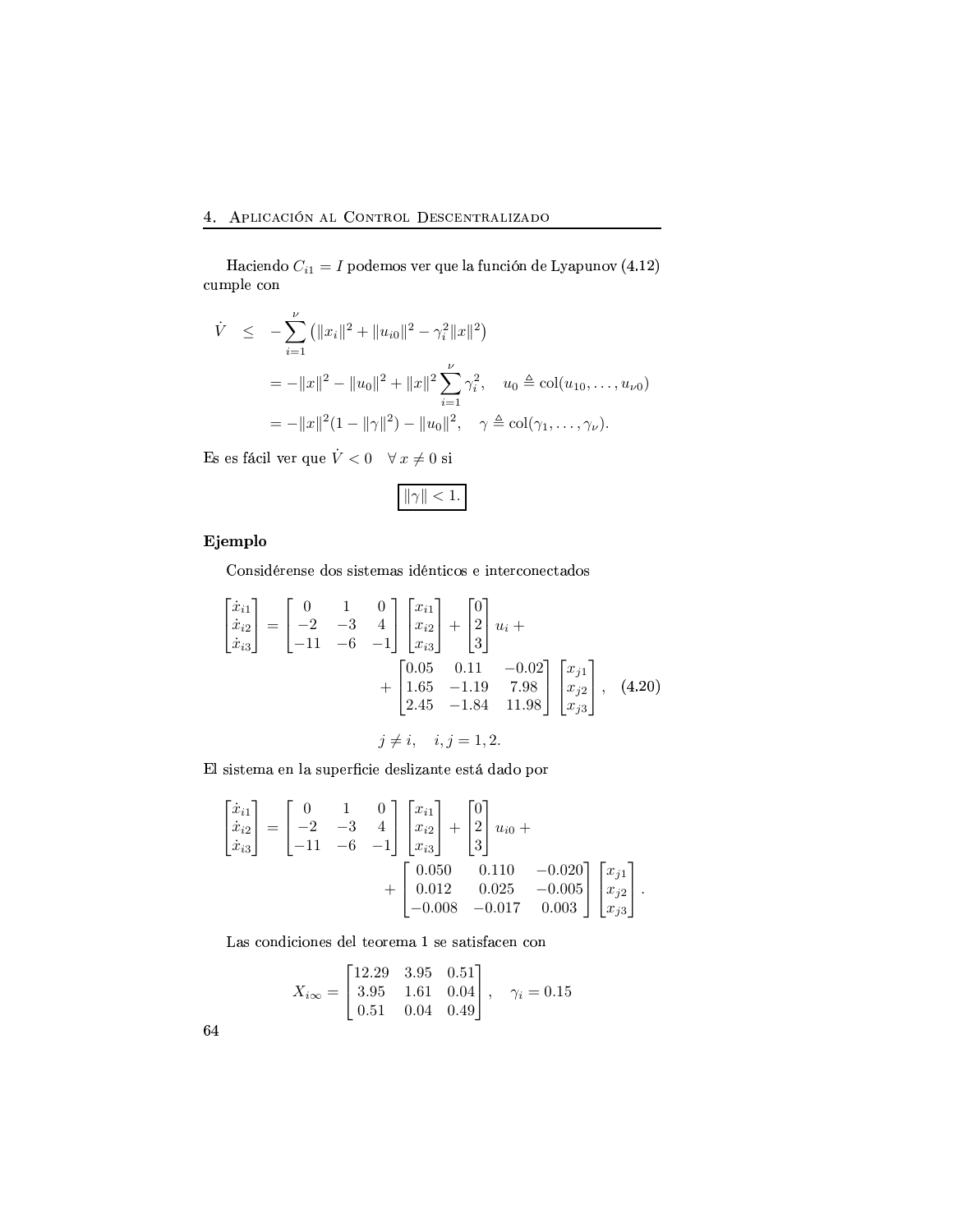Haciendo $C_{i1} = I$ podemos ver que la función de Lyapunov (4.12) cumple con

$$
\begin{aligned}
\dot{V} \quad &\leq \quad -\sum_{i=1}^{\nu} \left( \|x_i\|^2 + \|u_{i0}\|^2 - \gamma_i^2 \|x\|^2 \right) \\
&= -\|x\|^2 - \|u_0\|^2 + \|x\|^2 \sum_{i=1}^{\nu} \gamma_i^2, \quad u_0 \triangleq \mathrm{col}(u_{10}, \ldots, u_{\nu 0}) \\
&= -\|x\|^2 (1 - \|\gamma\|^2) - \|u_0\|^2, \quad \gamma \triangleq \mathrm{col}(\gamma_1, \ldots, \gamma_\nu).
\end{aligned}
$$

Es es fácil ver que $\dot{V} < 0 \quad \forall\, x \neq 0$ si

$$
\boxed{\|\gamma\| < 1.}
$$

### Ejemplo

Considérense dos sistemas idénticos e interconectados

$$
\begin{bmatrix} \dot{x}_{i1} \\ \dot{x}_{i2} \\ \dot{x}_{i3} \end{bmatrix} = \begin{bmatrix} 0 & 1 & 0 \\ -2 & -3 & 4 \\ -11 & -6 & -1 \end{bmatrix} \begin{bmatrix} x_{i1} \\ x_{i2} \\ x_{i3} \end{bmatrix} + \begin{bmatrix} 0 \\ 2 \\ 3 \end{bmatrix} u_i + \begin{bmatrix} 0.05 & 0.11 & -0.02 \\ 1.65 & -1.19 & 7.98 \\ 2.45 & -1.84 & 11.98 \end{bmatrix} \begin{bmatrix} x_{j1} \\ x_{j2} \\ x_{j3} \end{bmatrix}, \tag{4.20}
$$

$$
j \neq i, \quad i, j = 1, 2.
$$

El sistema en la superficie deslizante está dado por

$$
\begin{bmatrix} \dot{x}_{i1} \\ \dot{x}_{i2} \\ \dot{x}_{i3} \end{bmatrix} = \begin{bmatrix} 0 & 1 & 0 \\ -2 & -3 & 4 \\ -11 & -6 & -1 \end{bmatrix} \begin{bmatrix} x_{i1} \\ x_{i2} \\ x_{i3} \end{bmatrix} + \begin{bmatrix} 0 \\ 2 \\ 3 \end{bmatrix} u_{i0} + \begin{bmatrix} 0.050 & 0.110 & -0.020 \\ 0.012 & 0.025 & -0.005 \\ -0.008 & -0.017 & 0.003 \end{bmatrix} \begin{bmatrix} x_{j1} \\ x_{j2} \\ x_{j3} \end{bmatrix}.
$$

Las condiciones del teorema 1 se satisfacen con

$$
X_{i\infty} = \begin{bmatrix} 12.29 & 3.95 & 0.51 \\ 3.95 & 1.61 & 0.04 \\ 0.51 & 0.04 & 0.49 \end{bmatrix}, \quad \gamma_i = 0.15
$$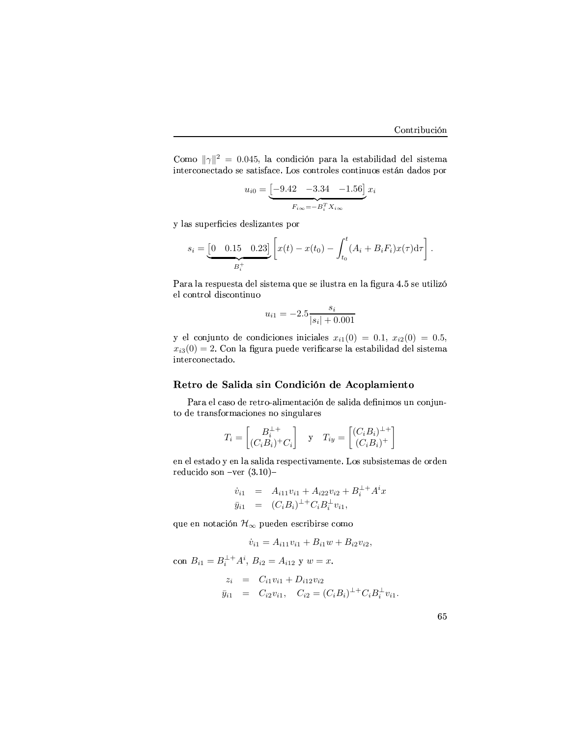Como $\|\gamma\|^2 = 0.045$, la condición para la estabilidad del sistema interconectado se satisface. Los controles continuos están dados por

$$u_{i0} = \underbrace{\begin{bmatrix} -9.42 & -3.34 & -1.56 \end{bmatrix}}_{F_{i\infty} = -B_i^T X_{i\infty}} x_i$$

y las superficies deslizantes por

$$s_i = \underbrace{\begin{bmatrix} 0 & 0.15 & 0.23 \end{bmatrix}}_{B_i^+} \left[ x(t) - x(t_0) - \int_{t_0}^{t} (A_i + B_i F_i) x(\tau) \mathrm{d}\tau \right].$$

Para la respuesta del sistema que se ilustra en la figura 4.5 se utilizó el control discontinuo

$$u_{i1} = -2.5 \frac{s_i}{|s_i| + 0.001}$$

y el conjunto de condiciones iniciales $x_{i1}(0) = 0.1$, $x_{i2}(0) = 0.5$, $x_{i3}(0) = 2$. Con la figura puede verificarse la estabilidad del sistema interconectado.

### Retro de Salida sin Condición de Acoplamiento

Para el caso de retro-alimentación de salida definimos un conjunto de transformaciones no singulares

$$T_i = \begin{bmatrix} B_i^{\perp +} \\ (C_i B_i)^+ C_i \end{bmatrix} \quad \text{y} \quad T_{iy} = \begin{bmatrix} (C_i B_i)^{\perp +} \\ (C_i B_i)^+ \end{bmatrix}$$

en el estado y en la salida respectivamente. Los subsistemas de orden reducido son –ver (3.10)–

$$\begin{aligned} \dot{v}_{i1} &= A_{i11} v_{i1} + A_{i22} v_{i2} + B_i^{\perp +} A^i x \\ \bar{y}_{i1} &= (C_i B_i)^{\perp +} C_i B_i^{\perp} v_{i1}, \end{aligned}$$

que en notación $\mathcal{H}_\infty$ pueden escribirse como

$$\dot{v}_{i1} = A_{i11} v_{i1} + B_{i1} w + B_{i2} v_{i2},$$

con $B_{i1} = B_i^{\perp +} A^i$, $B_{i2} = A_{i12}$ y $w = x$.

$$\begin{aligned} z_i &= C_{i1} v_{i1} + D_{i12} v_{i2} \\ \bar{y}_{i1} &= C_{i2} v_{i1}, \quad C_{i2} = (C_i B_i)^{\perp +} C_i B_i^{\perp} v_{i1}. \end{aligned}$$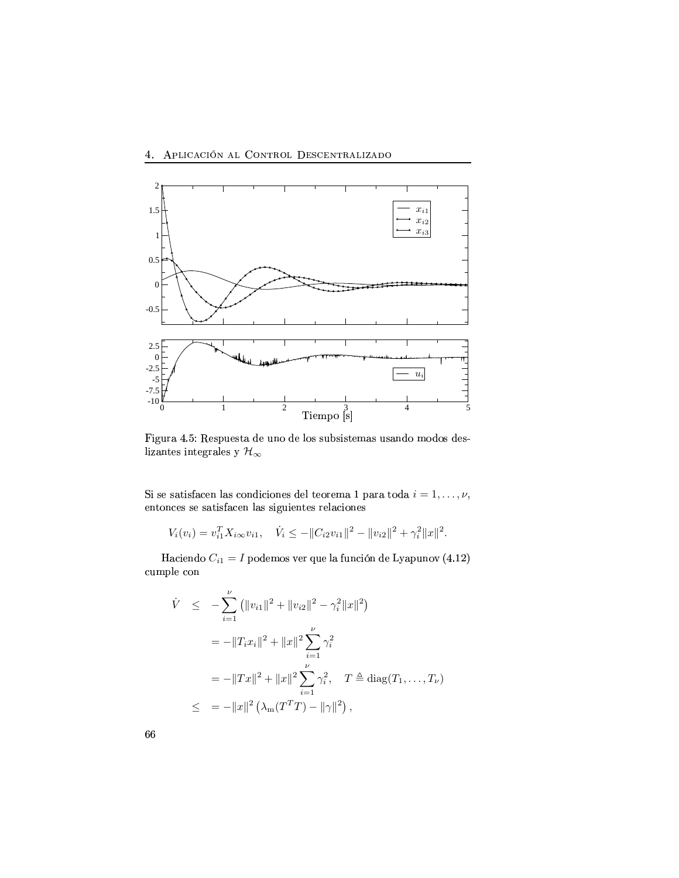Figura 4.5: Respuesta de uno de los subsistemas usando modos deslizantes integrales y $\mathcal{H}_\infty$

Si se satisfacen las condiciones del teorema 1 para toda $i = 1, \ldots, \nu$, entonces se satisfacen las siguientes relaciones

$$V_i(v_i) = v_{i1}^T X_{i\infty} v_{i1}, \quad \dot{V}_i \leq -\|C_{i2} v_{i1}\|^2 - \|v_{i2}\|^2 + \gamma_i^2 \|x\|^2.$$

Haciendo $C_{i1} = I$ podemos ver que la función de Lyapunov (4.12) cumple con

$$\begin{aligned}
\dot{V} \quad &\leq \quad -\sum_{i=1}^{\nu} \left( \|v_{i1}\|^2 + \|v_{i2}\|^2 - \gamma_i^2 \|x\|^2 \right) \\
&= -\|T_i x_i\|^2 + \|x\|^2 \sum_{i=1}^{\nu} \gamma_i^2 \\
&= -\|Tx\|^2 + \|x\|^2 \sum_{i=1}^{\nu} \gamma_i^2, \quad T \triangleq \operatorname{diag}(T_1, \ldots, T_\nu) \\
\leq \quad &= -\|x\|^2 \left( \lambda_{\mathrm{m}}(T^T T) - \|\gamma\|^2 \right),
\end{aligned}$$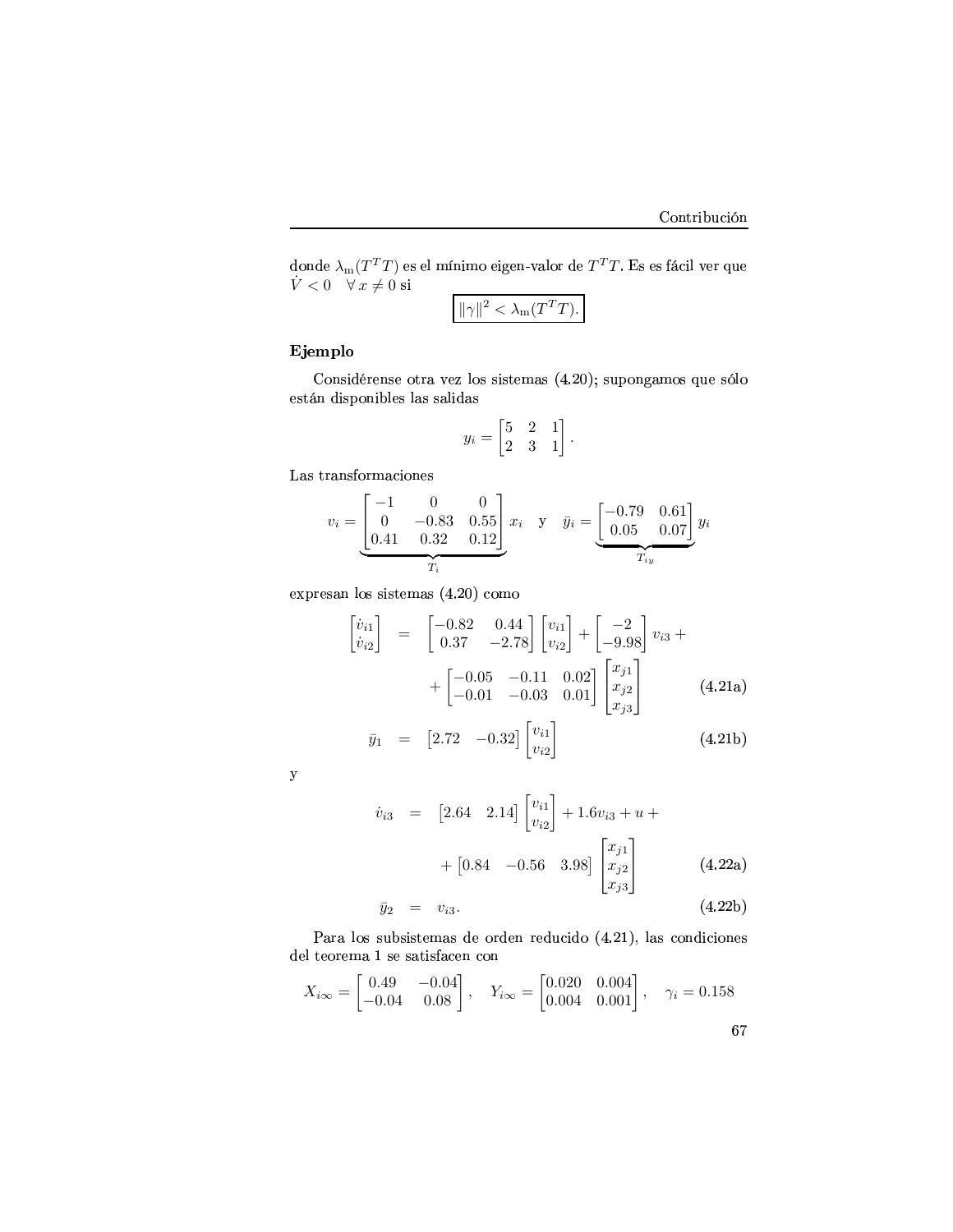donde $\lambda_{\mathrm{m}}(T^T T)$ es el mínimo eigen-valor de $T^T T$. Es es fácil ver que $\dot{V} < 0 \quad \forall\, x \neq 0$ si

$$\boxed{\|\gamma\|^2 < \lambda_{\mathrm{m}}(T^T T).}$$

**Ejemplo**

Considérense otra vez los sistemas (4.20); supongamos que sólo están disponibles las salidas

$$y_i = \begin{bmatrix} 5 & 2 & 1 \\ 2 & 3 & 1 \end{bmatrix}.$$

Las transformaciones

$$v_i = \underbrace{\begin{bmatrix} -1 & 0 & 0 \\ 0 & -0.83 & 0.55 \\ 0.41 & 0.32 & 0.12 \end{bmatrix}}_{T_i} x_i \quad \text{y} \quad \bar{y}_i = \underbrace{\begin{bmatrix} -0.79 & 0.61 \\ 0.05 & 0.07 \end{bmatrix}}_{T_{iy}} y_i$$

expresan los sistemas (4.20) como

$$\begin{aligned}
\begin{bmatrix} \dot{v}_{i1} \\ \dot{v}_{i2} \end{bmatrix} &= \begin{bmatrix} -0.82 & 0.44 \\ 0.37 & -2.78 \end{bmatrix} \begin{bmatrix} v_{i1} \\ v_{i2} \end{bmatrix} + \begin{bmatrix} -2 \\ -9.98 \end{bmatrix} v_{i3} + \\
&\quad + \begin{bmatrix} -0.05 & -0.11 & 0.02 \\ -0.01 & -0.03 & 0.01 \end{bmatrix} \begin{bmatrix} x_{j1} \\ x_{j2} \\ x_{j3} \end{bmatrix} && \text{(4.21a)} \\
\bar{y}_1 &= \begin{bmatrix} 2.72 & -0.32 \end{bmatrix} \begin{bmatrix} v_{i1} \\ v_{i2} \end{bmatrix} && \text{(4.21b)}
\end{aligned}$$

y

$$\begin{aligned}
\dot{v}_{i3} &= \begin{bmatrix} 2.64 & 2.14 \end{bmatrix} \begin{bmatrix} v_{i1} \\ v_{i2} \end{bmatrix} + 1.6 v_{i3} + u + \\
&\quad + \begin{bmatrix} 0.84 & -0.56 & 3.98 \end{bmatrix} \begin{bmatrix} x_{j1} \\ x_{j2} \\ x_{j3} \end{bmatrix} && \text{(4.22a)} \\
\bar{y}_2 &= v_{i3}. && \text{(4.22b)}
\end{aligned}$$

Para los subsistemas de orden reducido (4.21), las condiciones del teorema 1 se satisfacen con

$$X_{i\infty} = \begin{bmatrix} 0.49 & -0.04 \\ -0.04 & 0.08 \end{bmatrix}, \quad Y_{i\infty} = \begin{bmatrix} 0.020 & 0.004 \\ 0.004 & 0.001 \end{bmatrix}, \quad \gamma_i = 0.158$$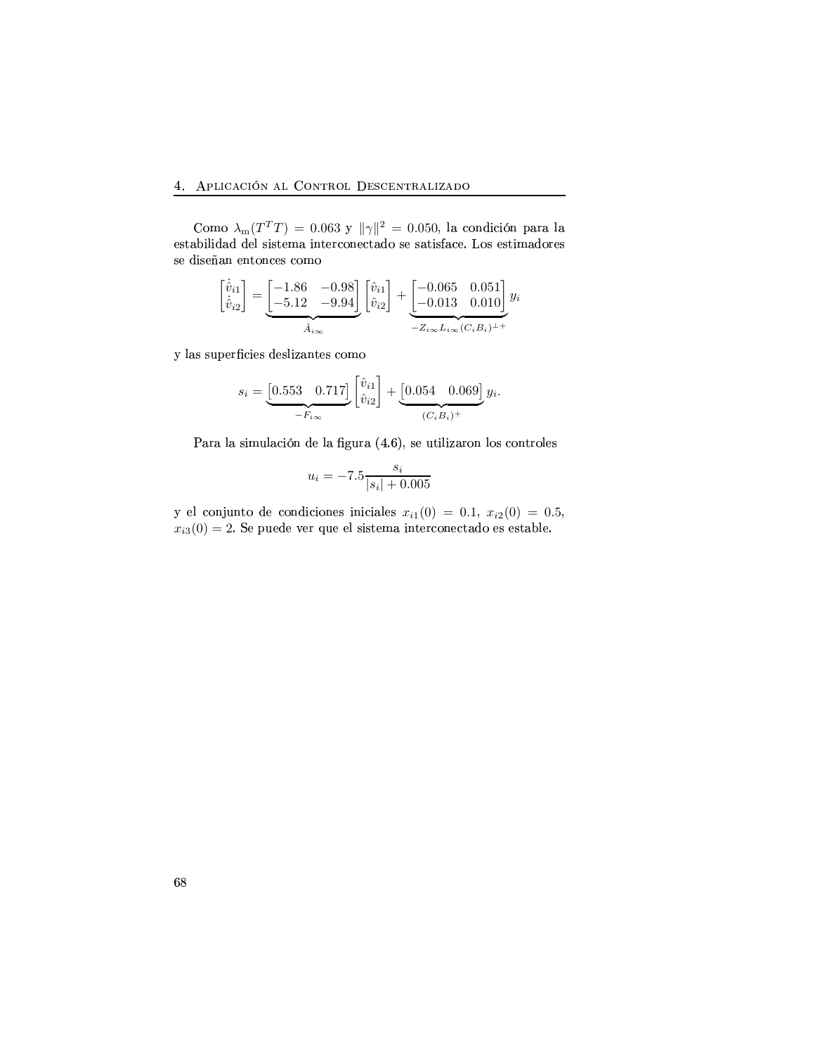Como $\lambda_{\mathrm{m}}(T^T T) = 0.063$ y $\|\gamma\|^2 = 0.050$, la condición para la estabilidad del sistema interconectado se satisface. Los estimadores se diseñan entonces como

$$\begin{bmatrix} \dot{\hat{v}}_{i1} \\ \dot{\hat{v}}_{i2} \end{bmatrix} = \underbrace{\begin{bmatrix} -1.86 & -0.98 \\ -5.12 & -9.94 \end{bmatrix}}_{\hat{A}_{i\infty}} \begin{bmatrix} \hat{v}_{i1} \\ \hat{v}_{i2} \end{bmatrix} + \underbrace{\begin{bmatrix} -0.065 & 0.051 \\ -0.013 & 0.010 \end{bmatrix}}_{-Z_{i\infty} L_{i\infty} (C_i B_i)^{\perp +}} y_i$$

y las superficies deslizantes como

$$s_i = \underbrace{\begin{bmatrix} 0.553 & 0.717 \end{bmatrix}}_{-F_{i\infty}} \begin{bmatrix} \hat{v}_{i1} \\ \hat{v}_{i2} \end{bmatrix} + \underbrace{\begin{bmatrix} 0.054 & 0.069 \end{bmatrix}}_{(C_i B_i)^+} y_i.$$

Para la simulación de la figura (4.6), se utilizaron los controles

$$u_i = -7.5 \frac{s_i}{|s_i| + 0.005}$$

y el conjunto de condiciones iniciales $x_{i1}(0) = 0.1$, $x_{i2}(0) = 0.5$, $x_{i3}(0) = 2$. Se puede ver que el sistema interconectado es estable.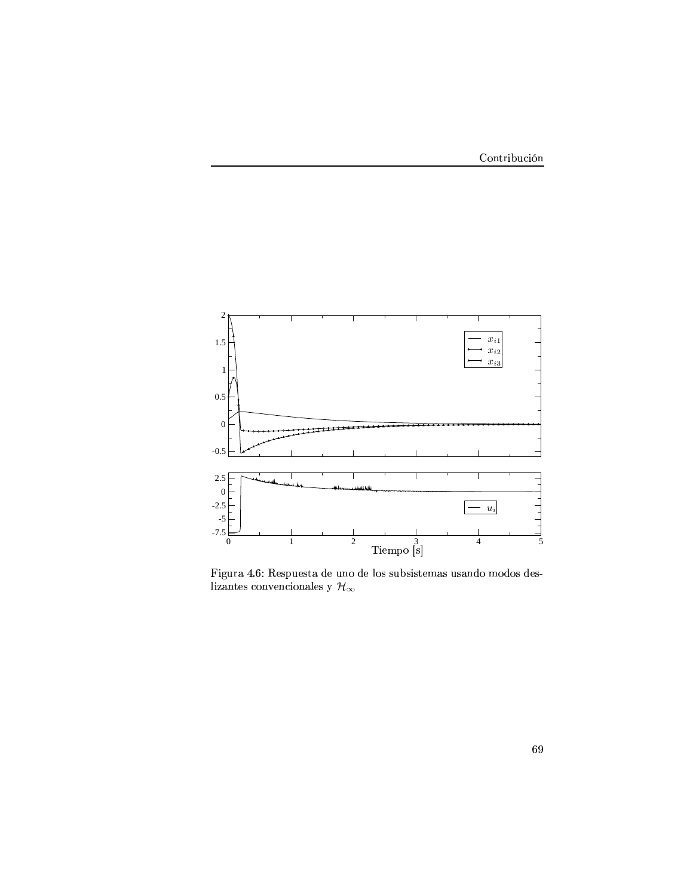Figura 4.6: Respuesta de uno de los subsistemas usando modos deslizantes convencionales y $\mathcal{H}_\infty$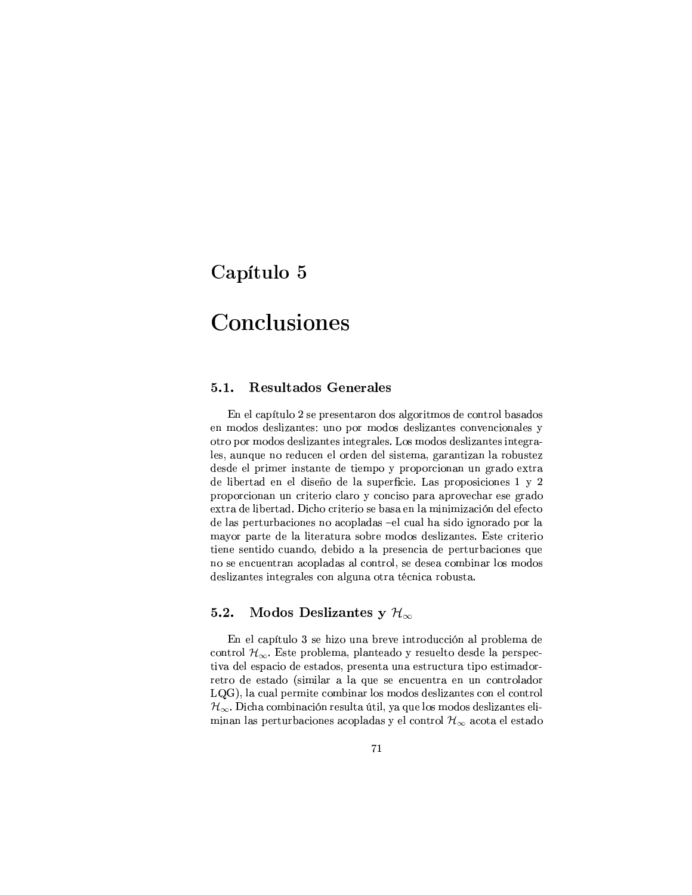# Capítulo 5

# Conclusiones

## 5.1. Resultados Generales

En el capítulo 2 se presentaron dos algoritmos de control basados en modos deslizantes: uno por modos deslizantes convencionales y otro por modos deslizantes integrales. Los modos deslizantes integrales, aunque no reducen el orden del sistema, garantizan la robustez desde el primer instante de tiempo y proporcionan un grado extra de libertad en el diseño de la superficie. Las proposiciones 1 y 2 proporcionan un criterio claro y conciso para aprovechar ese grado extra de libertad. Dicho criterio se basa en la minimización del efecto de las perturbaciones no acopladas –el cual ha sido ignorado por la mayor parte de la literatura sobre modos deslizantes. Este criterio tiene sentido cuando, debido a la presencia de perturbaciones que no se encuentran acopladas al control, se desea combinar los modos deslizantes integrales con alguna otra técnica robusta.

## 5.2. Modos Deslizantes y $\mathcal{H}_\infty$

En el capítulo 3 se hizo una breve introducción al problema de control $\mathcal{H}_\infty$. Este problema, planteado y resuelto desde la perspectiva del espacio de estados, presenta una estructura tipo estimador-retro de estado (similar a la que se encuentra en un controlador LQG), la cual permite combinar los modos deslizantes con el control $\mathcal{H}_\infty$. Dicha combinación resulta útil, ya que los modos deslizantes eliminan las perturbaciones acopladas y el control $\mathcal{H}_\infty$ acota el estado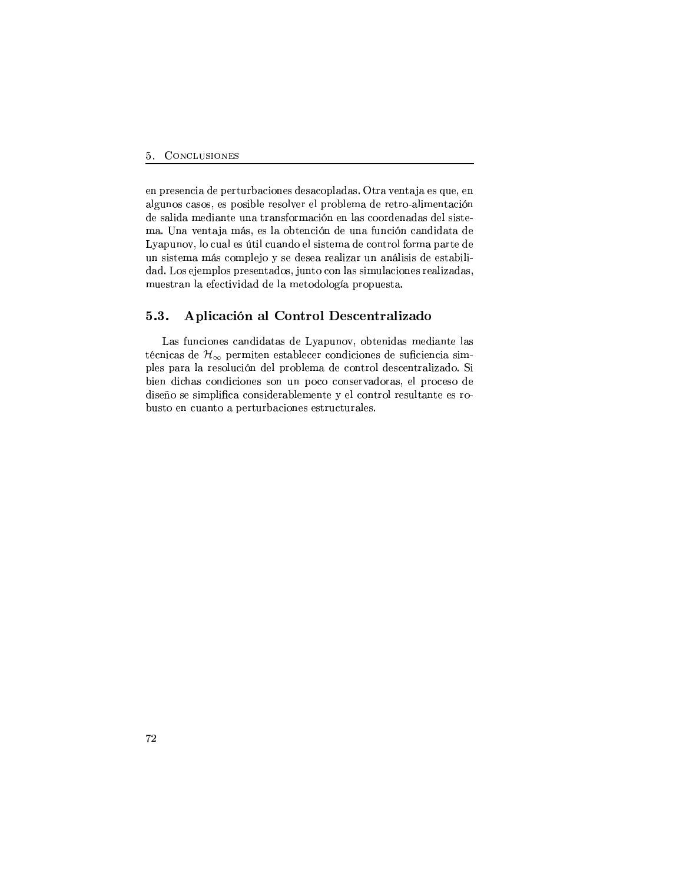en presencia de perturbaciones desacopladas. Otra ventaja es que, en algunos casos, es posible resolver el problema de retro-alimentación de salida mediante una transformación en las coordenadas del sistema. Una ventaja más, es la obtención de una función candidata de Lyapunov, lo cual es útil cuando el sistema de control forma parte de un sistema más complejo y se desea realizar un análisis de estabilidad. Los ejemplos presentados, junto con las simulaciones realizadas, muestran la efectividad de la metodología propuesta.

## 5.3. Aplicación al Control Descentralizado

Las funciones candidatas de Lyapunov, obtenidas mediante las técnicas de $\mathcal{H}_\infty$ permiten establecer condiciones de suficiencia simples para la resolución del problema de control descentralizado. Si bien dichas condiciones son un poco conservadoras, el proceso de diseño se simplifica considerablemente y el control resultante es robusto en cuanto a perturbaciones estructurales.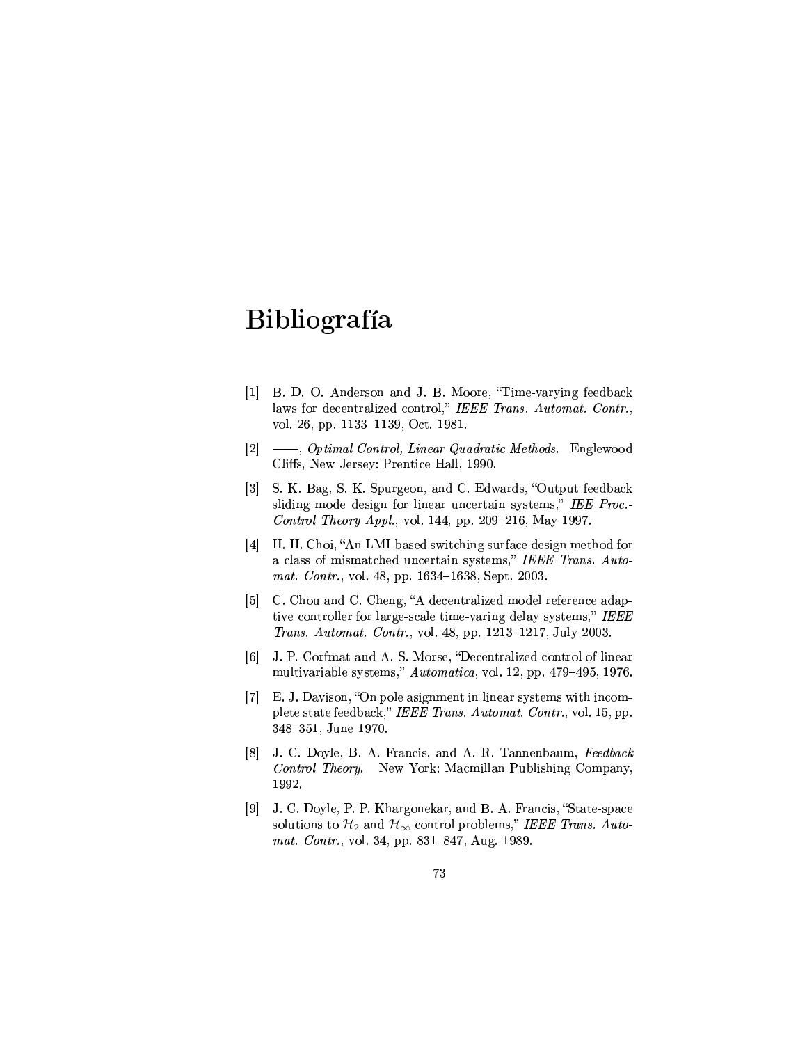# Bibliografía

[1] B. D. O. Anderson and J. B. Moore, "Time-varying feedback laws for decentralized control," *IEEE Trans. Automat. Contr.*, vol. 26, pp. 1133–1139, Oct. 1981.

[2] ——, *Optimal Control, Linear Quadratic Methods.* Englewood Cliffs, New Jersey: Prentice Hall, 1990.

[3] S. K. Bag, S. K. Spurgeon, and C. Edwards, "Output feedback sliding mode design for linear uncertain systems," *IEE Proc.-Control Theory Appl.*, vol. 144, pp. 209–216, May 1997.

[4] H. H. Choi, "An LMI-based switching surface design method for a class of mismatched uncertain systems," *IEEE Trans. Automat. Contr.*, vol. 48, pp. 1634–1638, Sept. 2003.

[5] C. Chou and C. Cheng, "A decentralized model reference adaptive controller for large-scale time-varing delay systems," *IEEE Trans. Automat. Contr.*, vol. 48, pp. 1213–1217, July 2003.

[6] J. P. Corfmat and A. S. Morse, "Decentralized control of linear multivariable systems," *Automatica*, vol. 12, pp. 479–495, 1976.

[7] E. J. Davison, "On pole asignment in linear systems with incomplete state feedback," *IEEE Trans. Automat. Contr.*, vol. 15, pp. 348–351, June 1970.

[8] J. C. Doyle, B. A. Francis, and A. R. Tannenbaum, *Feedback Control Theory.* New York: Macmillan Publishing Company, 1992.

[9] J. C. Doyle, P. P. Khargonekar, and B. A. Francis, "State-space solutions to $\mathcal{H}_2$ and $\mathcal{H}_\infty$ control problems," *IEEE Trans. Automat. Contr.*, vol. 34, pp. 831–847, Aug. 1989.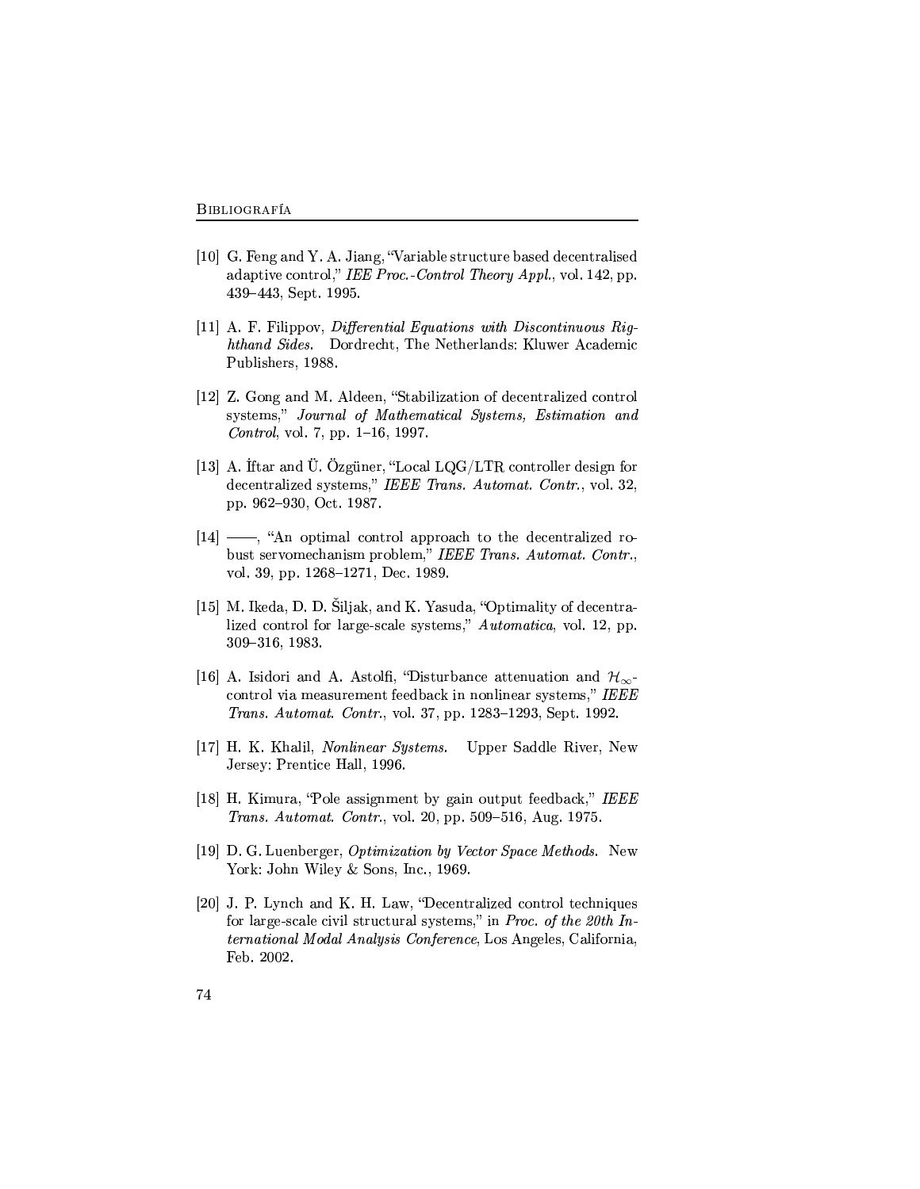[10] G. Feng and Y. A. Jiang, "Variable structure based decentralised adaptive control," *IEE Proc.-Control Theory Appl.*, vol. 142, pp. 439–443, Sept. 1995.

[11] A. F. Filippov, *Differential Equations with Discontinuous Righthand Sides.* Dordrecht, The Netherlands: Kluwer Academic Publishers, 1988.

[12] Z. Gong and M. Aldeen, "Stabilization of decentralized control systems," *Journal of Mathematical Systems, Estimation and Control*, vol. 7, pp. 1–16, 1997.

[13] A. İftar and Ü. Özgüner, "Local LQG/LTR controller design for decentralized systems," *IEEE Trans. Automat. Contr.*, vol. 32, pp. 962–930, Oct. 1987.

[14] ——, "An optimal control approach to the decentralized robust servomechanism problem," *IEEE Trans. Automat. Contr.*, vol. 39, pp. 1268–1271, Dec. 1989.

[15] M. Ikeda, D. D. Šiljak, and K. Yasuda, "Optimality of decentralized control for large-scale systems," *Automatica*, vol. 12, pp. 309–316, 1983.

[16] A. Isidori and A. Astolfi, "Disturbance attenuation and $\mathcal{H}_\infty$-control via measurement feedback in nonlinear systems," *IEEE Trans. Automat. Contr.*, vol. 37, pp. 1283–1293, Sept. 1992.

[17] H. K. Khalil, *Nonlinear Systems.* Upper Saddle River, New Jersey: Prentice Hall, 1996.

[18] H. Kimura, "Pole assignment by gain output feedback," *IEEE Trans. Automat. Contr.*, vol. 20, pp. 509–516, Aug. 1975.

[19] D. G. Luenberger, *Optimization by Vector Space Methods.* New York: John Wiley & Sons, Inc., 1969.

[20] J. P. Lynch and K. H. Law, "Decentralized control techniques for large-scale civil structural systems," in *Proc. of the 20th International Modal Analysis Conference*, Los Angeles, California, Feb. 2002.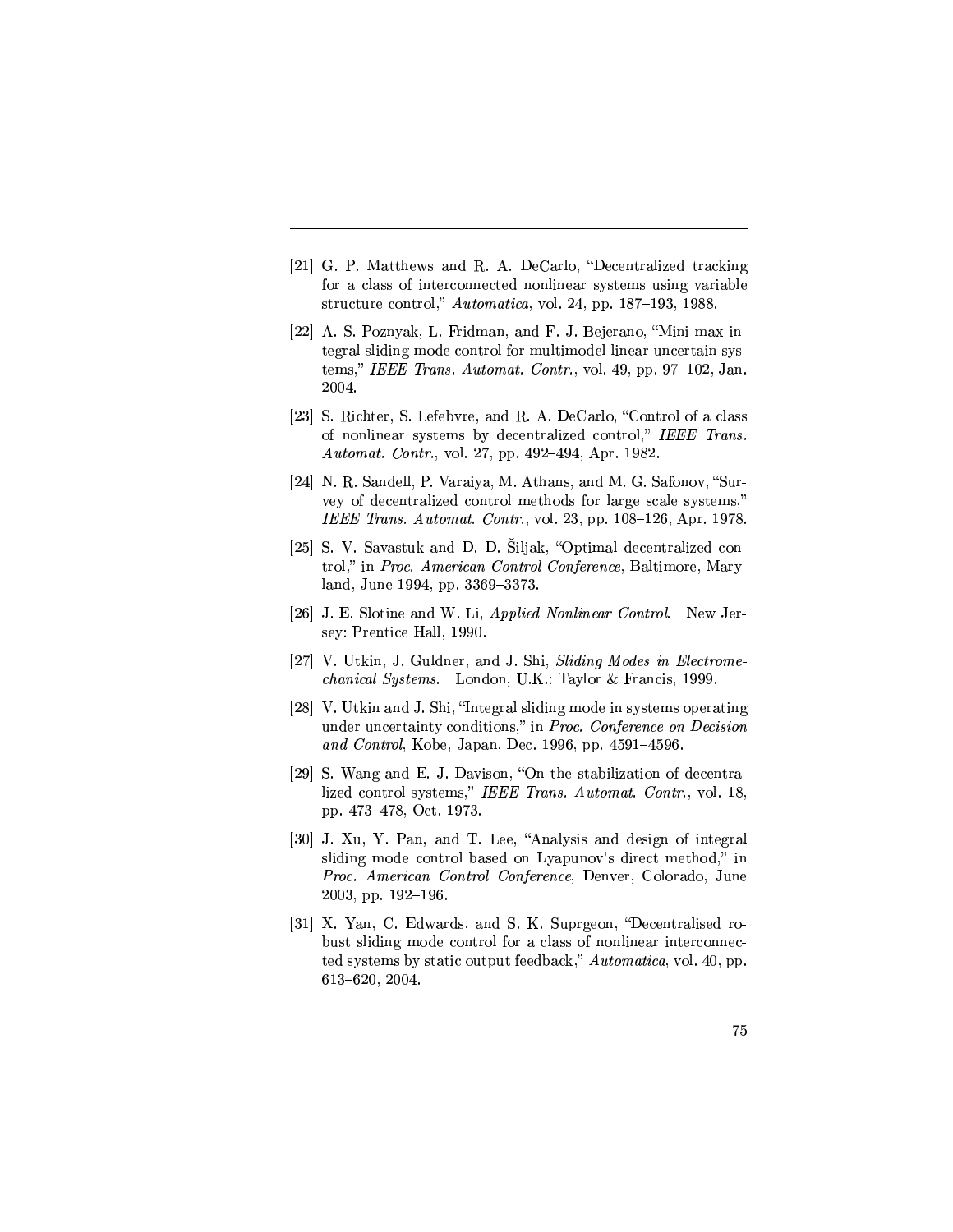[21] G. P. Matthews and R. A. DeCarlo, "Decentralized tracking for a class of interconnected nonlinear systems using variable structure control," *Automatica*, vol. 24, pp. 187–193, 1988.

[22] A. S. Poznyak, L. Fridman, and F. J. Bejerano, "Mini-max integral sliding mode control for multimodel linear uncertain systems," *IEEE Trans. Automat. Contr.*, vol. 49, pp. 97–102, Jan. 2004.

[23] S. Richter, S. Lefebvre, and R. A. DeCarlo, "Control of a class of nonlinear systems by decentralized control," *IEEE Trans. Automat. Contr.*, vol. 27, pp. 492–494, Apr. 1982.

[24] N. R. Sandell, P. Varaiya, M. Athans, and M. G. Safonov, "Survey of decentralized control methods for large scale systems," *IEEE Trans. Automat. Contr.*, vol. 23, pp. 108–126, Apr. 1978.

[25] S. V. Savastuk and D. D. Šiljak, "Optimal decentralized control," in *Proc. American Control Conference*, Baltimore, Maryland, June 1994, pp. 3369–3373.

[26] J. E. Slotine and W. Li, *Applied Nonlinear Control*. New Jersey: Prentice Hall, 1990.

[27] V. Utkin, J. Guldner, and J. Shi, *Sliding Modes in Electromechanical Systems*. London, U.K.: Taylor & Francis, 1999.

[28] V. Utkin and J. Shi, "Integral sliding mode in systems operating under uncertainty conditions," in *Proc. Conference on Decision and Control*, Kobe, Japan, Dec. 1996, pp. 4591–4596.

[29] S. Wang and E. J. Davison, "On the stabilization of decentralized control systems," *IEEE Trans. Automat. Contr.*, vol. 18, pp. 473–478, Oct. 1973.

[30] J. Xu, Y. Pan, and T. Lee, "Analysis and design of integral sliding mode control based on Lyapunov's direct method," in *Proc. American Control Conference*, Denver, Colorado, June 2003, pp. 192–196.

[31] X. Yan, C. Edwards, and S. K. Suprgeon, "Decentralised robust sliding mode control for a class of nonlinear interconnected systems by static output feedback," *Automatica*, vol. 40, pp. 613–620, 2004.